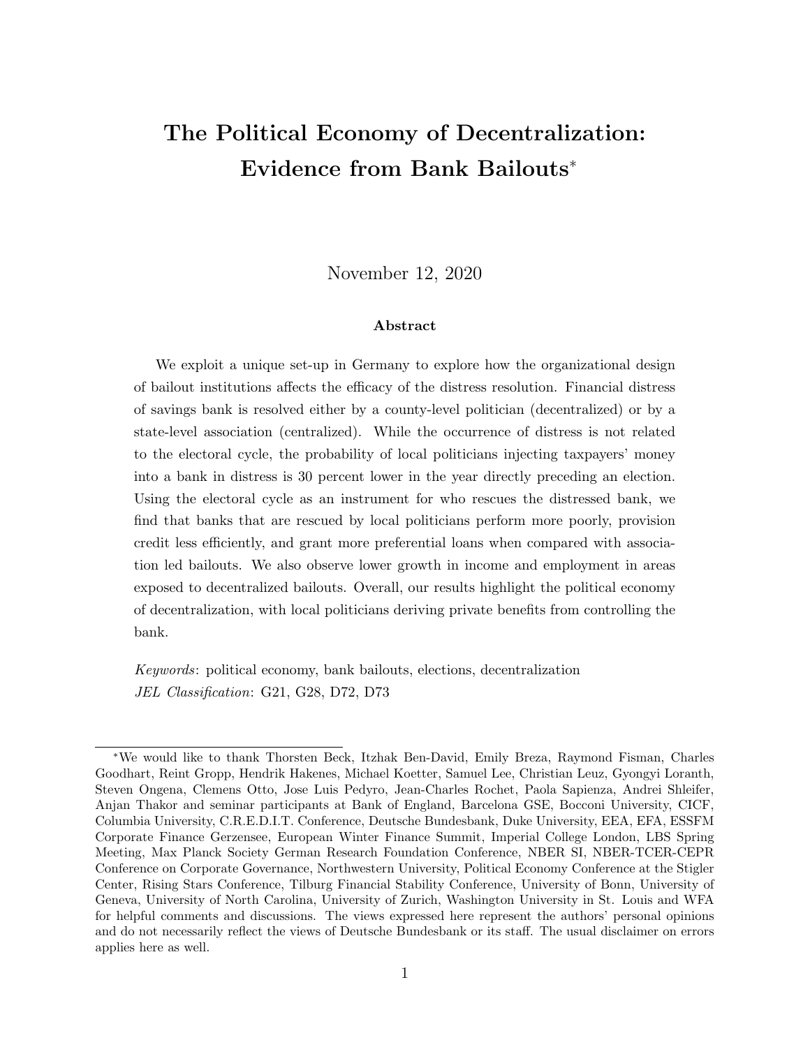# The Political Economy of Decentralization: Evidence from Bank Bailouts[*]

November 12, 2020

### Abstract

We exploit a unique set-up in Germany to explore how the organizational design of bailout institutions affects the efficacy of the distress resolution. Financial distress of savings bank is resolved either by a county-level politician (decentralized) or by a state-level association (centralized). While the occurrence of distress is not related to the electoral cycle, the probability of local politicians injecting taxpayers' money into a bank in distress is 30 percent lower in the year directly preceding an election. Using the electoral cycle as an instrument for who rescues the distressed bank, we find that banks that are rescued by local politicians perform more poorly, provision credit less efficiently, and grant more preferential loans when compared with association led bailouts. We also observe lower growth in income and employment in areas exposed to decentralized bailouts. Overall, our results highlight the political economy of decentralization, with local politicians deriving private benefits from controlling the bank.

*Keywords*: political economy, bank bailouts, elections, decentralization

*JEL Classification*: G21, G28, D72, D73

---

[*] We would like to thank Thorsten Beck, Itzhak Ben-David, Emily Breza, Raymond Fisman, Charles Goodhart, Reint Gropp, Hendrik Hakenes, Michael Koetter, Samuel Lee, Christian Leuz, Gyongyi Loranth, Steven Ongena, Clemens Otto, Jose Luis Pedyro, Jean-Charles Rochet, Paola Sapienza, Andrei Shleifer, Anjan Thakor and seminar participants at Bank of England, Barcelona GSE, Bocconi University, CICF, Columbia University, C.R.E.D.I.T. Conference, Deutsche Bundesbank, Duke University, EEA, EFA, ESSFM Corporate Finance Gerzensee, European Winter Finance Summit, Imperial College London, LBS Spring Meeting, Max Planck Society German Research Foundation Conference, NBER SI, NBER-TCER-CEPR Conference on Corporate Governance, Northwestern University, Political Economy Conference at the Stigler Center, Rising Stars Conference, Tilburg Financial Stability Conference, University of Bonn, University of Geneva, University of North Carolina, University of Zurich, Washington University in St. Louis and WFA for helpful comments and discussions. The views expressed here represent the authors' personal opinions and do not necessarily reflect the views of Deutsche Bundesbank or its staff. The usual disclaimer on errors applies here as well.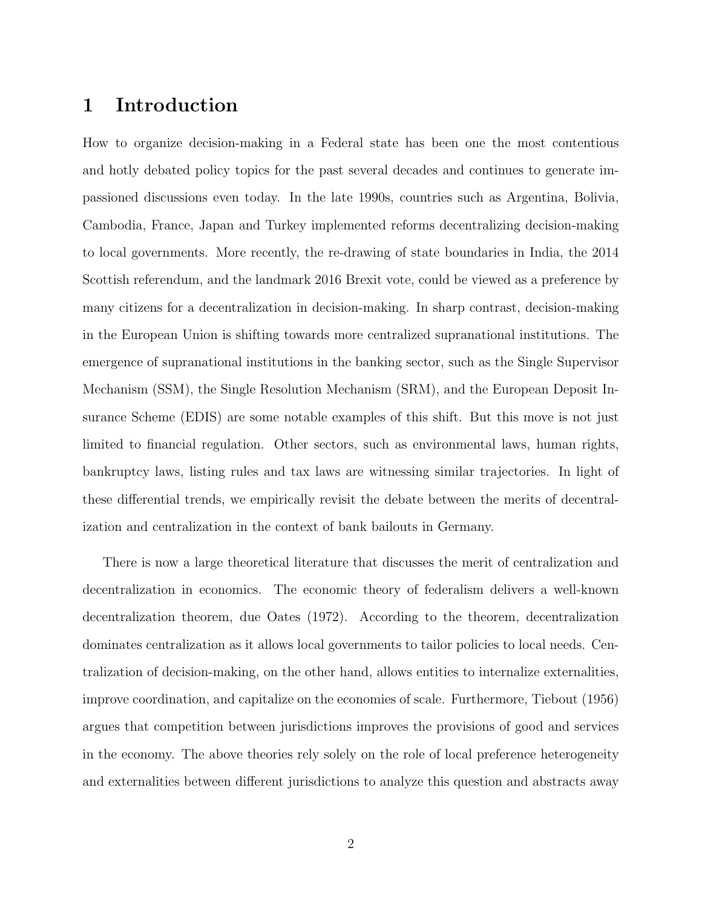# 1 Introduction

How to organize decision-making in a Federal state has been one the most contentious and hotly debated policy topics for the past several decades and continues to generate impassioned discussions even today. In the late 1990s, countries such as Argentina, Bolivia, Cambodia, France, Japan and Turkey implemented reforms decentralizing decision-making to local governments. More recently, the re-drawing of state boundaries in India, the 2014 Scottish referendum, and the landmark 2016 Brexit vote, could be viewed as a preference by many citizens for a decentralization in decision-making. In sharp contrast, decision-making in the European Union is shifting towards more centralized supranational institutions. The emergence of supranational institutions in the banking sector, such as the Single Supervisor Mechanism (SSM), the Single Resolution Mechanism (SRM), and the European Deposit Insurance Scheme (EDIS) are some notable examples of this shift. But this move is not just limited to financial regulation. Other sectors, such as environmental laws, human rights, bankruptcy laws, listing rules and tax laws are witnessing similar trajectories. In light of these differential trends, we empirically revisit the debate between the merits of decentralization and centralization in the context of bank bailouts in Germany.

There is now a large theoretical literature that discusses the merit of centralization and decentralization in economics. The economic theory of federalism delivers a well-known decentralization theorem, due Oates (1972). According to the theorem, decentralization dominates centralization as it allows local governments to tailor policies to local needs. Centralization of decision-making, on the other hand, allows entities to internalize externalities, improve coordination, and capitalize on the economies of scale. Furthermore, Tiebout (1956) argues that competition between jurisdictions improves the provisions of good and services in the economy. The above theories rely solely on the role of local preference heterogeneity and externalities between different jurisdictions to analyze this question and abstracts away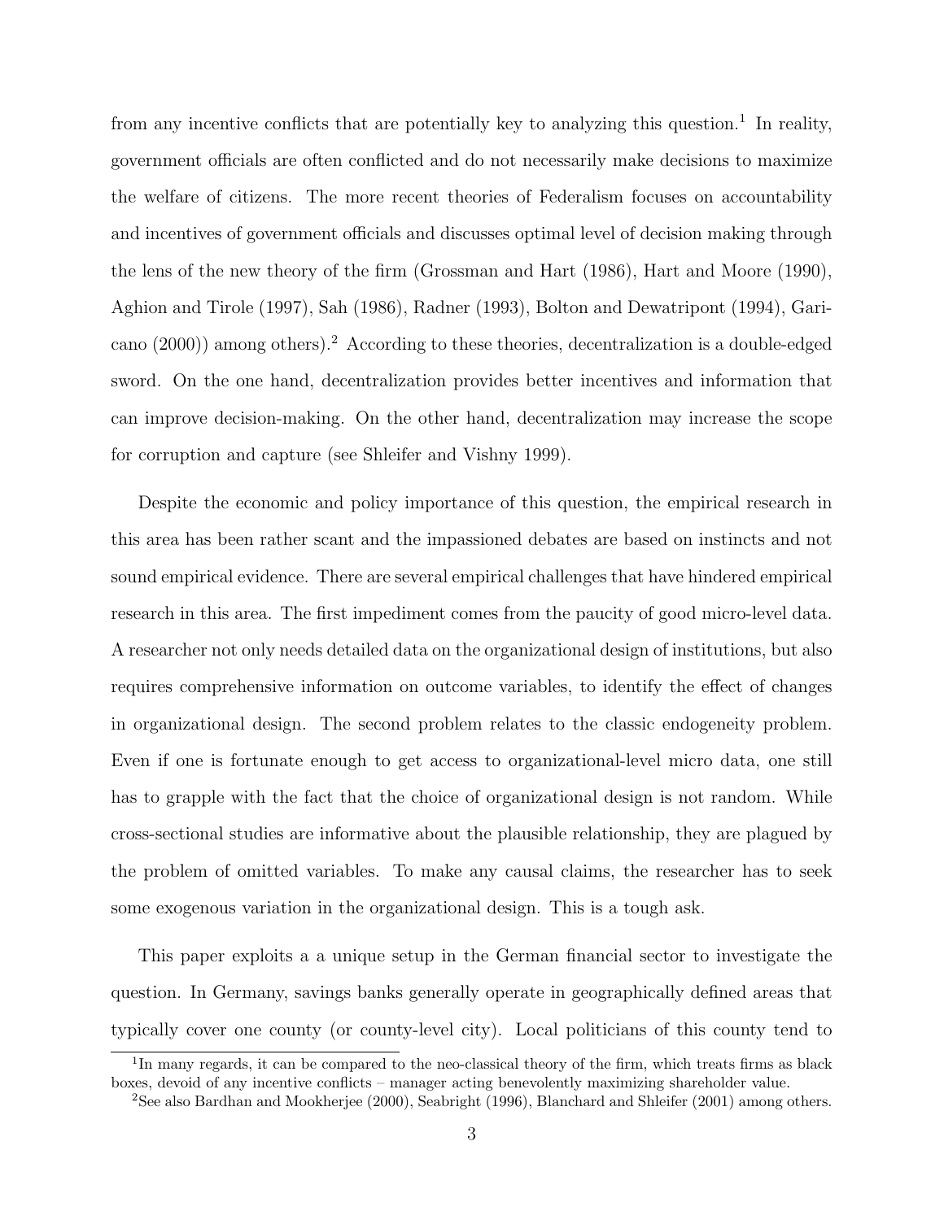from any incentive conflicts that are potentially key to analyzing this question.[1] In reality, government officials are often conflicted and do not necessarily make decisions to maximize the welfare of citizens. The more recent theories of Federalism focuses on accountability and incentives of government officials and discusses optimal level of decision making through the lens of the new theory of the firm (Grossman and Hart (1986), Hart and Moore (1990), Aghion and Tirole (1997), Sah (1986), Radner (1993), Bolton and Dewatripont (1994), Garicano (2000)) among others).[2] According to these theories, decentralization is a double-edged sword. On the one hand, decentralization provides better incentives and information that can improve decision-making. On the other hand, decentralization may increase the scope for corruption and capture (see Shleifer and Vishny 1999).

Despite the economic and policy importance of this question, the empirical research in this area has been rather scant and the impassioned debates are based on instincts and not sound empirical evidence. There are several empirical challenges that have hindered empirical research in this area. The first impediment comes from the paucity of good micro-level data. A researcher not only needs detailed data on the organizational design of institutions, but also requires comprehensive information on outcome variables, to identify the effect of changes in organizational design. The second problem relates to the classic endogeneity problem. Even if one is fortunate enough to get access to organizational-level micro data, one still has to grapple with the fact that the choice of organizational design is not random. While cross-sectional studies are informative about the plausible relationship, they are plagued by the problem of omitted variables. To make any causal claims, the researcher has to seek some exogenous variation in the organizational design. This is a tough ask.

This paper exploits a a unique setup in the German financial sector to investigate the question. In Germany, savings banks generally operate in geographically defined areas that typically cover one county (or county-level city). Local politicians of this county tend to

[1] In many regards, it can be compared to the neo-classical theory of the firm, which treats firms as black boxes, devoid of any incentive conflicts – manager acting benevolently maximizing shareholder value.

[2] See also Bardhan and Mookherjee (2000), Seabright (1996), Blanchard and Shleifer (2001) among others.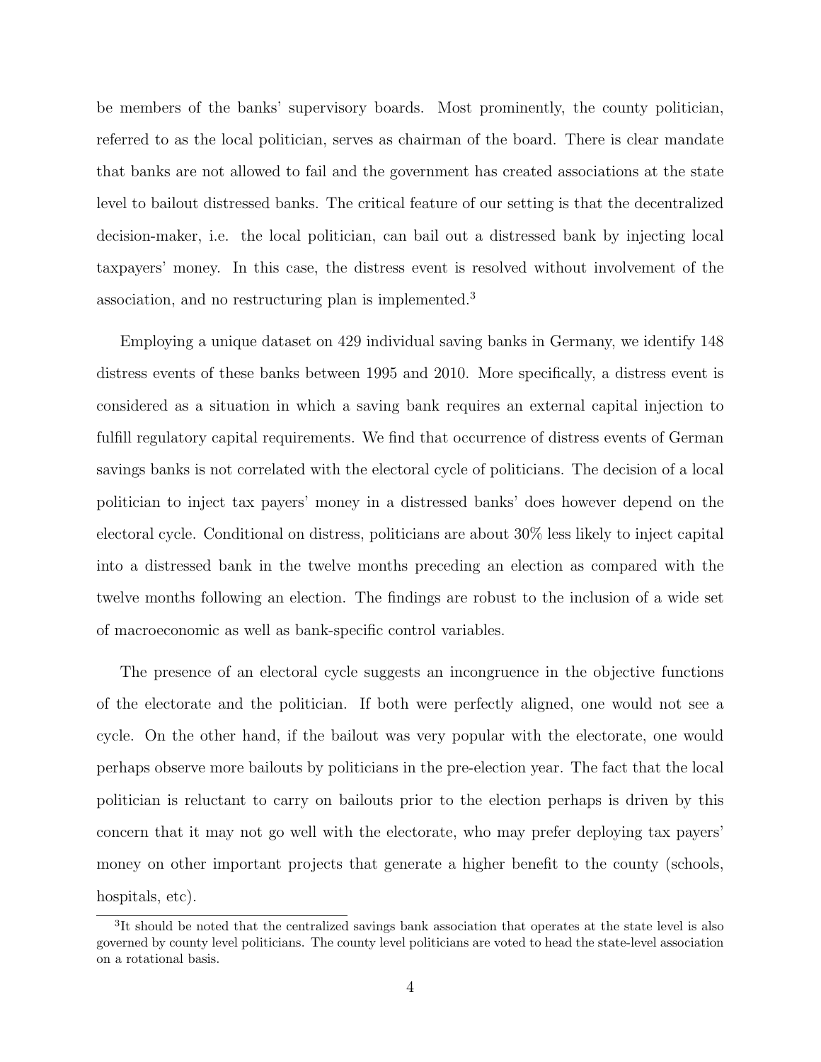be members of the banks' supervisory boards. Most prominently, the county politician, referred to as the local politician, serves as chairman of the board. There is clear mandate that banks are not allowed to fail and the government has created associations at the state level to bailout distressed banks. The critical feature of our setting is that the decentralized decision-maker, i.e. the local politician, can bail out a distressed bank by injecting local taxpayers' money. In this case, the distress event is resolved without involvement of the association, and no restructuring plan is implemented.[3]

Employing a unique dataset on 429 individual saving banks in Germany, we identify 148 distress events of these banks between 1995 and 2010. More specifically, a distress event is considered as a situation in which a saving bank requires an external capital injection to fulfill regulatory capital requirements. We find that occurrence of distress events of German savings banks is not correlated with the electoral cycle of politicians. The decision of a local politician to inject tax payers' money in a distressed banks' does however depend on the electoral cycle. Conditional on distress, politicians are about 30% less likely to inject capital into a distressed bank in the twelve months preceding an election as compared with the twelve months following an election. The findings are robust to the inclusion of a wide set of macroeconomic as well as bank-specific control variables.

The presence of an electoral cycle suggests an incongruence in the objective functions of the electorate and the politician. If both were perfectly aligned, one would not see a cycle. On the other hand, if the bailout was very popular with the electorate, one would perhaps observe more bailouts by politicians in the pre-election year. The fact that the local politician is reluctant to carry on bailouts prior to the election perhaps is driven by this concern that it may not go well with the electorate, who may prefer deploying tax payers' money on other important projects that generate a higher benefit to the county (schools, hospitals, etc).

[3]It should be noted that the centralized savings bank association that operates at the state level is also governed by county level politicians. The county level politicians are voted to head the state-level association on a rotational basis.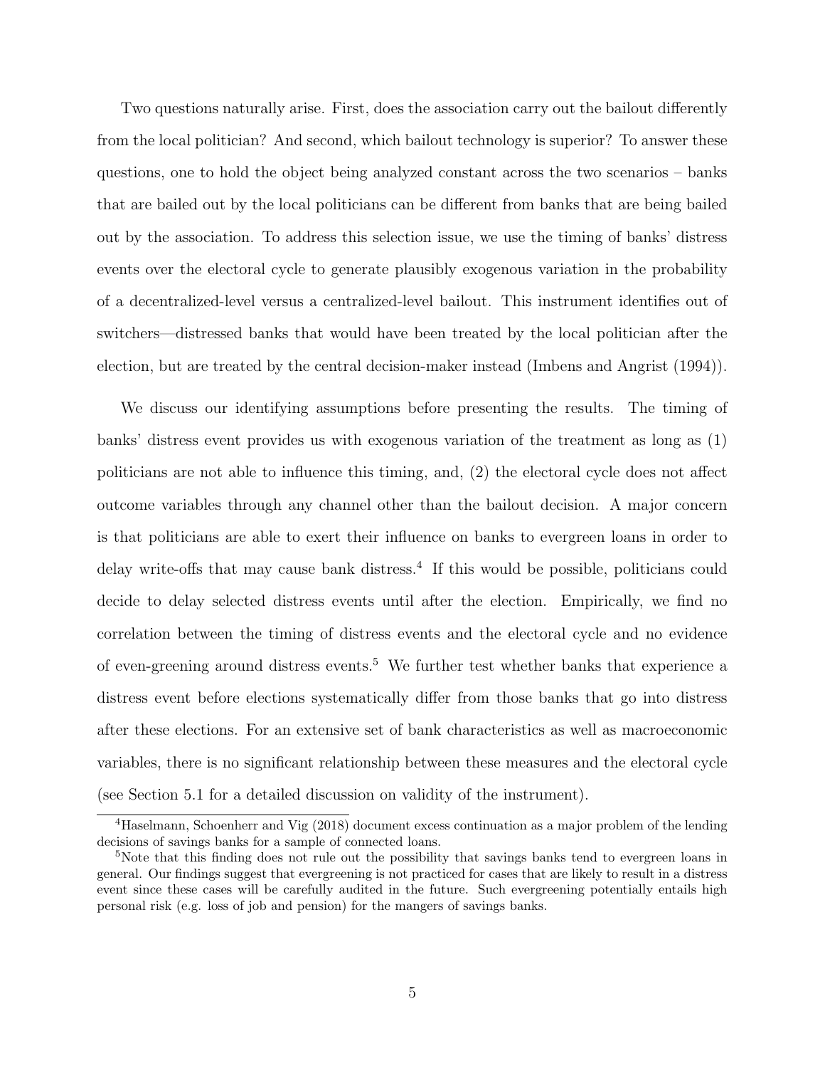Two questions naturally arise. First, does the association carry out the bailout differently from the local politician? And second, which bailout technology is superior? To answer these questions, one to hold the object being analyzed constant across the two scenarios – banks that are bailed out by the local politicians can be different from banks that are being bailed out by the association. To address this selection issue, we use the timing of banks' distress events over the electoral cycle to generate plausibly exogenous variation in the probability of a decentralized-level versus a centralized-level bailout. This instrument identifies out of switchers—distressed banks that would have been treated by the local politician after the election, but are treated by the central decision-maker instead (Imbens and Angrist (1994)).

We discuss our identifying assumptions before presenting the results. The timing of banks' distress event provides us with exogenous variation of the treatment as long as (1) politicians are not able to influence this timing, and, (2) the electoral cycle does not affect outcome variables through any channel other than the bailout decision. A major concern is that politicians are able to exert their influence on banks to evergreen loans in order to delay write-offs that may cause bank distress.[4] If this would be possible, politicians could decide to delay selected distress events until after the election. Empirically, we find no correlation between the timing of distress events and the electoral cycle and no evidence of even-greening around distress events.[5] We further test whether banks that experience a distress event before elections systematically differ from those banks that go into distress after these elections. For an extensive set of bank characteristics as well as macroeconomic variables, there is no significant relationship between these measures and the electoral cycle (see Section 5.1 for a detailed discussion on validity of the instrument).

[4]Haselmann, Schoenherr and Vig (2018) document excess continuation as a major problem of the lending decisions of savings banks for a sample of connected loans.

[5]Note that this finding does not rule out the possibility that savings banks tend to evergreen loans in general. Our findings suggest that evergreening is not practiced for cases that are likely to result in a distress event since these cases will be carefully audited in the future. Such evergreening potentially entails high personal risk (e.g. loss of job and pension) for the mangers of savings banks.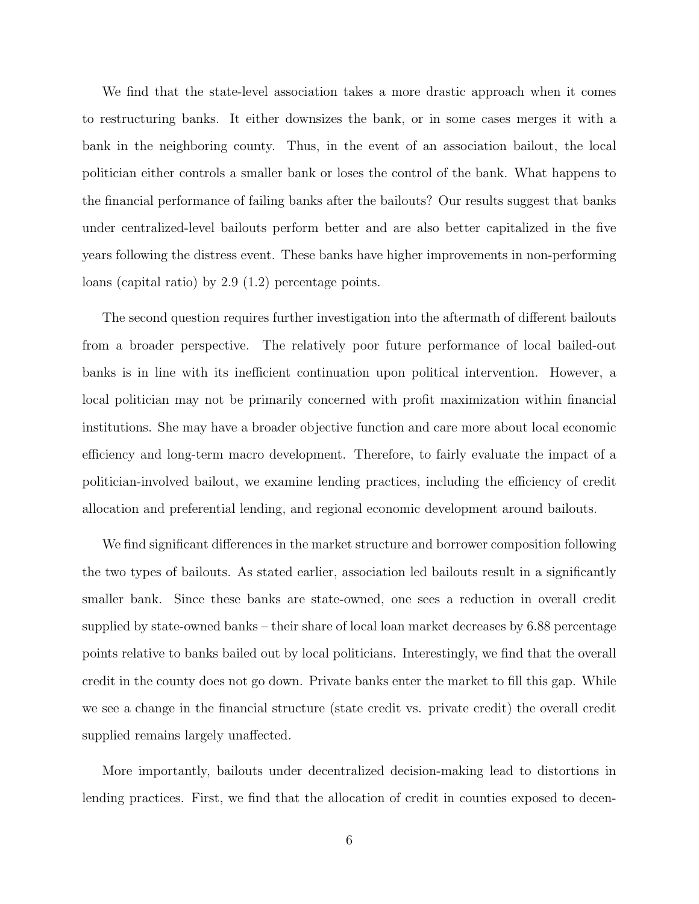We find that the state-level association takes a more drastic approach when it comes to restructuring banks. It either downsizes the bank, or in some cases merges it with a bank in the neighboring county. Thus, in the event of an association bailout, the local politician either controls a smaller bank or loses the control of the bank. What happens to the financial performance of failing banks after the bailouts? Our results suggest that banks under centralized-level bailouts perform better and are also better capitalized in the five years following the distress event. These banks have higher improvements in non-performing loans (capital ratio) by 2.9 (1.2) percentage points.

The second question requires further investigation into the aftermath of different bailouts from a broader perspective. The relatively poor future performance of local bailed-out banks is in line with its inefficient continuation upon political intervention. However, a local politician may not be primarily concerned with profit maximization within financial institutions. She may have a broader objective function and care more about local economic efficiency and long-term macro development. Therefore, to fairly evaluate the impact of a politician-involved bailout, we examine lending practices, including the efficiency of credit allocation and preferential lending, and regional economic development around bailouts.

We find significant differences in the market structure and borrower composition following the two types of bailouts. As stated earlier, association led bailouts result in a significantly smaller bank. Since these banks are state-owned, one sees a reduction in overall credit supplied by state-owned banks – their share of local loan market decreases by 6.88 percentage points relative to banks bailed out by local politicians. Interestingly, we find that the overall credit in the county does not go down. Private banks enter the market to fill this gap. While we see a change in the financial structure (state credit vs. private credit) the overall credit supplied remains largely unaffected.

More importantly, bailouts under decentralized decision-making lead to distortions in lending practices. First, we find that the allocation of credit in counties exposed to decen-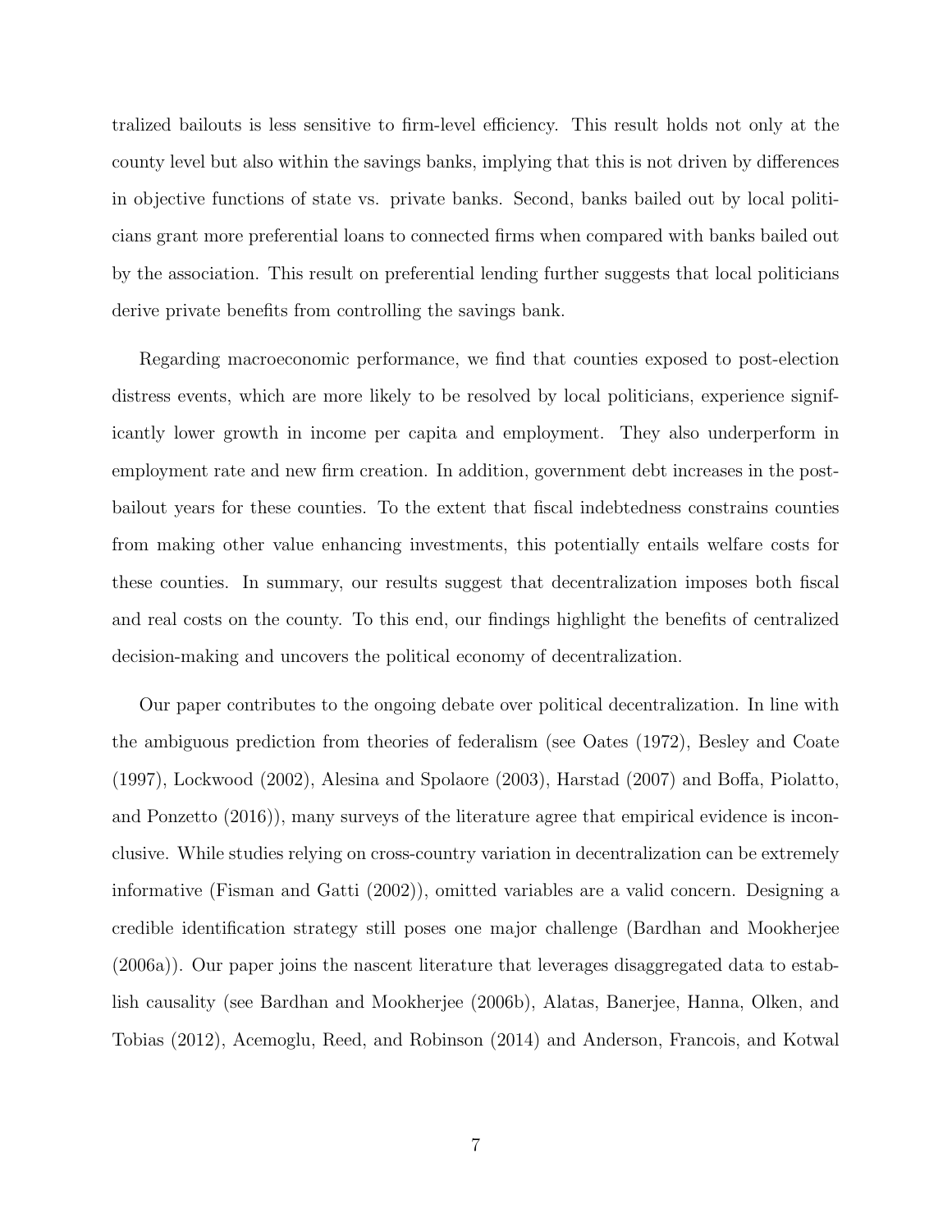tralized bailouts is less sensitive to firm-level efficiency. This result holds not only at the county level but also within the savings banks, implying that this is not driven by differences in objective functions of state vs. private banks. Second, banks bailed out by local politicians grant more preferential loans to connected firms when compared with banks bailed out by the association. This result on preferential lending further suggests that local politicians derive private benefits from controlling the savings bank.

Regarding macroeconomic performance, we find that counties exposed to post-election distress events, which are more likely to be resolved by local politicians, experience significantly lower growth in income per capita and employment. They also underperform in employment rate and new firm creation. In addition, government debt increases in the post-bailout years for these counties. To the extent that fiscal indebtedness constrains counties from making other value enhancing investments, this potentially entails welfare costs for these counties. In summary, our results suggest that decentralization imposes both fiscal and real costs on the county. To this end, our findings highlight the benefits of centralized decision-making and uncovers the political economy of decentralization.

Our paper contributes to the ongoing debate over political decentralization. In line with the ambiguous prediction from theories of federalism (see Oates (1972), Besley and Coate (1997), Lockwood (2002), Alesina and Spolaore (2003), Harstad (2007) and Boffa, Piolatto, and Ponzetto (2016)), many surveys of the literature agree that empirical evidence is inconclusive. While studies relying on cross-country variation in decentralization can be extremely informative (Fisman and Gatti (2002)), omitted variables are a valid concern. Designing a credible identification strategy still poses one major challenge (Bardhan and Mookherjee (2006a)). Our paper joins the nascent literature that leverages disaggregated data to establish causality (see Bardhan and Mookherjee (2006b), Alatas, Banerjee, Hanna, Olken, and Tobias (2012), Acemoglu, Reed, and Robinson (2014) and Anderson, Francois, and Kotwal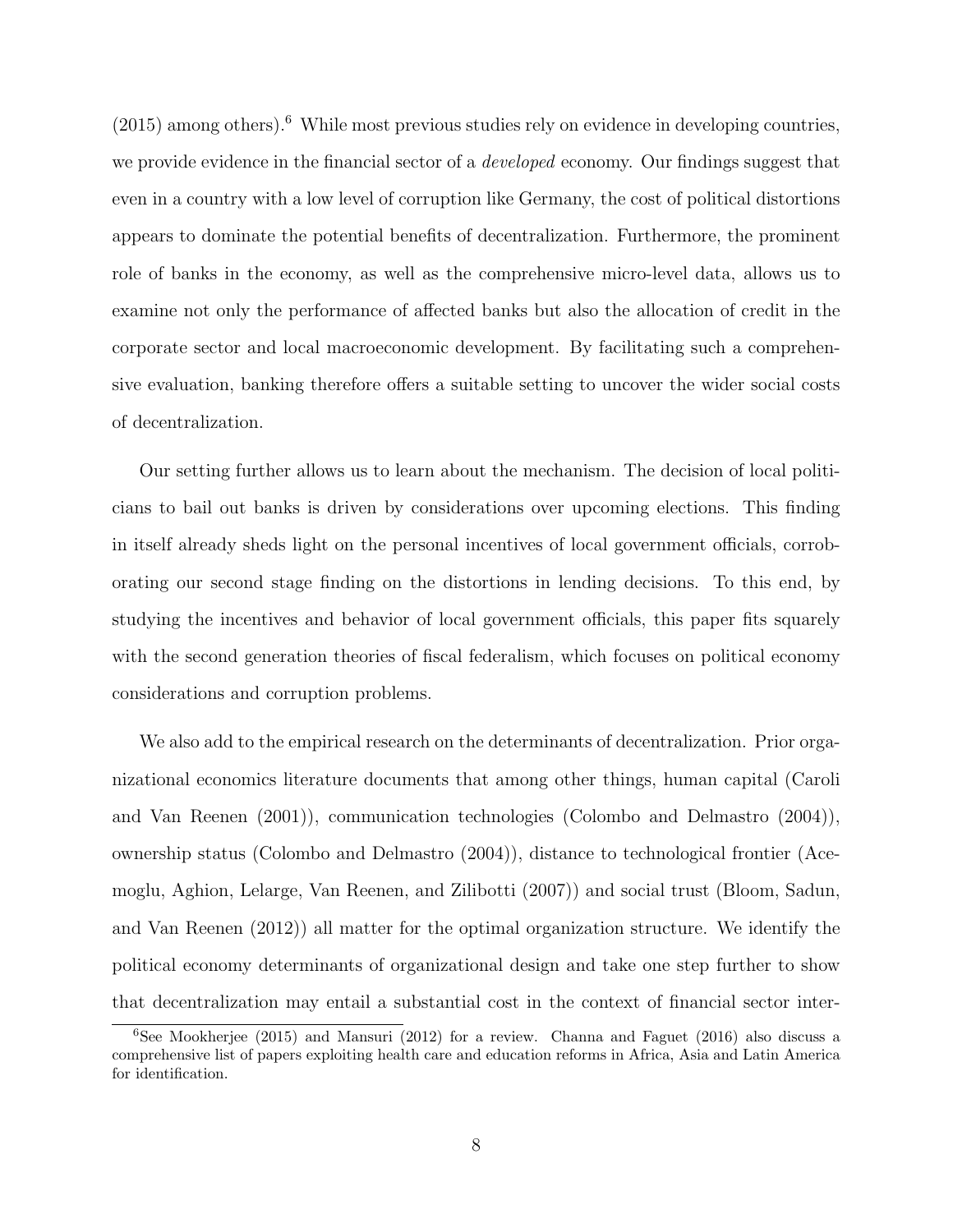(2015) among others).[6] While most previous studies rely on evidence in developing countries, we provide evidence in the financial sector of a *developed* economy. Our findings suggest that even in a country with a low level of corruption like Germany, the cost of political distortions appears to dominate the potential benefits of decentralization. Furthermore, the prominent role of banks in the economy, as well as the comprehensive micro-level data, allows us to examine not only the performance of affected banks but also the allocation of credit in the corporate sector and local macroeconomic development. By facilitating such a comprehensive evaluation, banking therefore offers a suitable setting to uncover the wider social costs of decentralization.

Our setting further allows us to learn about the mechanism. The decision of local politicians to bail out banks is driven by considerations over upcoming elections. This finding in itself already sheds light on the personal incentives of local government officials, corroborating our second stage finding on the distortions in lending decisions. To this end, by studying the incentives and behavior of local government officials, this paper fits squarely with the second generation theories of fiscal federalism, which focuses on political economy considerations and corruption problems.

We also add to the empirical research on the determinants of decentralization. Prior organizational economics literature documents that among other things, human capital (Caroli and Van Reenen (2001)), communication technologies (Colombo and Delmastro (2004)), ownership status (Colombo and Delmastro (2004)), distance to technological frontier (Acemoglu, Aghion, Lelarge, Van Reenen, and Zilibotti (2007)) and social trust (Bloom, Sadun, and Van Reenen (2012)) all matter for the optimal organization structure. We identify the political economy determinants of organizational design and take one step further to show that decentralization may entail a substantial cost in the context of financial sector inter-

[6]See Mookherjee (2015) and Mansuri (2012) for a review. Channa and Faguet (2016) also discuss a comprehensive list of papers exploiting health care and education reforms in Africa, Asia and Latin America for identification.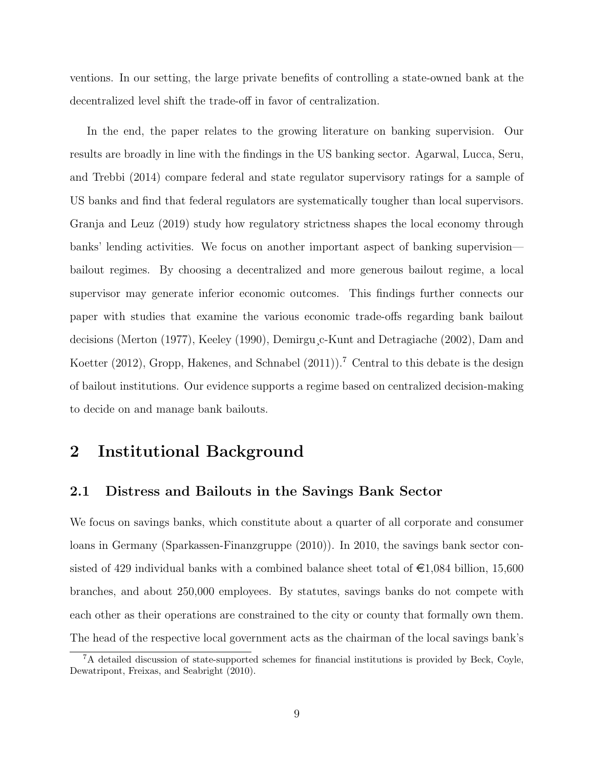ventions. In our setting, the large private benefits of controlling a state-owned bank at the decentralized level shift the trade-off in favor of centralization.

In the end, the paper relates to the growing literature on banking supervision. Our results are broadly in line with the findings in the US banking sector. Agarwal, Lucca, Seru, and Trebbi (2014) compare federal and state regulator supervisory ratings for a sample of US banks and find that federal regulators are systematically tougher than local supervisors. Granja and Leuz (2019) study how regulatory strictness shapes the local economy through banks' lending activities. We focus on another important aspect of banking supervision—bailout regimes. By choosing a decentralized and more generous bailout regime, a local supervisor may generate inferior economic outcomes. This findings further connects our paper with studies that examine the various economic trade-offs regarding bank bailout decisions (Merton (1977), Keeley (1990), Demirguc-Kunt and Detragiache (2002), Dam and Koetter (2012), Gropp, Hakenes, and Schnabel (2011)).[7] Central to this debate is the design of bailout institutions. Our evidence supports a regime based on centralized decision-making to decide on and manage bank bailouts.

# 2 Institutional Background

## 2.1 Distress and Bailouts in the Savings Bank Sector

We focus on savings banks, which constitute about a quarter of all corporate and consumer loans in Germany (Sparkassen-Finanzgruppe (2010)). In 2010, the savings bank sector consisted of 429 individual banks with a combined balance sheet total of €1,084 billion, 15,600 branches, and about 250,000 employees. By statutes, savings banks do not compete with each other as their operations are constrained to the city or county that formally own them. The head of the respective local government acts as the chairman of the local savings bank's

[7] A detailed discussion of state-supported schemes for financial institutions is provided by Beck, Coyle, Dewatripont, Freixas, and Seabright (2010).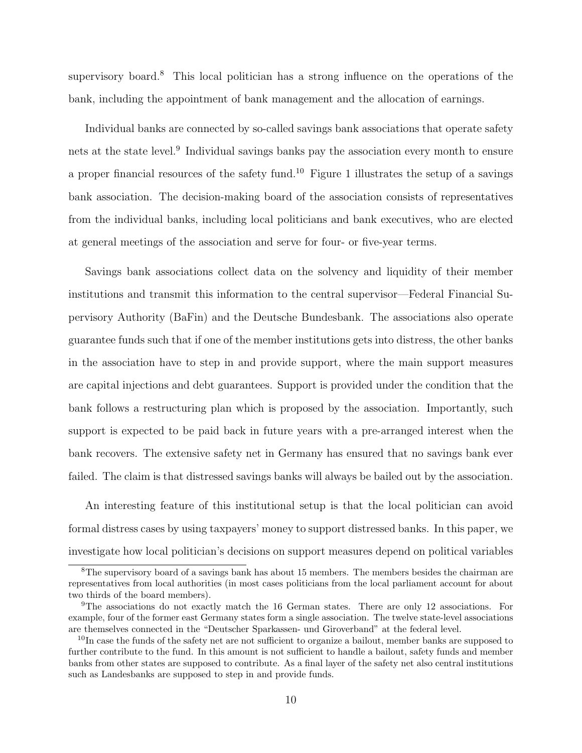supervisory board.[8] This local politician has a strong influence on the operations of the bank, including the appointment of bank management and the allocation of earnings.

Individual banks are connected by so-called savings bank associations that operate safety nets at the state level.[9] Individual savings banks pay the association every month to ensure a proper financial resources of the safety fund.[10] Figure 1 illustrates the setup of a savings bank association. The decision-making board of the association consists of representatives from the individual banks, including local politicians and bank executives, who are elected at general meetings of the association and serve for four- or five-year terms.

Savings bank associations collect data on the solvency and liquidity of their member institutions and transmit this information to the central supervisor—Federal Financial Supervisory Authority (BaFin) and the Deutsche Bundesbank. The associations also operate guarantee funds such that if one of the member institutions gets into distress, the other banks in the association have to step in and provide support, where the main support measures are capital injections and debt guarantees. Support is provided under the condition that the bank follows a restructuring plan which is proposed by the association. Importantly, such support is expected to be paid back in future years with a pre-arranged interest when the bank recovers. The extensive safety net in Germany has ensured that no savings bank ever failed. The claim is that distressed savings banks will always be bailed out by the association.

An interesting feature of this institutional setup is that the local politician can avoid formal distress cases by using taxpayers' money to support distressed banks. In this paper, we investigate how local politician's decisions on support measures depend on political variables

[8] The supervisory board of a savings bank has about 15 members. The members besides the chairman are representatives from local authorities (in most cases politicians from the local parliament account for about two thirds of the board members).

[9] The associations do not exactly match the 16 German states. There are only 12 associations. For example, four of the former east Germany states form a single association. The twelve state-level associations are themselves connected in the "Deutscher Sparkassen- und Giroverband" at the federal level.

[10] In case the funds of the safety net are not sufficient to organize a bailout, member banks are supposed to further contribute to the fund. In this amount is not sufficient to handle a bailout, safety funds and member banks from other states are supposed to contribute. As a final layer of the safety net also central institutions such as Landesbanks are supposed to step in and provide funds.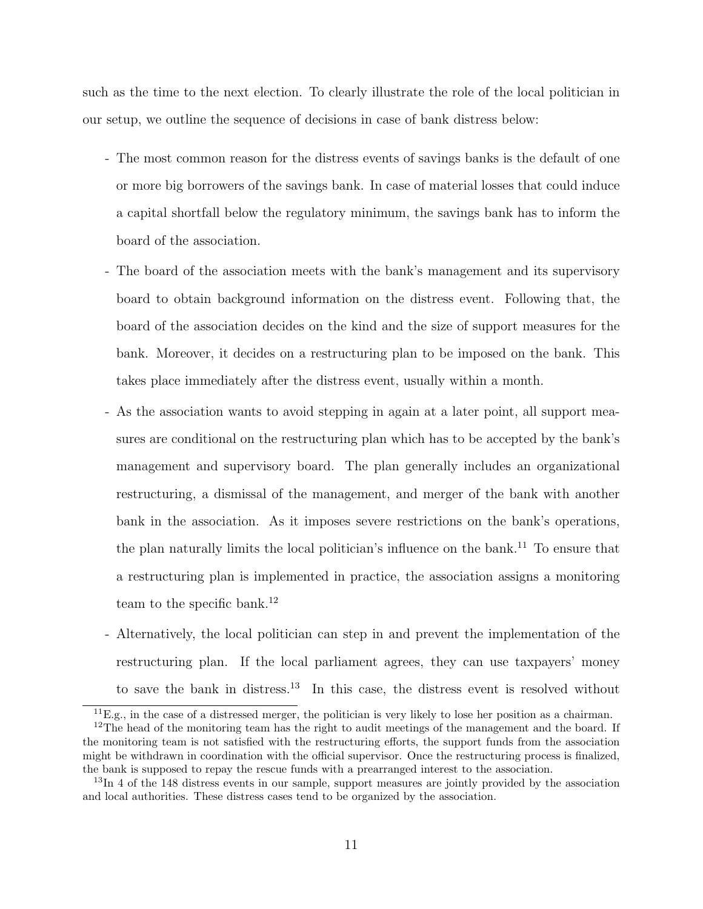such as the time to the next election. To clearly illustrate the role of the local politician in our setup, we outline the sequence of decisions in case of bank distress below:

- The most common reason for the distress events of savings banks is the default of one or more big borrowers of the savings bank. In case of material losses that could induce a capital shortfall below the regulatory minimum, the savings bank has to inform the board of the association.
- The board of the association meets with the bank's management and its supervisory board to obtain background information on the distress event. Following that, the board of the association decides on the kind and the size of support measures for the bank. Moreover, it decides on a restructuring plan to be imposed on the bank. This takes place immediately after the distress event, usually within a month.
- As the association wants to avoid stepping in again at a later point, all support measures are conditional on the restructuring plan which has to be accepted by the bank's management and supervisory board. The plan generally includes an organizational restructuring, a dismissal of the management, and merger of the bank with another bank in the association. As it imposes severe restrictions on the bank's operations, the plan naturally limits the local politician's influence on the bank.[11] To ensure that a restructuring plan is implemented in practice, the association assigns a monitoring team to the specific bank.[12]
- Alternatively, the local politician can step in and prevent the implementation of the restructuring plan. If the local parliament agrees, they can use taxpayers' money to save the bank in distress.[13] In this case, the distress event is resolved without

[11]E.g., in the case of a distressed merger, the politician is very likely to lose her position as a chairman.

[12]The head of the monitoring team has the right to audit meetings of the management and the board. If the monitoring team is not satisfied with the restructuring efforts, the support funds from the association might be withdrawn in coordination with the official supervisor. Once the restructuring process is finalized, the bank is supposed to repay the rescue funds with a prearranged interest to the association.

[13]In 4 of the 148 distress events in our sample, support measures are jointly provided by the association and local authorities. These distress cases tend to be organized by the association.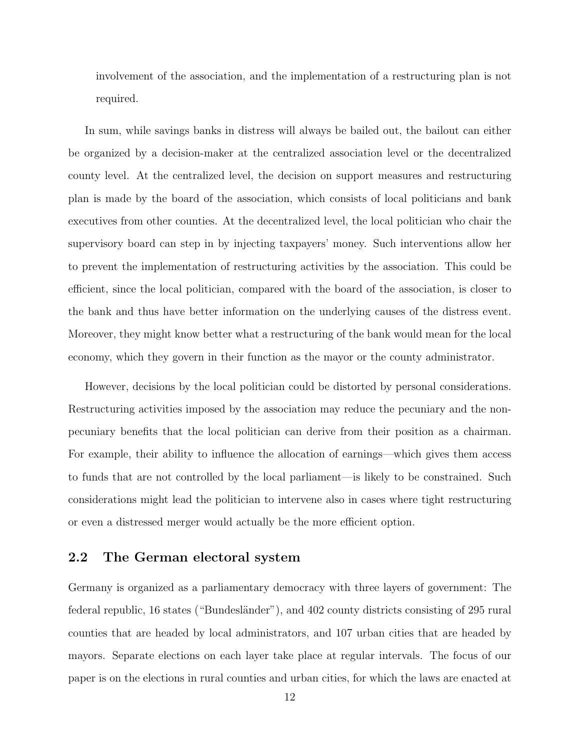involvement of the association, and the implementation of a restructuring plan is not required.

In sum, while savings banks in distress will always be bailed out, the bailout can either be organized by a decision-maker at the centralized association level or the decentralized county level. At the centralized level, the decision on support measures and restructuring plan is made by the board of the association, which consists of local politicians and bank executives from other counties. At the decentralized level, the local politician who chair the supervisory board can step in by injecting taxpayers' money. Such interventions allow her to prevent the implementation of restructuring activities by the association. This could be efficient, since the local politician, compared with the board of the association, is closer to the bank and thus have better information on the underlying causes of the distress event. Moreover, they might know better what a restructuring of the bank would mean for the local economy, which they govern in their function as the mayor or the county administrator.

However, decisions by the local politician could be distorted by personal considerations. Restructuring activities imposed by the association may reduce the pecuniary and the non-pecuniary benefits that the local politician can derive from their position as a chairman. For example, their ability to influence the allocation of earnings—which gives them access to funds that are not controlled by the local parliament—is likely to be constrained. Such considerations might lead the politician to intervene also in cases where tight restructuring or even a distressed merger would actually be the more efficient option.

## 2.2 The German electoral system

Germany is organized as a parliamentary democracy with three layers of government: The federal republic, 16 states ("Bundesländer"), and 402 county districts consisting of 295 rural counties that are headed by local administrators, and 107 urban cities that are headed by mayors. Separate elections on each layer take place at regular intervals. The focus of our paper is on the elections in rural counties and urban cities, for which the laws are enacted at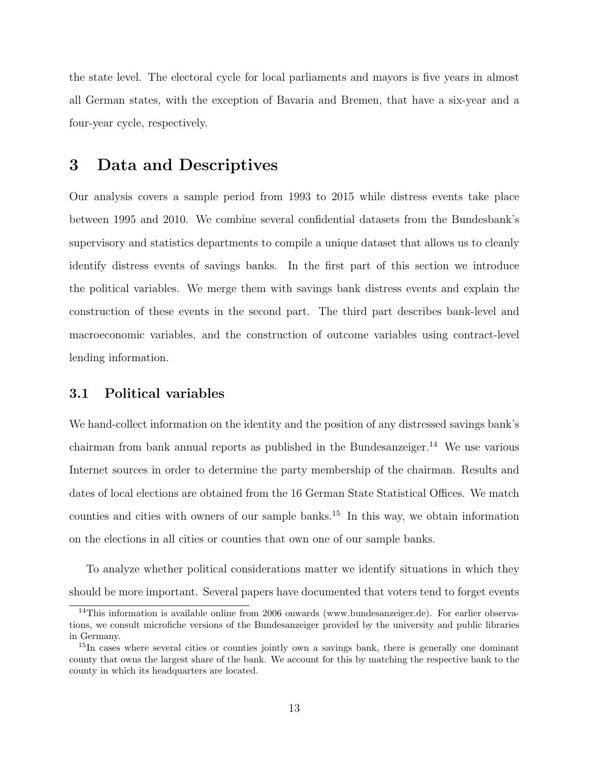the state level. The electoral cycle for local parliaments and mayors is five years in almost all German states, with the exception of Bavaria and Bremen, that have a six-year and a four-year cycle, respectively.

# 3 Data and Descriptives

Our analysis covers a sample period from 1993 to 2015 while distress events take place between 1995 and 2010. We combine several confidential datasets from the Bundesbank's supervisory and statistics departments to compile a unique dataset that allows us to cleanly identify distress events of savings banks. In the first part of this section we introduce the political variables. We merge them with savings bank distress events and explain the construction of these events in the second part. The third part describes bank-level and macroeconomic variables, and the construction of outcome variables using contract-level lending information.

## 3.1 Political variables

We hand-collect information on the identity and the position of any distressed savings bank's chairman from bank annual reports as published in the Bundesanzeiger.[14] We use various Internet sources in order to determine the party membership of the chairman. Results and dates of local elections are obtained from the 16 German State Statistical Offices. We match counties and cities with owners of our sample banks.[15] In this way, we obtain information on the elections in all cities or counties that own one of our sample banks.

To analyze whether political considerations matter we identify situations in which they should be more important. Several papers have documented that voters tend to forget events

[14] This information is available online from 2006 onwards (www.bundesanzeiger.de). For earlier observations, we consult microfiche versions of the Bundesanzeiger provided by the university and public libraries in Germany.

[15] In cases where several cities or counties jointly own a savings bank, there is generally one dominant county that owns the largest share of the bank. We account for this by matching the respective bank to the county in which its headquarters are located.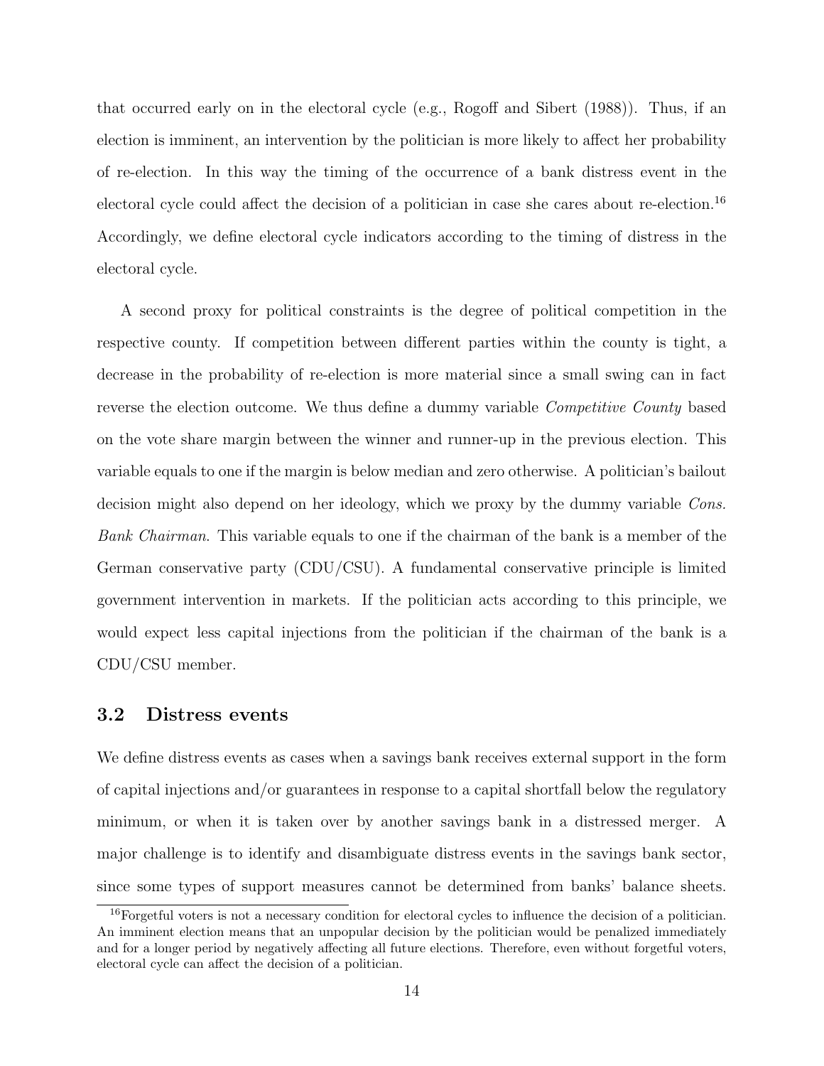that occurred early on in the electoral cycle (e.g., Rogoff and Sibert (1988)). Thus, if an election is imminent, an intervention by the politician is more likely to affect her probability of re-election. In this way the timing of the occurrence of a bank distress event in the electoral cycle could affect the decision of a politician in case she cares about re-election.[16] Accordingly, we define electoral cycle indicators according to the timing of distress in the electoral cycle.

A second proxy for political constraints is the degree of political competition in the respective county. If competition between different parties within the county is tight, a decrease in the probability of re-election is more material since a small swing can in fact reverse the election outcome. We thus define a dummy variable *Competitive County* based on the vote share margin between the winner and runner-up in the previous election. This variable equals to one if the margin is below median and zero otherwise. A politician's bailout decision might also depend on her ideology, which we proxy by the dummy variable *Cons. Bank Chairman*. This variable equals to one if the chairman of the bank is a member of the German conservative party (CDU/CSU). A fundamental conservative principle is limited government intervention in markets. If the politician acts according to this principle, we would expect less capital injections from the politician if the chairman of the bank is a CDU/CSU member.

### 3.2 Distress events

We define distress events as cases when a savings bank receives external support in the form of capital injections and/or guarantees in response to a capital shortfall below the regulatory minimum, or when it is taken over by another savings bank in a distressed merger. A major challenge is to identify and disambiguate distress events in the savings bank sector, since some types of support measures cannot be determined from banks' balance sheets.

[16] Forgetful voters is not a necessary condition for electoral cycles to influence the decision of a politician. An imminent election means that an unpopular decision by the politician would be penalized immediately and for a longer period by negatively affecting all future elections. Therefore, even without forgetful voters, electoral cycle can affect the decision of a politician.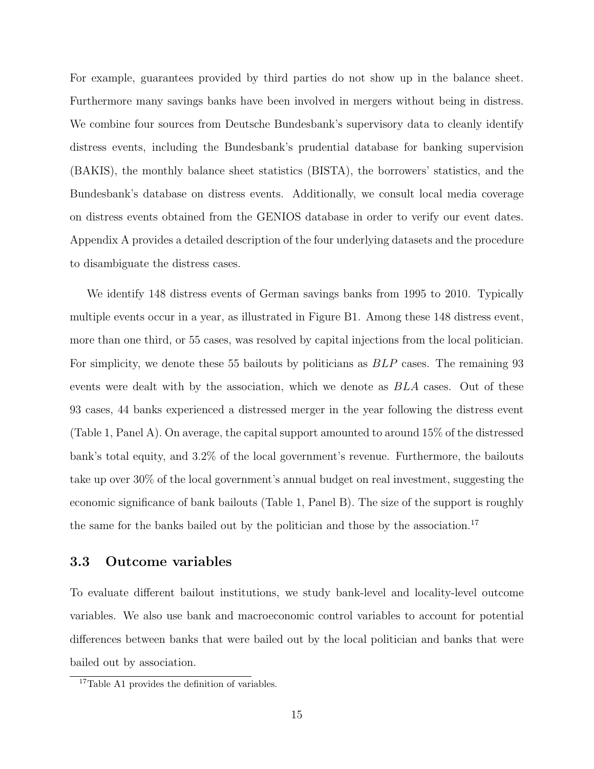For example, guarantees provided by third parties do not show up in the balance sheet. Furthermore many savings banks have been involved in mergers without being in distress. We combine four sources from Deutsche Bundesbank's supervisory data to cleanly identify distress events, including the Bundesbank's prudential database for banking supervision (BAKIS), the monthly balance sheet statistics (BISTA), the borrowers' statistics, and the Bundesbank's database on distress events. Additionally, we consult local media coverage on distress events obtained from the GENIOS database in order to verify our event dates. Appendix A provides a detailed description of the four underlying datasets and the procedure to disambiguate the distress cases.

We identify 148 distress events of German savings banks from 1995 to 2010. Typically multiple events occur in a year, as illustrated in Figure B1. Among these 148 distress event, more than one third, or 55 cases, was resolved by capital injections from the local politician. For simplicity, we denote these 55 bailouts by politicians as $BLP$ cases. The remaining 93 events were dealt with by the association, which we denote as $BLA$ cases. Out of these 93 cases, 44 banks experienced a distressed merger in the year following the distress event (Table 1, Panel A). On average, the capital support amounted to around 15% of the distressed bank's total equity, and 3.2% of the local government's revenue. Furthermore, the bailouts take up over 30% of the local government's annual budget on real investment, suggesting the economic significance of bank bailouts (Table 1, Panel B). The size of the support is roughly the same for the banks bailed out by the politician and those by the association.[17]

### 3.3 Outcome variables

To evaluate different bailout institutions, we study bank-level and locality-level outcome variables. We also use bank and macroeconomic control variables to account for potential differences between banks that were bailed out by the local politician and banks that were bailed out by association.

[17] Table A1 provides the definition of variables.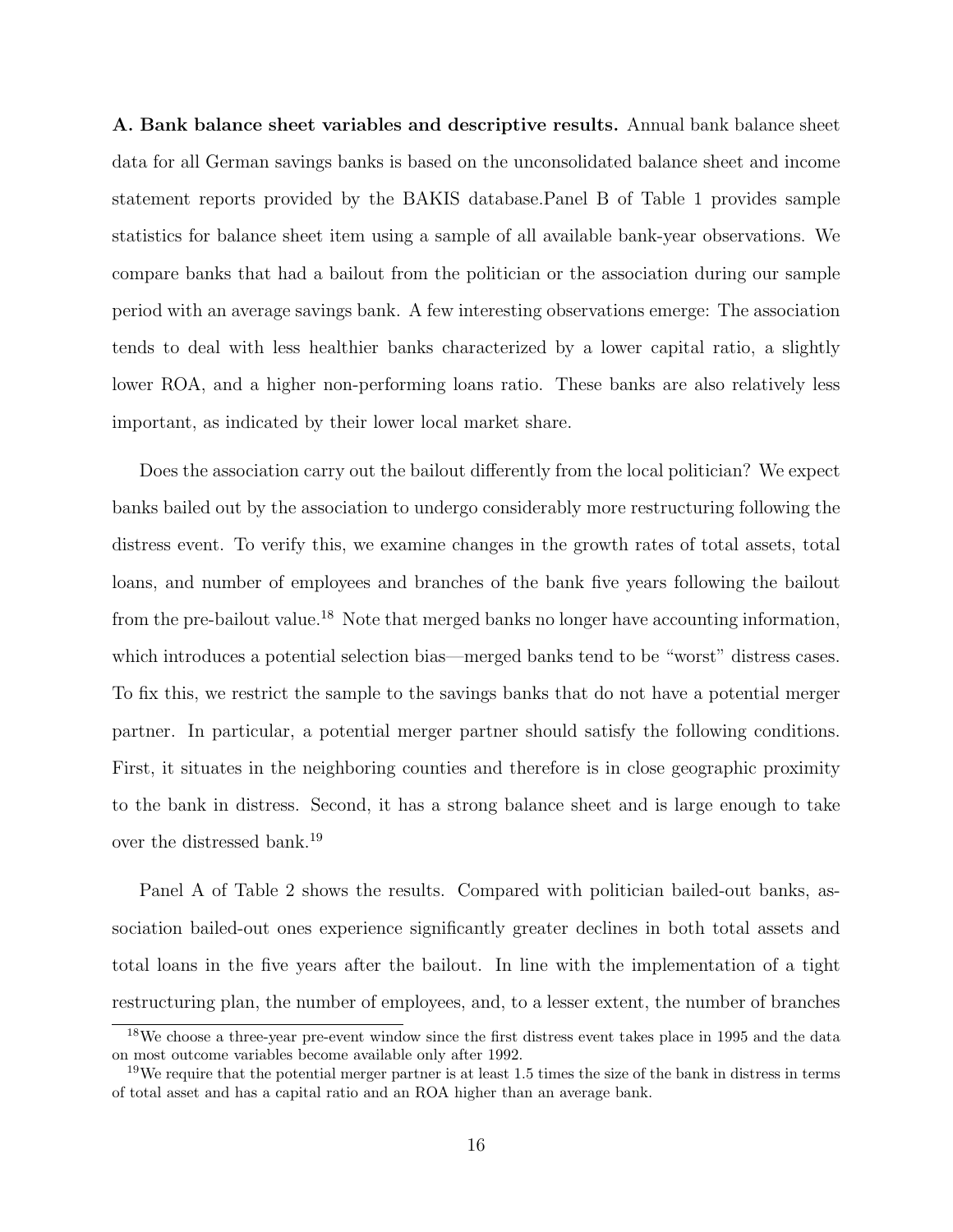**A. Bank balance sheet variables and descriptive results.** Annual bank balance sheet data for all German savings banks is based on the unconsolidated balance sheet and income statement reports provided by the BAKIS database.Panel B of Table 1 provides sample statistics for balance sheet item using a sample of all available bank-year observations. We compare banks that had a bailout from the politician or the association during our sample period with an average savings bank. A few interesting observations emerge: The association tends to deal with less healthier banks characterized by a lower capital ratio, a slightly lower ROA, and a higher non-performing loans ratio. These banks are also relatively less important, as indicated by their lower local market share.

Does the association carry out the bailout differently from the local politician? We expect banks bailed out by the association to undergo considerably more restructuring following the distress event. To verify this, we examine changes in the growth rates of total assets, total loans, and number of employees and branches of the bank five years following the bailout from the pre-bailout value.[18] Note that merged banks no longer have accounting information, which introduces a potential selection bias—merged banks tend to be "worst" distress cases. To fix this, we restrict the sample to the savings banks that do not have a potential merger partner. In particular, a potential merger partner should satisfy the following conditions. First, it situates in the neighboring counties and therefore is in close geographic proximity to the bank in distress. Second, it has a strong balance sheet and is large enough to take over the distressed bank.[19]

Panel A of Table 2 shows the results. Compared with politician bailed-out banks, association bailed-out ones experience significantly greater declines in both total assets and total loans in the five years after the bailout. In line with the implementation of a tight restructuring plan, the number of employees, and, to a lesser extent, the number of branches

[18] We choose a three-year pre-event window since the first distress event takes place in 1995 and the data on most outcome variables become available only after 1992.

[19] We require that the potential merger partner is at least 1.5 times the size of the bank in distress in terms of total asset and has a capital ratio and an ROA higher than an average bank.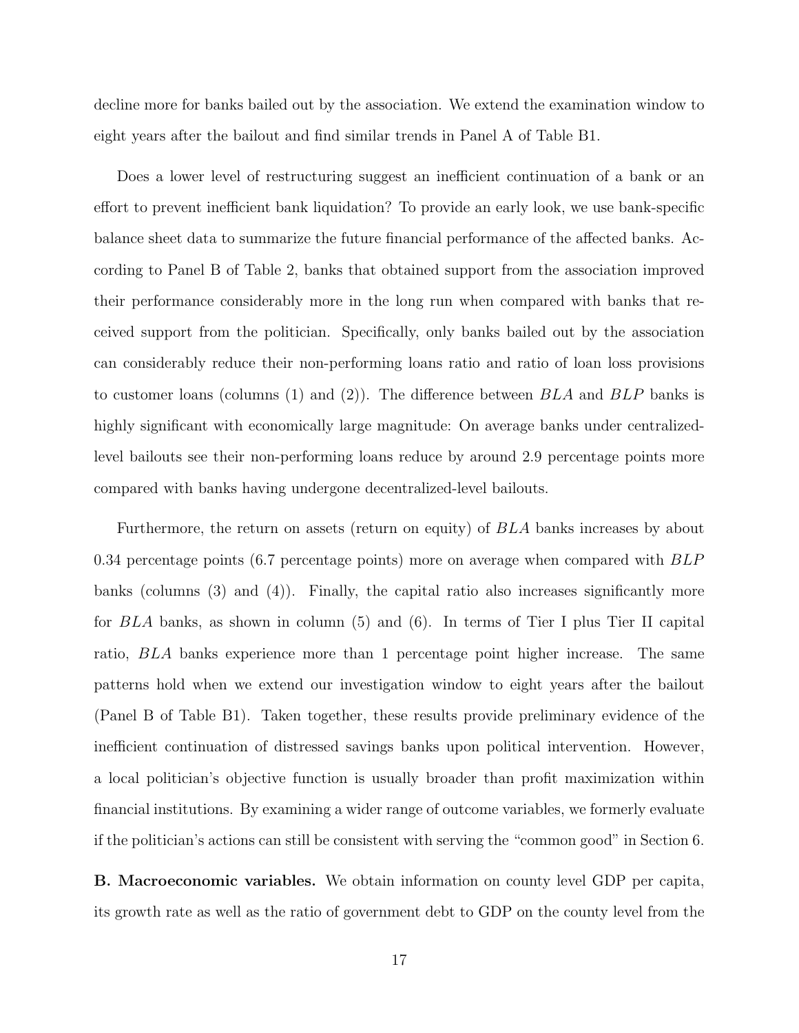decline more for banks bailed out by the association. We extend the examination window to eight years after the bailout and find similar trends in Panel A of Table B1.

Does a lower level of restructuring suggest an inefficient continuation of a bank or an effort to prevent inefficient bank liquidation? To provide an early look, we use bank-specific balance sheet data to summarize the future financial performance of the affected banks. According to Panel B of Table 2, banks that obtained support from the association improved their performance considerably more in the long run when compared with banks that received support from the politician. Specifically, only banks bailed out by the association can considerably reduce their non-performing loans ratio and ratio of loan loss provisions to customer loans (columns (1) and (2)). The difference between $BLA$ and $BLP$ banks is highly significant with economically large magnitude: On average banks under centralized-level bailouts see their non-performing loans reduce by around 2.9 percentage points more compared with banks having undergone decentralized-level bailouts.

Furthermore, the return on assets (return on equity) of $BLA$ banks increases by about 0.34 percentage points (6.7 percentage points) more on average when compared with $BLP$ banks (columns (3) and (4)). Finally, the capital ratio also increases significantly more for $BLA$ banks, as shown in column (5) and (6). In terms of Tier I plus Tier II capital ratio, $BLA$ banks experience more than 1 percentage point higher increase. The same patterns hold when we extend our investigation window to eight years after the bailout (Panel B of Table B1). Taken together, these results provide preliminary evidence of the inefficient continuation of distressed savings banks upon political intervention. However, a local politician's objective function is usually broader than profit maximization within financial institutions. By examining a wider range of outcome variables, we formerly evaluate if the politician's actions can still be consistent with serving the "common good" in Section 6.

**B. Macroeconomic variables.** We obtain information on county level GDP per capita, its growth rate as well as the ratio of government debt to GDP on the county level from the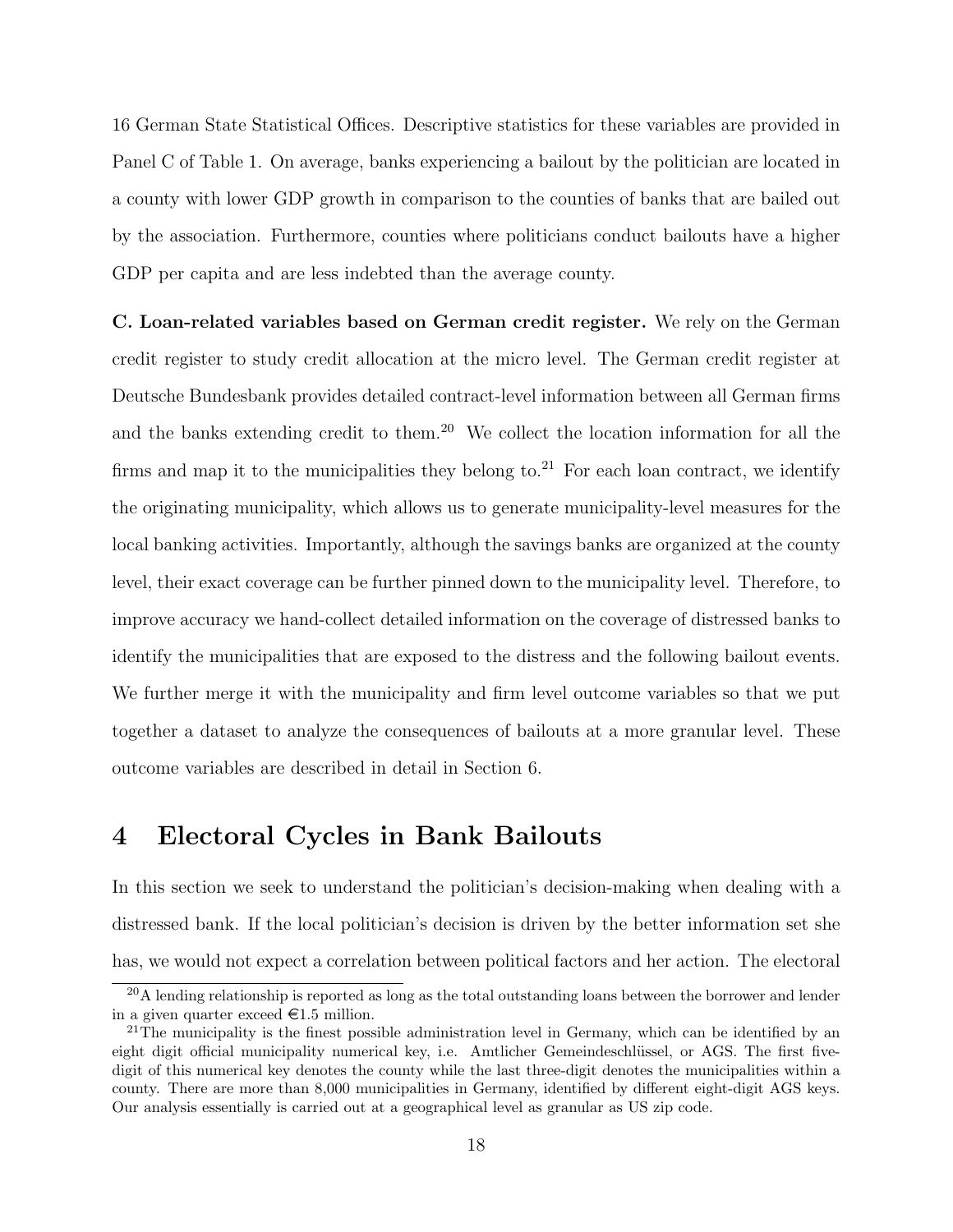16 German State Statistical Offices. Descriptive statistics for these variables are provided in Panel C of Table 1. On average, banks experiencing a bailout by the politician are located in a county with lower GDP growth in comparison to the counties of banks that are bailed out by the association. Furthermore, counties where politicians conduct bailouts have a higher GDP per capita and are less indebted than the average county.

**C. Loan-related variables based on German credit register.** We rely on the German credit register to study credit allocation at the micro level. The German credit register at Deutsche Bundesbank provides detailed contract-level information between all German firms and the banks extending credit to them.[20] We collect the location information for all the firms and map it to the municipalities they belong to.[21] For each loan contract, we identify the originating municipality, which allows us to generate municipality-level measures for the local banking activities. Importantly, although the savings banks are organized at the county level, their exact coverage can be further pinned down to the municipality level. Therefore, to improve accuracy we hand-collect detailed information on the coverage of distressed banks to identify the municipalities that are exposed to the distress and the following bailout events. We further merge it with the municipality and firm level outcome variables so that we put together a dataset to analyze the consequences of bailouts at a more granular level. These outcome variables are described in detail in Section 6.

# 4 Electoral Cycles in Bank Bailouts

In this section we seek to understand the politician's decision-making when dealing with a distressed bank. If the local politician's decision is driven by the better information set she has, we would not expect a correlation between political factors and her action. The electoral

---

[20] A lending relationship is reported as long as the total outstanding loans between the borrower and lender in a given quarter exceed €1.5 million.

[21] The municipality is the finest possible administration level in Germany, which can be identified by an eight digit official municipality numerical key, i.e. Amtlicher Gemeindeschlüssel, or AGS. The first five-digit of this numerical key denotes the county while the last three-digit denotes the municipalities within a county. There are more than 8,000 municipalities in Germany, identified by different eight-digit AGS keys. Our analysis essentially is carried out at a geographical level as granular as US zip code.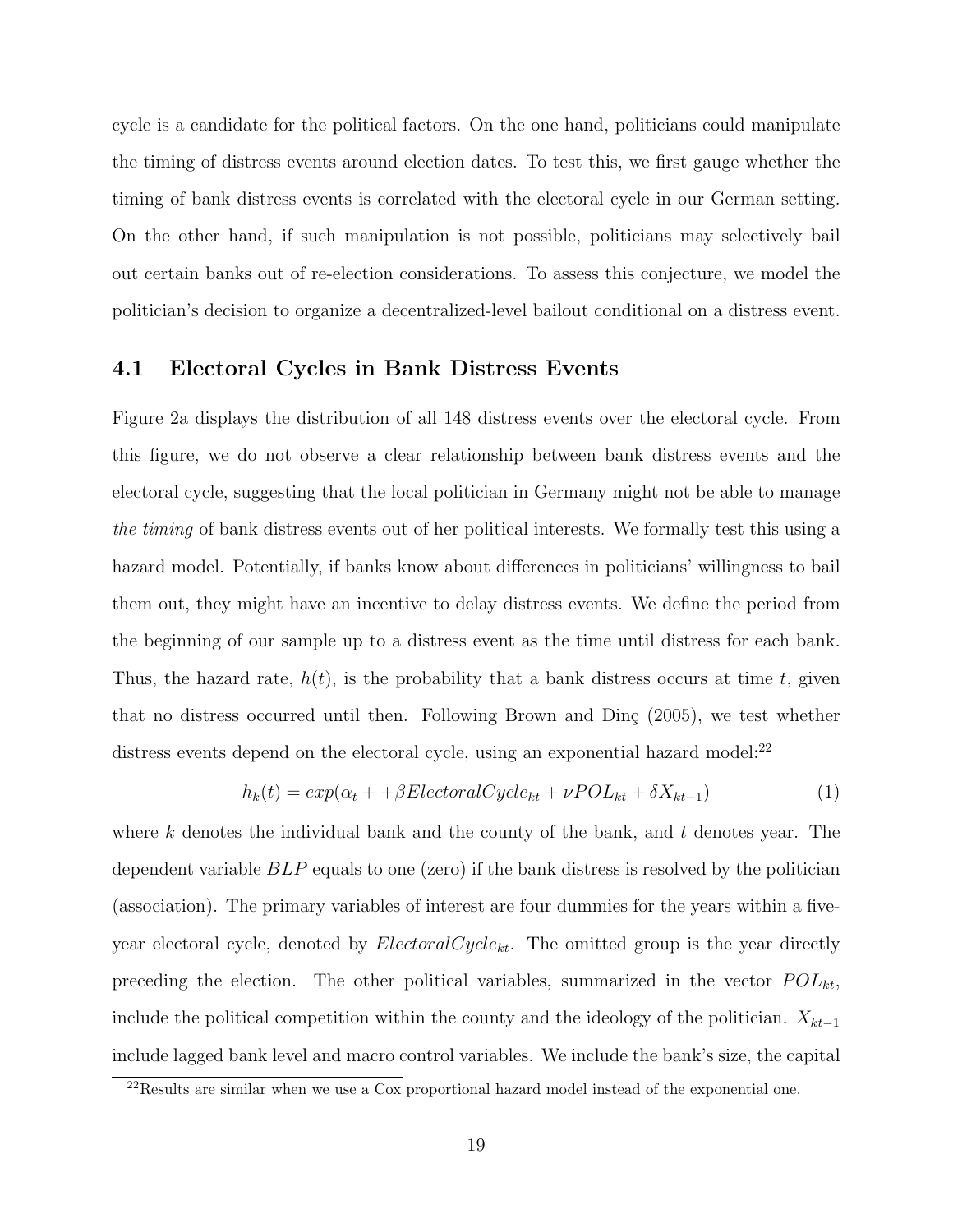cycle is a candidate for the political factors. On the one hand, politicians could manipulate the timing of distress events around election dates. To test this, we first gauge whether the timing of bank distress events is correlated with the electoral cycle in our German setting. On the other hand, if such manipulation is not possible, politicians may selectively bail out certain banks out of re-election considerations. To assess this conjecture, we model the politician's decision to organize a decentralized-level bailout conditional on a distress event.

### 4.1 Electoral Cycles in Bank Distress Events

Figure 2a displays the distribution of all 148 distress events over the electoral cycle. From this figure, we do not observe a clear relationship between bank distress events and the electoral cycle, suggesting that the local politician in Germany might not be able to manage *the timing* of bank distress events out of her political interests. We formally test this using a hazard model. Potentially, if banks know about differences in politicians' willingness to bail them out, they might have an incentive to delay distress events. We define the period from the beginning of our sample up to a distress event as the time until distress for each bank. Thus, the hazard rate, $h(t)$, is the probability that a bank distress occurs at time $t$, given that no distress occurred until then. Following Brown and Dinç (2005), we test whether distress events depend on the electoral cycle, using an exponential hazard model:[22]

$$h_k(t) = exp(\alpha_t + +\beta ElectoralCycle_{kt} + \nu POL_{kt} + \delta X_{kt-1}) \tag{1}$$

where $k$ denotes the individual bank and the county of the bank, and $t$ denotes year. The dependent variable $BLP$ equals to one (zero) if the bank distress is resolved by the politician (association). The primary variables of interest are four dummies for the years within a five-year electoral cycle, denoted by $ElectoralCycle_{kt}$. The omitted group is the year directly preceding the election. The other political variables, summarized in the vector $POL_{kt}$, include the political competition within the county and the ideology of the politician. $X_{kt-1}$ include lagged bank level and macro control variables. We include the bank's size, the capital

[22] Results are similar when we use a Cox proportional hazard model instead of the exponential one.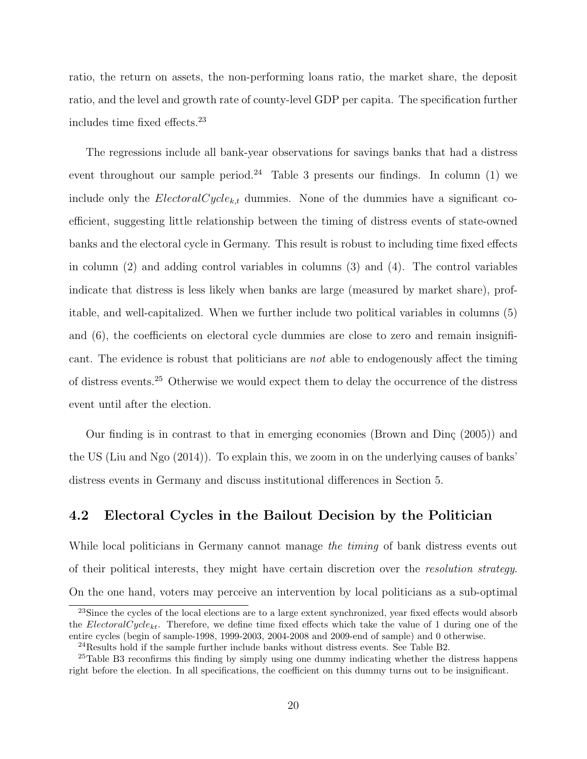ratio, the return on assets, the non-performing loans ratio, the market share, the deposit ratio, and the level and growth rate of county-level GDP per capita. The specification further includes time fixed effects.[23]

The regressions include all bank-year observations for savings banks that had a distress event throughout our sample period.[24] Table 3 presents our findings. In column (1) we include only the $ElectoralCycle_{k,t}$ dummies. None of the dummies have a significant coefficient, suggesting little relationship between the timing of distress events of state-owned banks and the electoral cycle in Germany. This result is robust to including time fixed effects in column (2) and adding control variables in columns (3) and (4). The control variables indicate that distress is less likely when banks are large (measured by market share), profitable, and well-capitalized. When we further include two political variables in columns (5) and (6), the coefficients on electoral cycle dummies are close to zero and remain insignificant. The evidence is robust that politicians are *not* able to endogenously affect the timing of distress events.[25] Otherwise we would expect them to delay the occurrence of the distress event until after the election.

Our finding is in contrast to that in emerging economies (Brown and Dinç (2005)) and the US (Liu and Ngo (2014)). To explain this, we zoom in on the underlying causes of banks' distress events in Germany and discuss institutional differences in Section 5.

### 4.2 Electoral Cycles in the Bailout Decision by the Politician

While local politicians in Germany cannot manage *the timing* of bank distress events out of their political interests, they might have certain discretion over the *resolution strategy*. On the one hand, voters may perceive an intervention by local politicians as a sub-optimal

[23] Since the cycles of the local elections are to a large extent synchronized, year fixed effects would absorb the $ElectoralCycle_{kt}$. Therefore, we define time fixed effects which take the value of 1 during one of the entire cycles (begin of sample-1998, 1999-2003, 2004-2008 and 2009-end of sample) and 0 otherwise.

[24] Results hold if the sample further include banks without distress events. See Table B2.

[25] Table B3 reconfirms this finding by simply using one dummy indicating whether the distress happens right before the election. In all specifications, the coefficient on this dummy turns out to be insignificant.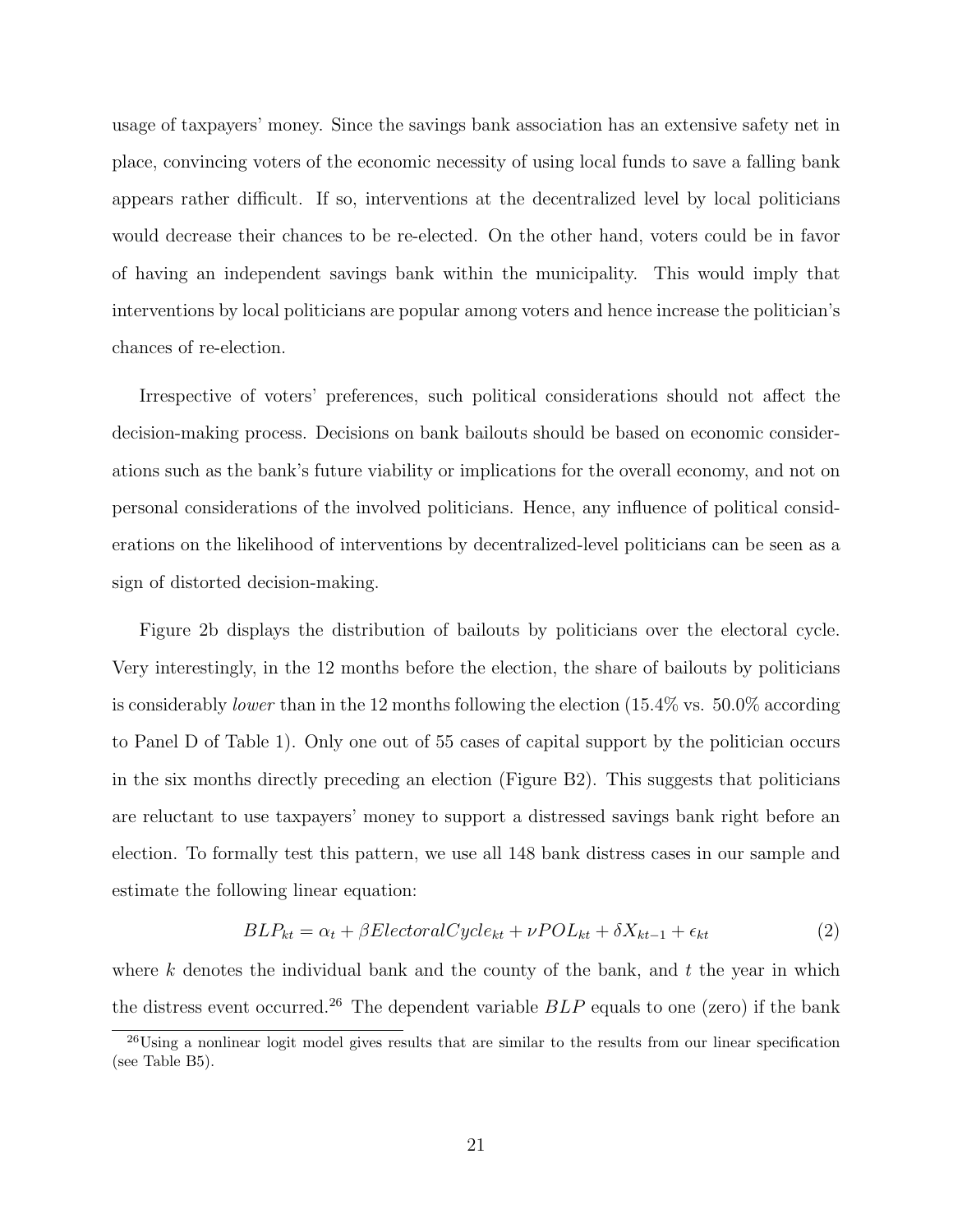usage of taxpayers' money. Since the savings bank association has an extensive safety net in place, convincing voters of the economic necessity of using local funds to save a falling bank appears rather difficult. If so, interventions at the decentralized level by local politicians would decrease their chances to be re-elected. On the other hand, voters could be in favor of having an independent savings bank within the municipality. This would imply that interventions by local politicians are popular among voters and hence increase the politician's chances of re-election.

Irrespective of voters' preferences, such political considerations should not affect the decision-making process. Decisions on bank bailouts should be based on economic considerations such as the bank's future viability or implications for the overall economy, and not on personal considerations of the involved politicians. Hence, any influence of political considerations on the likelihood of interventions by decentralized-level politicians can be seen as a sign of distorted decision-making.

Figure 2b displays the distribution of bailouts by politicians over the electoral cycle. Very interestingly, in the 12 months before the election, the share of bailouts by politicians is considerably *lower* than in the 12 months following the election (15.4% vs. 50.0% according to Panel D of Table 1). Only one out of 55 cases of capital support by the politician occurs in the six months directly preceding an election (Figure B2). This suggests that politicians are reluctant to use taxpayers' money to support a distressed savings bank right before an election. To formally test this pattern, we use all 148 bank distress cases in our sample and estimate the following linear equation:

$$BLP_{kt} = \alpha_t + \beta ElectoralCycle_{kt} + \nu POL_{kt} + \delta X_{kt-1} + \epsilon_{kt} \quad (2)$$

where $k$ denotes the individual bank and the county of the bank, and $t$ the year in which the distress event occurred.[26] The dependent variable $BLP$ equals to one (zero) if the bank

[26] Using a nonlinear logit model gives results that are similar to the results from our linear specification (see Table B5).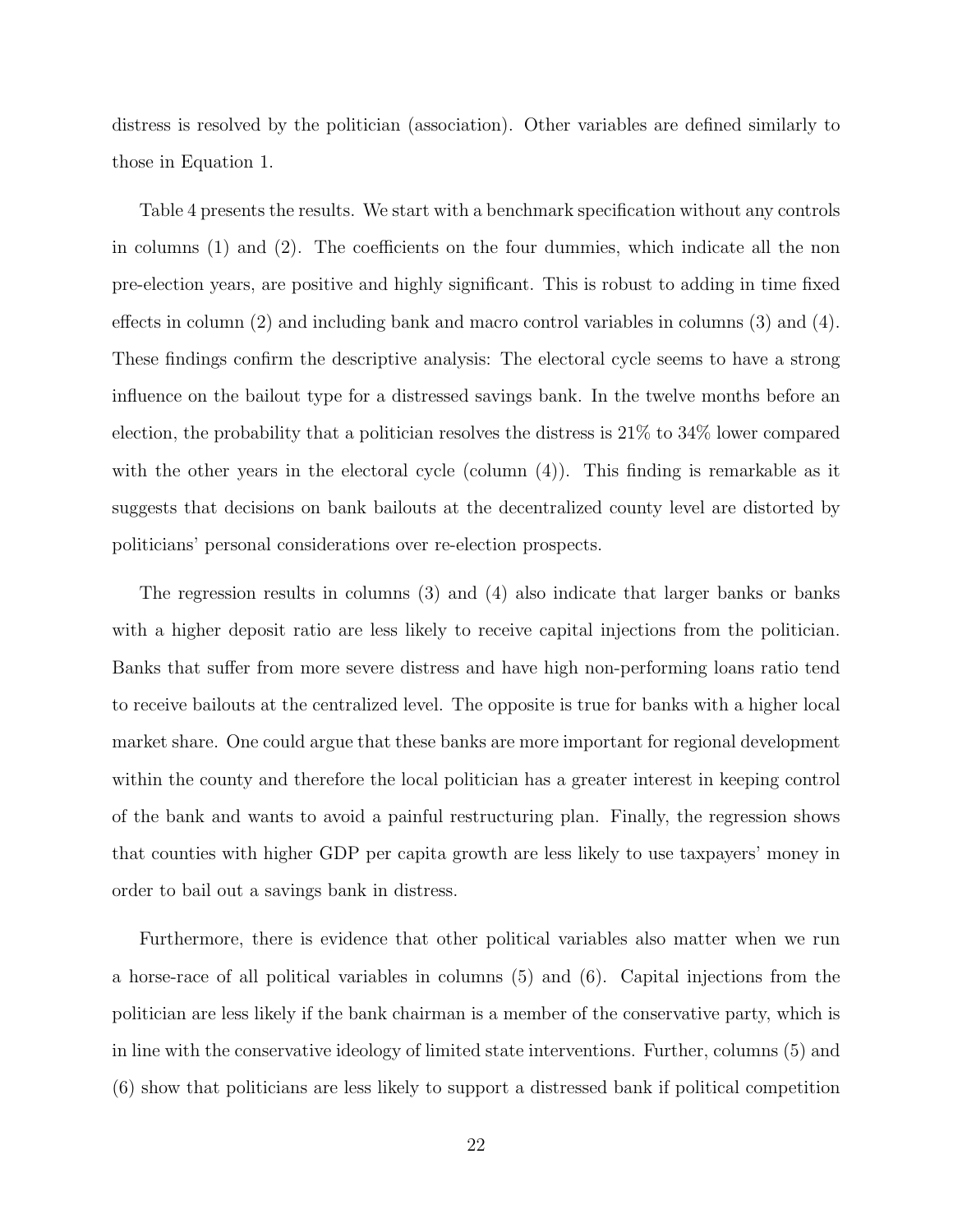distress is resolved by the politician (association). Other variables are defined similarly to those in Equation 1.

Table 4 presents the results. We start with a benchmark specification without any controls in columns (1) and (2). The coefficients on the four dummies, which indicate all the non pre-election years, are positive and highly significant. This is robust to adding in time fixed effects in column (2) and including bank and macro control variables in columns (3) and (4). These findings confirm the descriptive analysis: The electoral cycle seems to have a strong influence on the bailout type for a distressed savings bank. In the twelve months before an election, the probability that a politician resolves the distress is 21% to 34% lower compared with the other years in the electoral cycle (column (4)). This finding is remarkable as it suggests that decisions on bank bailouts at the decentralized county level are distorted by politicians' personal considerations over re-election prospects.

The regression results in columns (3) and (4) also indicate that larger banks or banks with a higher deposit ratio are less likely to receive capital injections from the politician. Banks that suffer from more severe distress and have high non-performing loans ratio tend to receive bailouts at the centralized level. The opposite is true for banks with a higher local market share. One could argue that these banks are more important for regional development within the county and therefore the local politician has a greater interest in keeping control of the bank and wants to avoid a painful restructuring plan. Finally, the regression shows that counties with higher GDP per capita growth are less likely to use taxpayers' money in order to bail out a savings bank in distress.

Furthermore, there is evidence that other political variables also matter when we run a horse-race of all political variables in columns (5) and (6). Capital injections from the politician are less likely if the bank chairman is a member of the conservative party, which is in line with the conservative ideology of limited state interventions. Further, columns (5) and (6) show that politicians are less likely to support a distressed bank if political competition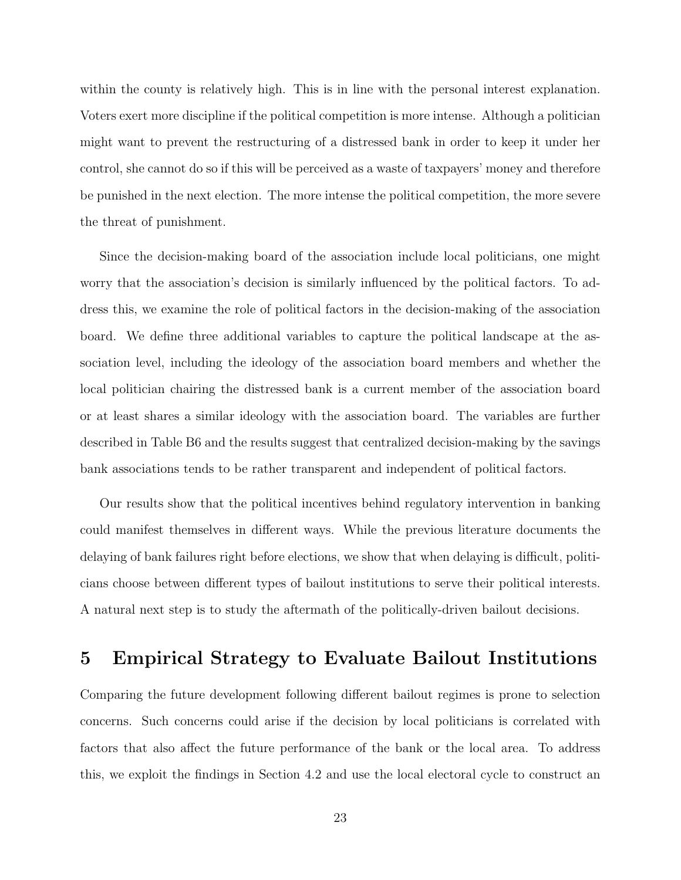within the county is relatively high. This is in line with the personal interest explanation. Voters exert more discipline if the political competition is more intense. Although a politician might want to prevent the restructuring of a distressed bank in order to keep it under her control, she cannot do so if this will be perceived as a waste of taxpayers' money and therefore be punished in the next election. The more intense the political competition, the more severe the threat of punishment.

Since the decision-making board of the association include local politicians, one might worry that the association's decision is similarly influenced by the political factors. To address this, we examine the role of political factors in the decision-making of the association board. We define three additional variables to capture the political landscape at the association level, including the ideology of the association board members and whether the local politician chairing the distressed bank is a current member of the association board or at least shares a similar ideology with the association board. The variables are further described in Table B6 and the results suggest that centralized decision-making by the savings bank associations tends to be rather transparent and independent of political factors.

Our results show that the political incentives behind regulatory intervention in banking could manifest themselves in different ways. While the previous literature documents the delaying of bank failures right before elections, we show that when delaying is difficult, politicians choose between different types of bailout institutions to serve their political interests. A natural next step is to study the aftermath of the politically-driven bailout decisions.

# 5 Empirical Strategy to Evaluate Bailout Institutions

Comparing the future development following different bailout regimes is prone to selection concerns. Such concerns could arise if the decision by local politicians is correlated with factors that also affect the future performance of the bank or the local area. To address this, we exploit the findings in Section 4.2 and use the local electoral cycle to construct an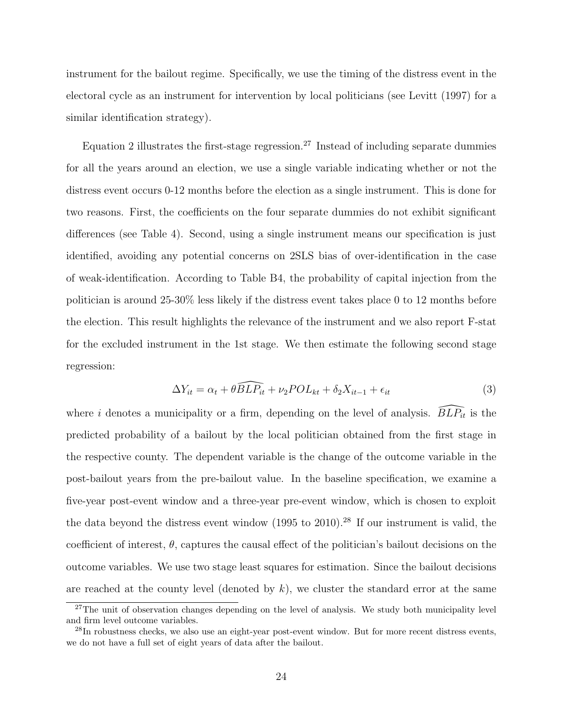instrument for the bailout regime. Specifically, we use the timing of the distress event in the electoral cycle as an instrument for intervention by local politicians (see Levitt (1997) for a similar identification strategy).

Equation 2 illustrates the first-stage regression.[27] Instead of including separate dummies for all the years around an election, we use a single variable indicating whether or not the distress event occurs 0-12 months before the election as a single instrument. This is done for two reasons. First, the coefficients on the four separate dummies do not exhibit significant differences (see Table 4). Second, using a single instrument means our specification is just identified, avoiding any potential concerns on 2SLS bias of over-identification in the case of weak-identification. According to Table B4, the probability of capital injection from the politician is around 25-30% less likely if the distress event takes place 0 to 12 months before the election. This result highlights the relevance of the instrument and we also report F-stat for the excluded instrument in the 1st stage. We then estimate the following second stage regression:

$$\Delta Y_{it} = \alpha_t + \theta \widehat{BLP_{it}} + \nu_2 POL_{kt} + \delta_2 X_{it-1} + \epsilon_{it} \tag{3}$$

where $i$ denotes a municipality or a firm, depending on the level of analysis. $\widehat{BLP_{it}}$ is the predicted probability of a bailout by the local politician obtained from the first stage in the respective county. The dependent variable is the change of the outcome variable in the post-bailout years from the pre-bailout value. In the baseline specification, we examine a five-year post-event window and a three-year pre-event window, which is chosen to exploit the data beyond the distress event window (1995 to 2010).[28] If our instrument is valid, the coefficient of interest, $\theta$, captures the causal effect of the politician's bailout decisions on the outcome variables. We use two stage least squares for estimation. Since the bailout decisions are reached at the county level (denoted by $k$), we cluster the standard error at the same

[27] The unit of observation changes depending on the level of analysis. We study both municipality level and firm level outcome variables.

[28] In robustness checks, we also use an eight-year post-event window. But for more recent distress events, we do not have a full set of eight years of data after the bailout.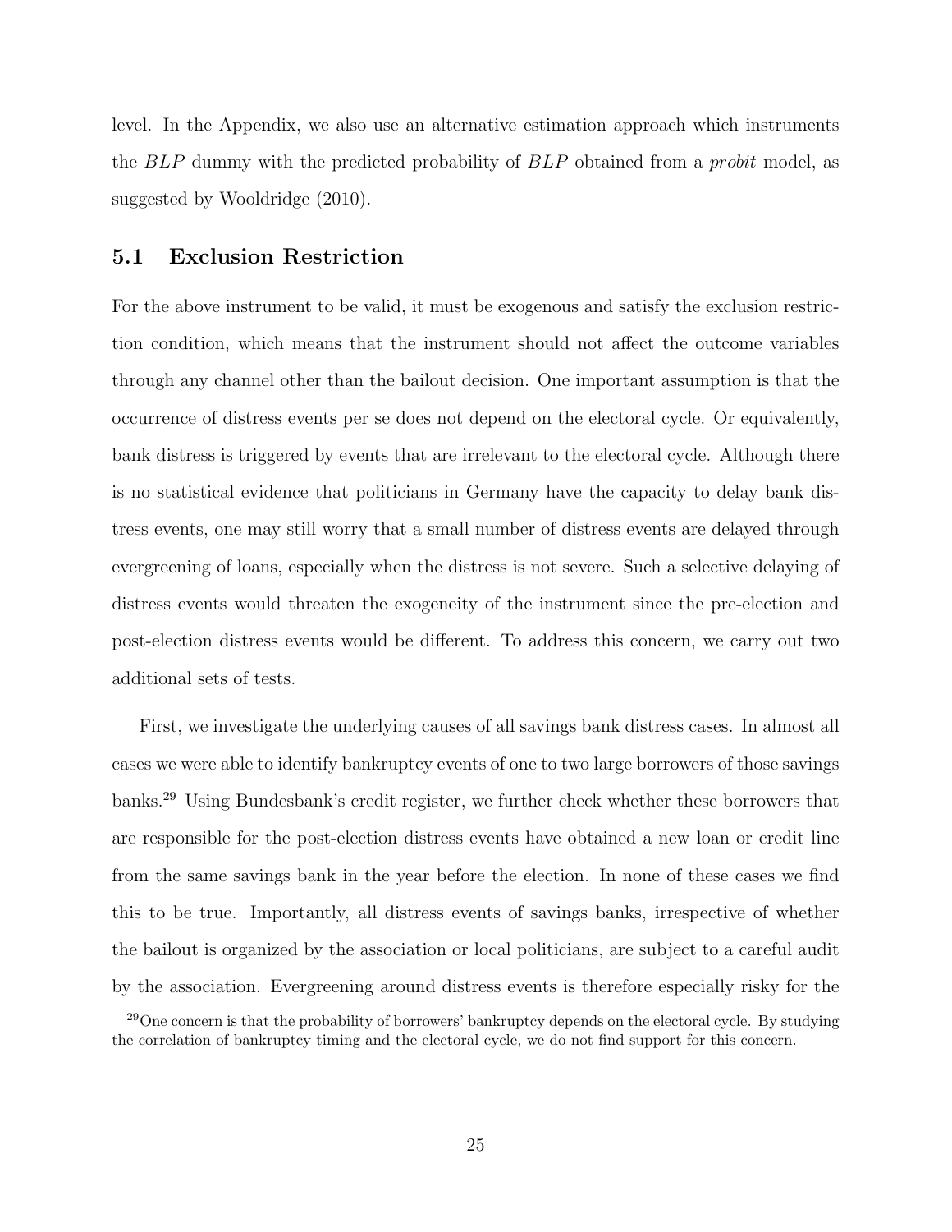level. In the Appendix, we also use an alternative estimation approach which instruments the $BLP$ dummy with the predicted probability of $BLP$ obtained from a *probit* model, as suggested by Wooldridge (2010).

## 5.1 Exclusion Restriction

For the above instrument to be valid, it must be exogenous and satisfy the exclusion restriction condition, which means that the instrument should not affect the outcome variables through any channel other than the bailout decision. One important assumption is that the occurrence of distress events per se does not depend on the electoral cycle. Or equivalently, bank distress is triggered by events that are irrelevant to the electoral cycle. Although there is no statistical evidence that politicians in Germany have the capacity to delay bank distress events, one may still worry that a small number of distress events are delayed through evergreening of loans, especially when the distress is not severe. Such a selective delaying of distress events would threaten the exogeneity of the instrument since the pre-election and post-election distress events would be different. To address this concern, we carry out two additional sets of tests.

First, we investigate the underlying causes of all savings bank distress cases. In almost all cases we were able to identify bankruptcy events of one to two large borrowers of those savings banks.[29] Using Bundesbank's credit register, we further check whether these borrowers that are responsible for the post-election distress events have obtained a new loan or credit line from the same savings bank in the year before the election. In none of these cases we find this to be true. Importantly, all distress events of savings banks, irrespective of whether the bailout is organized by the association or local politicians, are subject to a careful audit by the association. Evergreening around distress events is therefore especially risky for the

[29] One concern is that the probability of borrowers' bankruptcy depends on the electoral cycle. By studying the correlation of bankruptcy timing and the electoral cycle, we do not find support for this concern.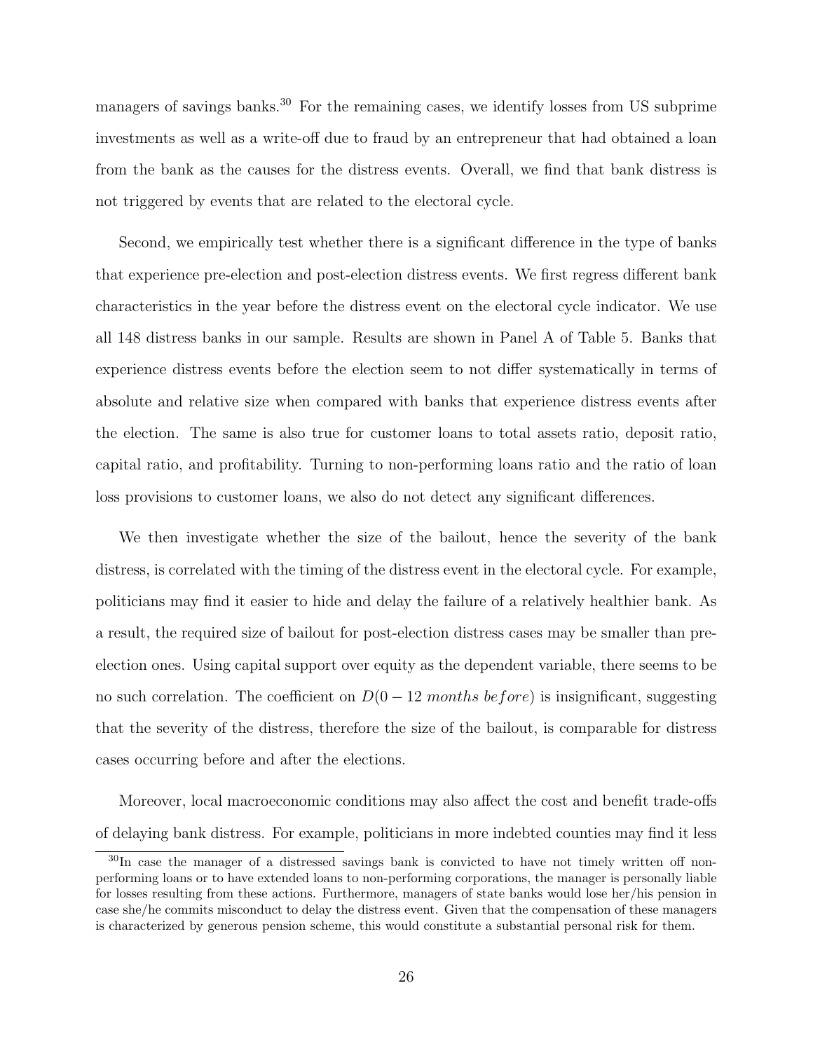managers of savings banks.[30] For the remaining cases, we identify losses from US subprime investments as well as a write-off due to fraud by an entrepreneur that had obtained a loan from the bank as the causes for the distress events. Overall, we find that bank distress is not triggered by events that are related to the electoral cycle.

Second, we empirically test whether there is a significant difference in the type of banks that experience pre-election and post-election distress events. We first regress different bank characteristics in the year before the distress event on the electoral cycle indicator. We use all 148 distress banks in our sample. Results are shown in Panel A of Table 5. Banks that experience distress events before the election seem to not differ systematically in terms of absolute and relative size when compared with banks that experience distress events after the election. The same is also true for customer loans to total assets ratio, deposit ratio, capital ratio, and profitability. Turning to non-performing loans ratio and the ratio of loan loss provisions to customer loans, we also do not detect any significant differences.

We then investigate whether the size of the bailout, hence the severity of the bank distress, is correlated with the timing of the distress event in the electoral cycle. For example, politicians may find it easier to hide and delay the failure of a relatively healthier bank. As a result, the required size of bailout for post-election distress cases may be smaller than pre-election ones. Using capital support over equity as the dependent variable, there seems to be no such correlation. The coefficient on $D(0-12\ months\ before)$ is insignificant, suggesting that the severity of the distress, therefore the size of the bailout, is comparable for distress cases occurring before and after the elections.

Moreover, local macroeconomic conditions may also affect the cost and benefit trade-offs of delaying bank distress. For example, politicians in more indebted counties may find it less

[30] In case the manager of a distressed savings bank is convicted to have not timely written off non-performing loans or to have extended loans to non-performing corporations, the manager is personally liable for losses resulting from these actions. Furthermore, managers of state banks would lose her/his pension in case she/he commits misconduct to delay the distress event. Given that the compensation of these managers is characterized by generous pension scheme, this would constitute a substantial personal risk for them.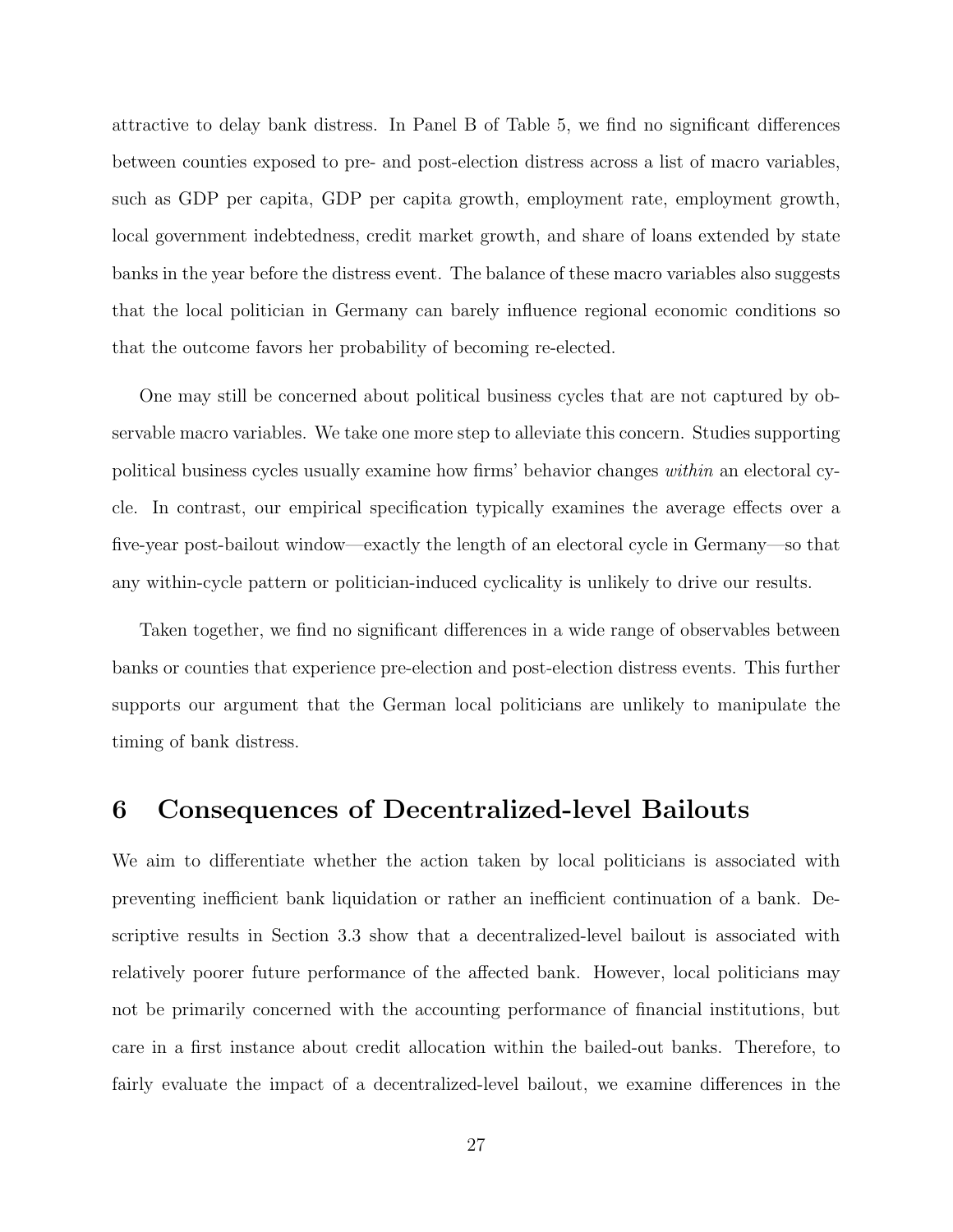attractive to delay bank distress. In Panel B of Table 5, we find no significant differences between counties exposed to pre- and post-election distress across a list of macro variables, such as GDP per capita, GDP per capita growth, employment rate, employment growth, local government indebtedness, credit market growth, and share of loans extended by state banks in the year before the distress event. The balance of these macro variables also suggests that the local politician in Germany can barely influence regional economic conditions so that the outcome favors her probability of becoming re-elected.

One may still be concerned about political business cycles that are not captured by observable macro variables. We take one more step to alleviate this concern. Studies supporting political business cycles usually examine how firms' behavior changes *within* an electoral cycle. In contrast, our empirical specification typically examines the average effects over a five-year post-bailout window—exactly the length of an electoral cycle in Germany—so that any within-cycle pattern or politician-induced cyclicality is unlikely to drive our results.

Taken together, we find no significant differences in a wide range of observables between banks or counties that experience pre-election and post-election distress events. This further supports our argument that the German local politicians are unlikely to manipulate the timing of bank distress.

# 6 Consequences of Decentralized-level Bailouts

We aim to differentiate whether the action taken by local politicians is associated with preventing inefficient bank liquidation or rather an inefficient continuation of a bank. Descriptive results in Section 3.3 show that a decentralized-level bailout is associated with relatively poorer future performance of the affected bank. However, local politicians may not be primarily concerned with the accounting performance of financial institutions, but care in a first instance about credit allocation within the bailed-out banks. Therefore, to fairly evaluate the impact of a decentralized-level bailout, we examine differences in the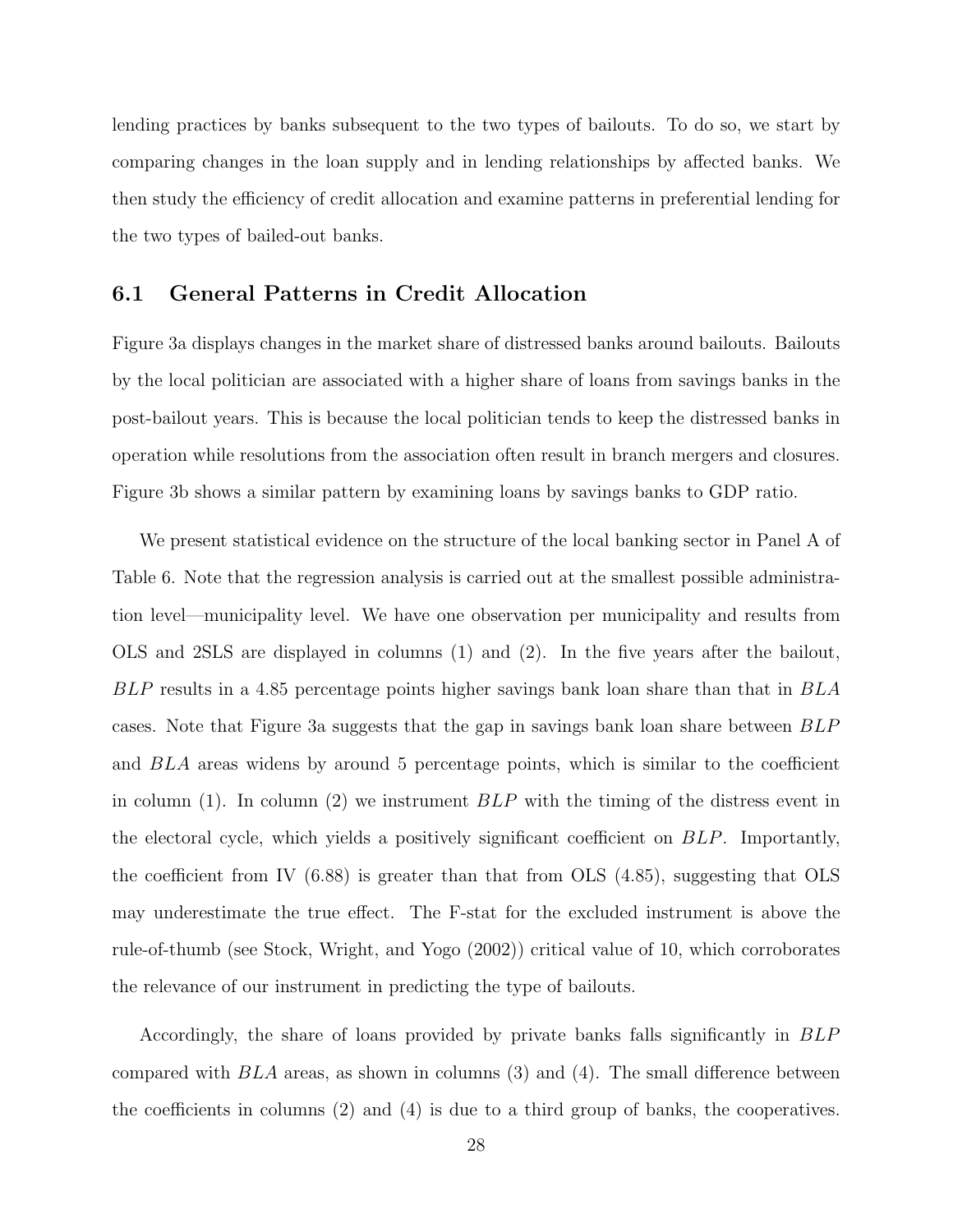lending practices by banks subsequent to the two types of bailouts. To do so, we start by comparing changes in the loan supply and in lending relationships by affected banks. We then study the efficiency of credit allocation and examine patterns in preferential lending for the two types of bailed-out banks.

## 6.1 General Patterns in Credit Allocation

Figure 3a displays changes in the market share of distressed banks around bailouts. Bailouts by the local politician are associated with a higher share of loans from savings banks in the post-bailout years. This is because the local politician tends to keep the distressed banks in operation while resolutions from the association often result in branch mergers and closures. Figure 3b shows a similar pattern by examining loans by savings banks to GDP ratio.

We present statistical evidence on the structure of the local banking sector in Panel A of Table 6. Note that the regression analysis is carried out at the smallest possible administration level—municipality level. We have one observation per municipality and results from OLS and 2SLS are displayed in columns (1) and (2). In the five years after the bailout, $BLP$ results in a 4.85 percentage points higher savings bank loan share than that in $BLA$ cases. Note that Figure 3a suggests that the gap in savings bank loan share between $BLP$ and $BLA$ areas widens by around 5 percentage points, which is similar to the coefficient in column (1). In column (2) we instrument $BLP$ with the timing of the distress event in the electoral cycle, which yields a positively significant coefficient on $BLP$. Importantly, the coefficient from IV (6.88) is greater than that from OLS (4.85), suggesting that OLS may underestimate the true effect. The F-stat for the excluded instrument is above the rule-of-thumb (see Stock, Wright, and Yogo (2002)) critical value of 10, which corroborates the relevance of our instrument in predicting the type of bailouts.

Accordingly, the share of loans provided by private banks falls significantly in $BLP$ compared with $BLA$ areas, as shown in columns (3) and (4). The small difference between the coefficients in columns (2) and (4) is due to a third group of banks, the cooperatives.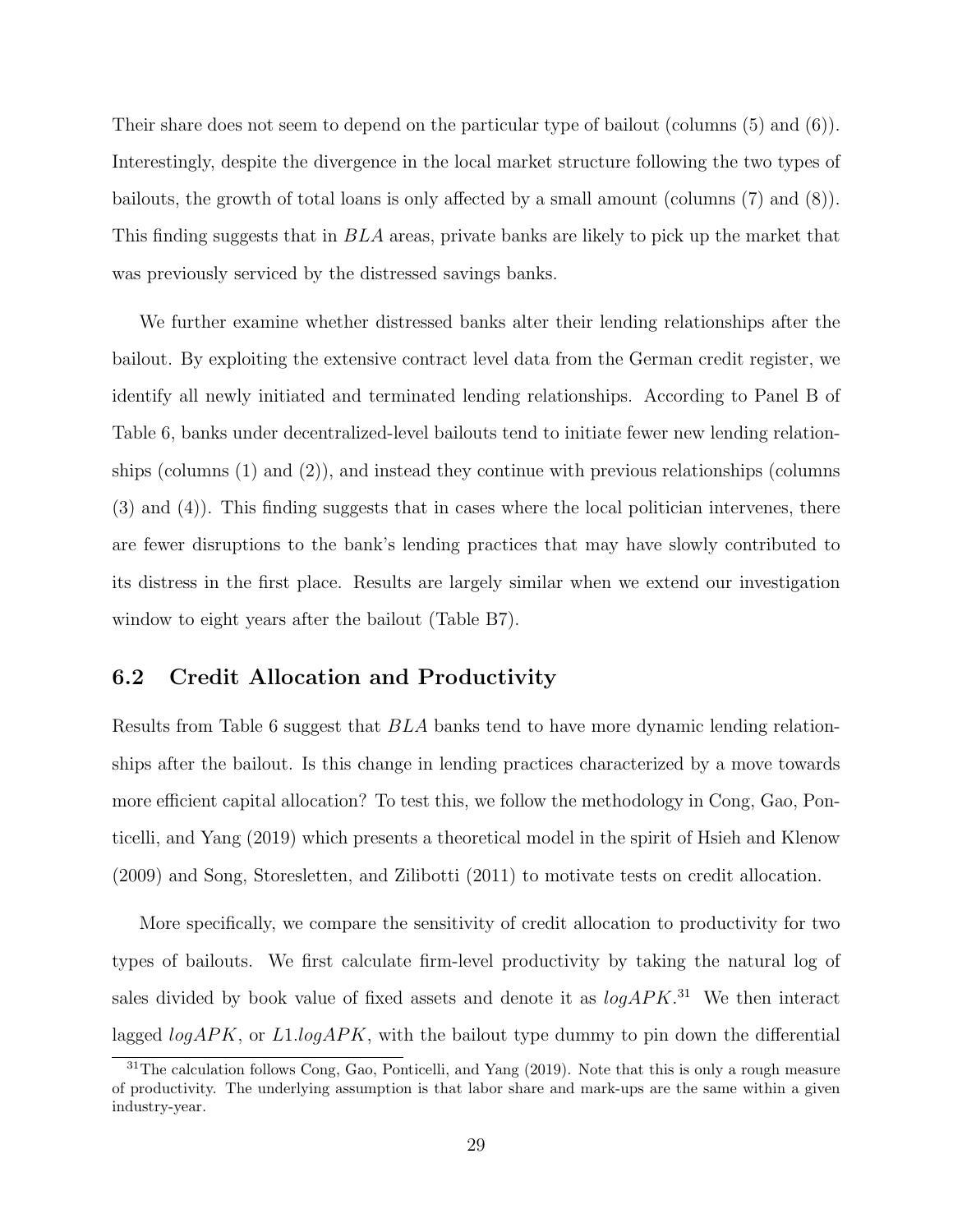Their share does not seem to depend on the particular type of bailout (columns (5) and (6)). Interestingly, despite the divergence in the local market structure following the two types of bailouts, the growth of total loans is only affected by a small amount (columns (7) and (8)). This finding suggests that in *BLA* areas, private banks are likely to pick up the market that was previously serviced by the distressed savings banks.

We further examine whether distressed banks alter their lending relationships after the bailout. By exploiting the extensive contract level data from the German credit register, we identify all newly initiated and terminated lending relationships. According to Panel B of Table 6, banks under decentralized-level bailouts tend to initiate fewer new lending relationships (columns (1) and (2)), and instead they continue with previous relationships (columns (3) and (4)). This finding suggests that in cases where the local politician intervenes, there are fewer disruptions to the bank's lending practices that may have slowly contributed to its distress in the first place. Results are largely similar when we extend our investigation window to eight years after the bailout (Table B7).

## 6.2 Credit Allocation and Productivity

Results from Table 6 suggest that *BLA* banks tend to have more dynamic lending relationships after the bailout. Is this change in lending practices characterized by a move towards more efficient capital allocation? To test this, we follow the methodology in Cong, Gao, Ponticelli, and Yang (2019) which presents a theoretical model in the spirit of Hsieh and Klenow (2009) and Song, Storesletten, and Zilibotti (2011) to motivate tests on credit allocation.

More specifically, we compare the sensitivity of credit allocation to productivity for two types of bailouts. We first calculate firm-level productivity by taking the natural log of sales divided by book value of fixed assets and denote it as $logAPK$.[31] We then interact lagged $logAPK$, or $L1.logAPK$, with the bailout type dummy to pin down the differential

[31] The calculation follows Cong, Gao, Ponticelli, and Yang (2019). Note that this is only a rough measure of productivity. The underlying assumption is that labor share and mark-ups are the same within a given industry-year.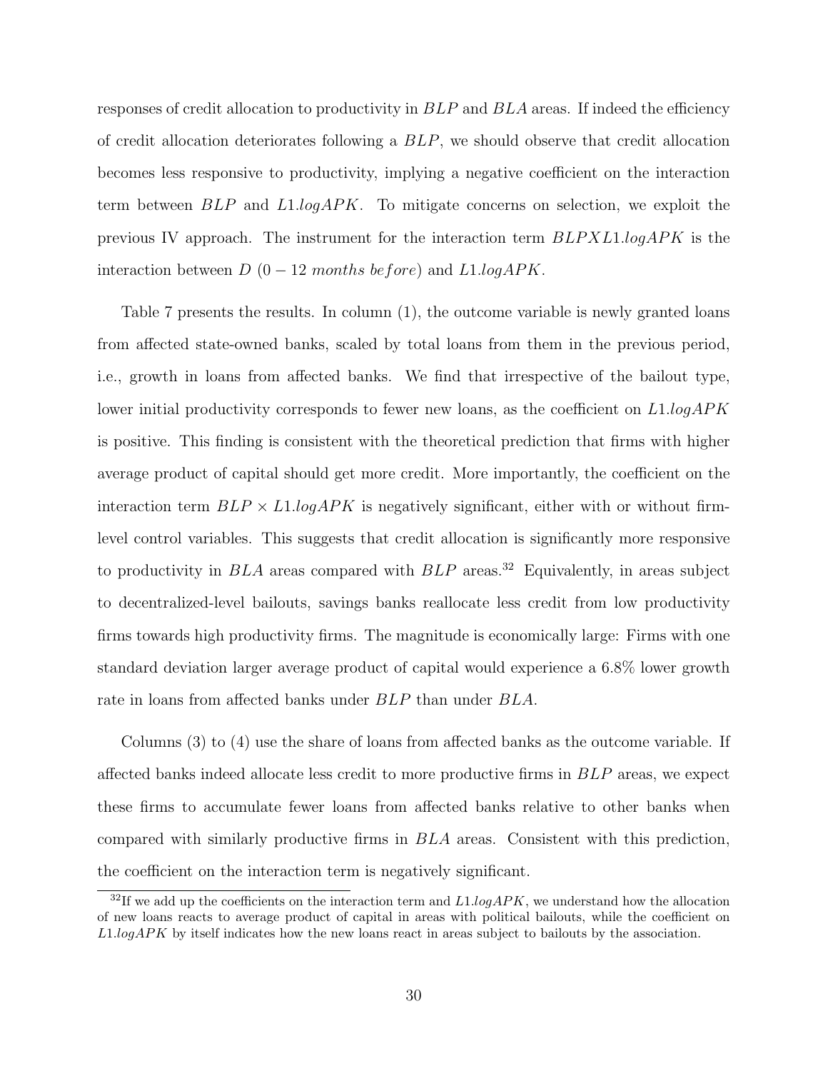responses of credit allocation to productivity in $BLP$ and $BLA$ areas. If indeed the efficiency of credit allocation deteriorates following a $BLP$, we should observe that credit allocation becomes less responsive to productivity, implying a negative coefficient on the interaction term between $BLP$ and $L1.logAPK$. To mitigate concerns on selection, we exploit the previous IV approach. The instrument for the interaction term $BLPXL1.logAPK$ is the interaction between $D$ $(0-12\ months\ before)$ and $L1.logAPK$.

Table 7 presents the results. In column (1), the outcome variable is newly granted loans from affected state-owned banks, scaled by total loans from them in the previous period, i.e., growth in loans from affected banks. We find that irrespective of the bailout type, lower initial productivity corresponds to fewer new loans, as the coefficient on $L1.logAPK$ is positive. This finding is consistent with the theoretical prediction that firms with higher average product of capital should get more credit. More importantly, the coefficient on the interaction term $BLP \times L1.logAPK$ is negatively significant, either with or without firm-level control variables. This suggests that credit allocation is significantly more responsive to productivity in $BLA$ areas compared with $BLP$ areas.[32] Equivalently, in areas subject to decentralized-level bailouts, savings banks reallocate less credit from low productivity firms towards high productivity firms. The magnitude is economically large: Firms with one standard deviation larger average product of capital would experience a 6.8% lower growth rate in loans from affected banks under $BLP$ than under $BLA$.

Columns (3) to (4) use the share of loans from affected banks as the outcome variable. If affected banks indeed allocate less credit to more productive firms in $BLP$ areas, we expect these firms to accumulate fewer loans from affected banks relative to other banks when compared with similarly productive firms in $BLA$ areas. Consistent with this prediction, the coefficient on the interaction term is negatively significant.

[32] If we add up the coefficients on the interaction term and $L1.logAPK$, we understand how the allocation of new loans reacts to average product of capital in areas with political bailouts, while the coefficient on $L1.logAPK$ by itself indicates how the new loans react in areas subject to bailouts by the association.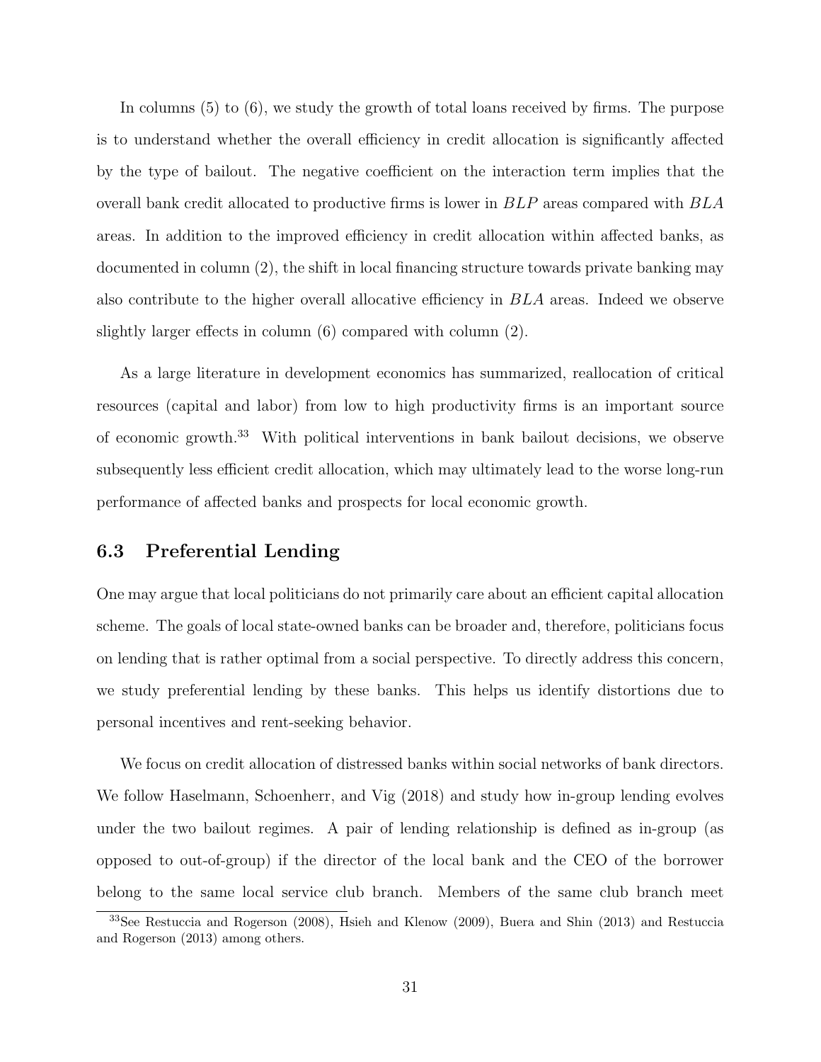In columns (5) to (6), we study the growth of total loans received by firms. The purpose is to understand whether the overall efficiency in credit allocation is significantly affected by the type of bailout. The negative coefficient on the interaction term implies that the overall bank credit allocated to productive firms is lower in $BLP$ areas compared with $BLA$ areas. In addition to the improved efficiency in credit allocation within affected banks, as documented in column (2), the shift in local financing structure towards private banking may also contribute to the higher overall allocative efficiency in $BLA$ areas. Indeed we observe slightly larger effects in column (6) compared with column (2).

As a large literature in development economics has summarized, reallocation of critical resources (capital and labor) from low to high productivity firms is an important source of economic growth.[33] With political interventions in bank bailout decisions, we observe subsequently less efficient credit allocation, which may ultimately lead to the worse long-run performance of affected banks and prospects for local economic growth.

## 6.3 Preferential Lending

One may argue that local politicians do not primarily care about an efficient capital allocation scheme. The goals of local state-owned banks can be broader and, therefore, politicians focus on lending that is rather optimal from a social perspective. To directly address this concern, we study preferential lending by these banks. This helps us identify distortions due to personal incentives and rent-seeking behavior.

We focus on credit allocation of distressed banks within social networks of bank directors. We follow Haselmann, Schoenherr, and Vig (2018) and study how in-group lending evolves under the two bailout regimes. A pair of lending relationship is defined as in-group (as opposed to out-of-group) if the director of the local bank and the CEO of the borrower belong to the same local service club branch. Members of the same club branch meet

[33] See Restuccia and Rogerson (2008), Hsieh and Klenow (2009), Buera and Shin (2013) and Restuccia and Rogerson (2013) among others.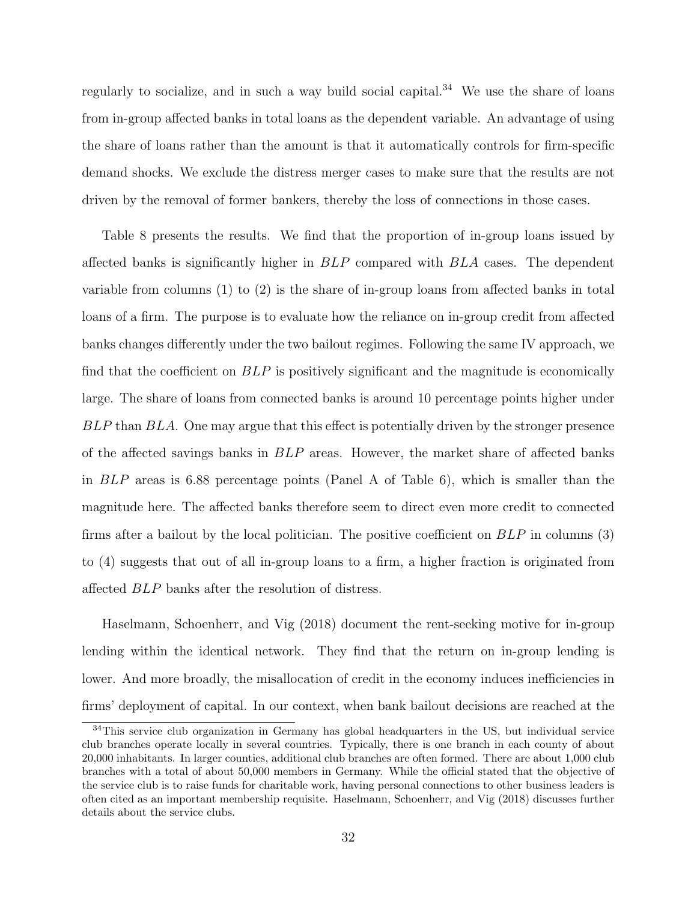regularly to socialize, and in such a way build social capital.[34] We use the share of loans from in-group affected banks in total loans as the dependent variable. An advantage of using the share of loans rather than the amount is that it automatically controls for firm-specific demand shocks. We exclude the distress merger cases to make sure that the results are not driven by the removal of former bankers, thereby the loss of connections in those cases.

Table 8 presents the results. We find that the proportion of in-group loans issued by affected banks is significantly higher in *BLP* compared with *BLA* cases. The dependent variable from columns (1) to (2) is the share of in-group loans from affected banks in total loans of a firm. The purpose is to evaluate how the reliance on in-group credit from affected banks changes differently under the two bailout regimes. Following the same IV approach, we find that the coefficient on *BLP* is positively significant and the magnitude is economically large. The share of loans from connected banks is around 10 percentage points higher under *BLP* than *BLA*. One may argue that this effect is potentially driven by the stronger presence of the affected savings banks in *BLP* areas. However, the market share of affected banks in *BLP* areas is 6.88 percentage points (Panel A of Table 6), which is smaller than the magnitude here. The affected banks therefore seem to direct even more credit to connected firms after a bailout by the local politician. The positive coefficient on *BLP* in columns (3) to (4) suggests that out of all in-group loans to a firm, a higher fraction is originated from affected *BLP* banks after the resolution of distress.

Haselmann, Schoenherr, and Vig (2018) document the rent-seeking motive for in-group lending within the identical network. They find that the return on in-group lending is lower. And more broadly, the misallocation of credit in the economy induces inefficiencies in firms' deployment of capital. In our context, when bank bailout decisions are reached at the

[34] This service club organization in Germany has global headquarters in the US, but individual service club branches operate locally in several countries. Typically, there is one branch in each county of about 20,000 inhabitants. In larger counties, additional club branches are often formed. There are about 1,000 club branches with a total of about 50,000 members in Germany. While the official stated that the objective of the service club is to raise funds for charitable work, having personal connections to other business leaders is often cited as an important membership requisite. Haselmann, Schoenherr, and Vig (2018) discusses further details about the service clubs.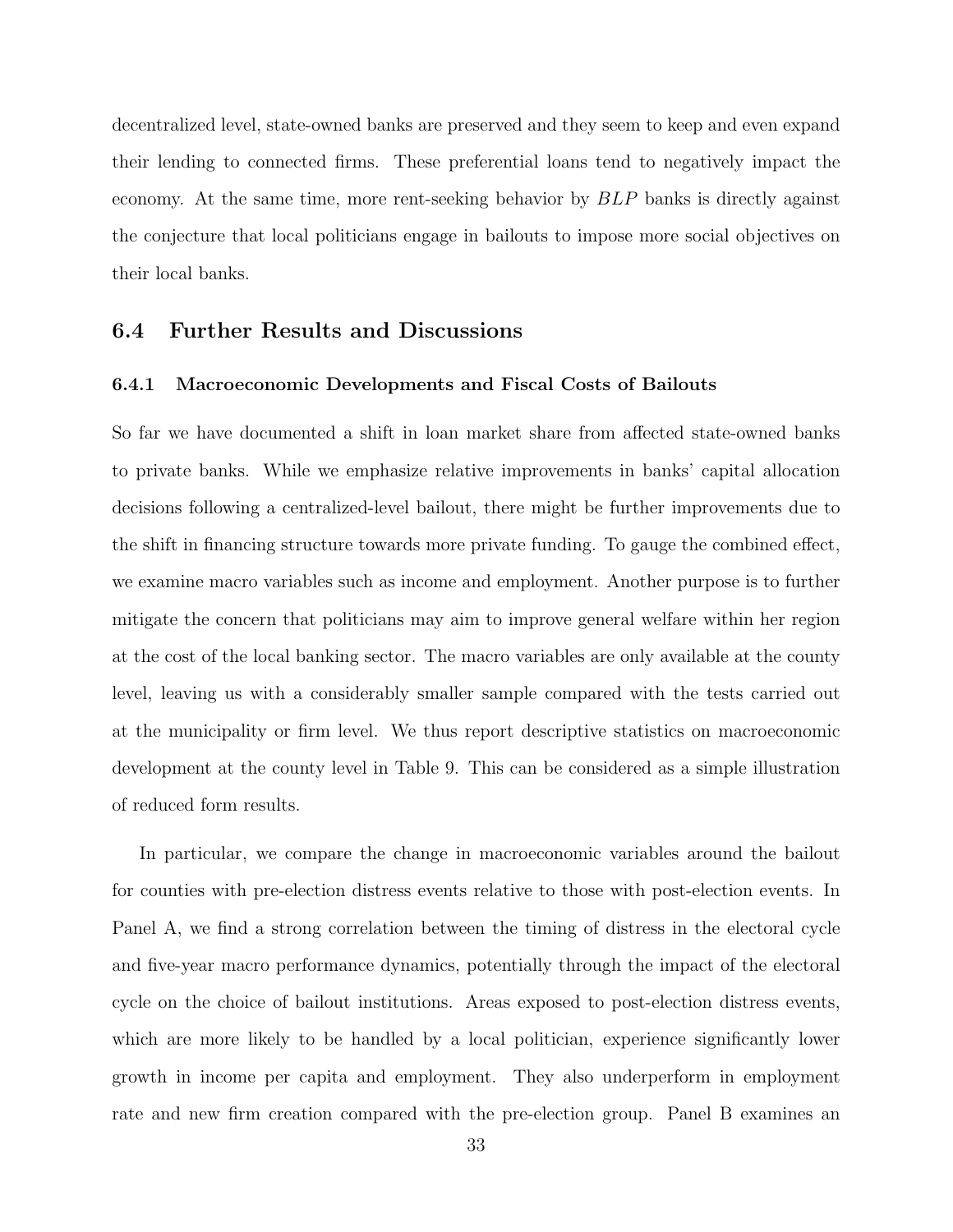decentralized level, state-owned banks are preserved and they seem to keep and even expand their lending to connected firms. These preferential loans tend to negatively impact the economy. At the same time, more rent-seeking behavior by $BLP$ banks is directly against the conjecture that local politicians engage in bailouts to impose more social objectives on their local banks.

## 6.4 Further Results and Discussions

### 6.4.1 Macroeconomic Developments and Fiscal Costs of Bailouts

So far we have documented a shift in loan market share from affected state-owned banks to private banks. While we emphasize relative improvements in banks' capital allocation decisions following a centralized-level bailout, there might be further improvements due to the shift in financing structure towards more private funding. To gauge the combined effect, we examine macro variables such as income and employment. Another purpose is to further mitigate the concern that politicians may aim to improve general welfare within her region at the cost of the local banking sector. The macro variables are only available at the county level, leaving us with a considerably smaller sample compared with the tests carried out at the municipality or firm level. We thus report descriptive statistics on macroeconomic development at the county level in Table 9. This can be considered as a simple illustration of reduced form results.

In particular, we compare the change in macroeconomic variables around the bailout for counties with pre-election distress events relative to those with post-election events. In Panel A, we find a strong correlation between the timing of distress in the electoral cycle and five-year macro performance dynamics, potentially through the impact of the electoral cycle on the choice of bailout institutions. Areas exposed to post-election distress events, which are more likely to be handled by a local politician, experience significantly lower growth in income per capita and employment. They also underperform in employment rate and new firm creation compared with the pre-election group. Panel B examines an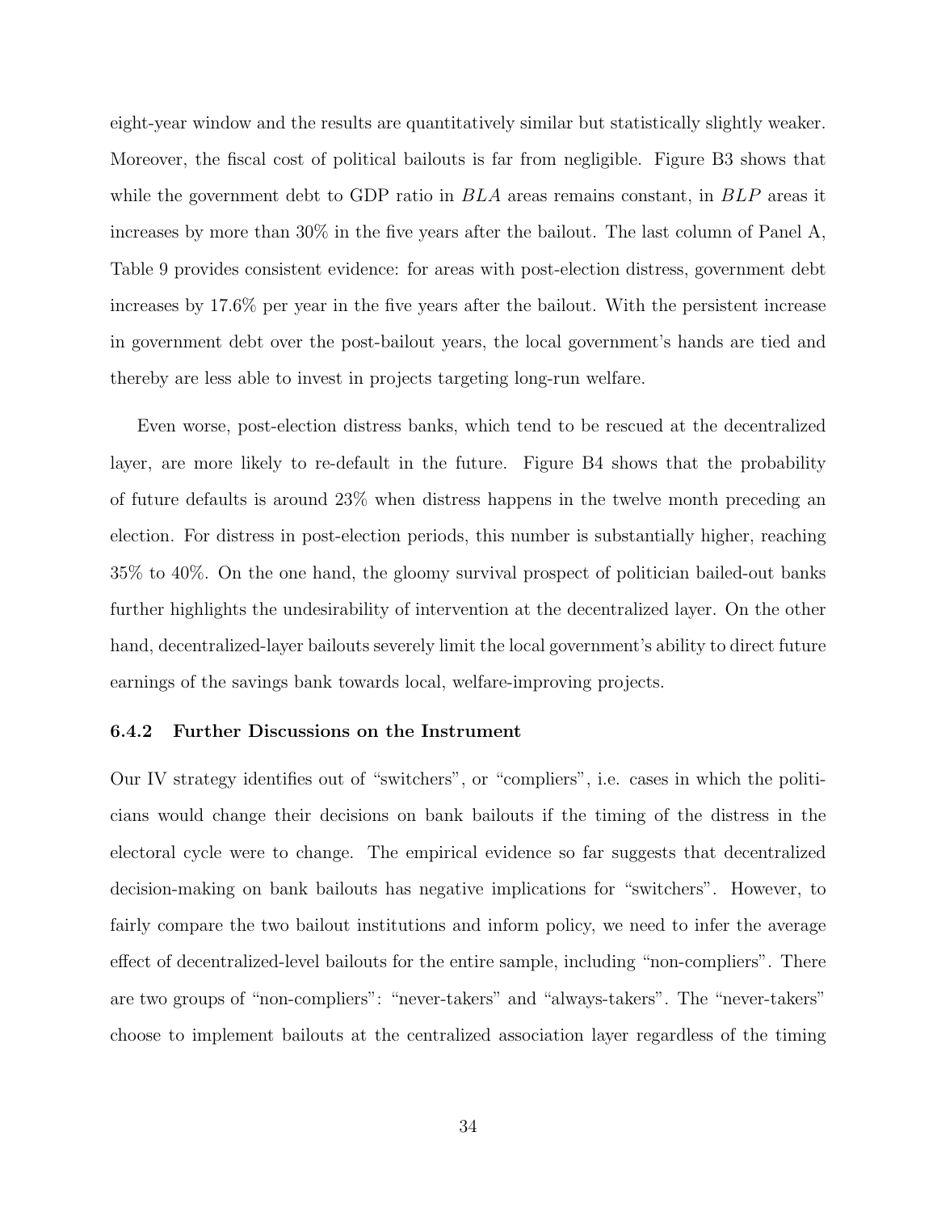eight-year window and the results are quantitatively similar but statistically slightly weaker. Moreover, the fiscal cost of political bailouts is far from negligible. Figure B3 shows that while the government debt to GDP ratio in $BLA$ areas remains constant, in $BLP$ areas it increases by more than 30% in the five years after the bailout. The last column of Panel A, Table 9 provides consistent evidence: for areas with post-election distress, government debt increases by 17.6% per year in the five years after the bailout. With the persistent increase in government debt over the post-bailout years, the local government's hands are tied and thereby are less able to invest in projects targeting long-run welfare.

Even worse, post-election distress banks, which tend to be rescued at the decentralized layer, are more likely to re-default in the future. Figure B4 shows that the probability of future defaults is around 23% when distress happens in the twelve month preceding an election. For distress in post-election periods, this number is substantially higher, reaching 35% to 40%. On the one hand, the gloomy survival prospect of politician bailed-out banks further highlights the undesirability of intervention at the decentralized layer. On the other hand, decentralized-layer bailouts severely limit the local government's ability to direct future earnings of the savings bank towards local, welfare-improving projects.

### 6.4.2 Further Discussions on the Instrument

Our IV strategy identifies out of "switchers", or "compliers", i.e. cases in which the politicians would change their decisions on bank bailouts if the timing of the distress in the electoral cycle were to change. The empirical evidence so far suggests that decentralized decision-making on bank bailouts has negative implications for "switchers". However, to fairly compare the two bailout institutions and inform policy, we need to infer the average effect of decentralized-level bailouts for the entire sample, including "non-compliers". There are two groups of "non-compliers": "never-takers" and "always-takers". The "never-takers" choose to implement bailouts at the centralized association layer regardless of the timing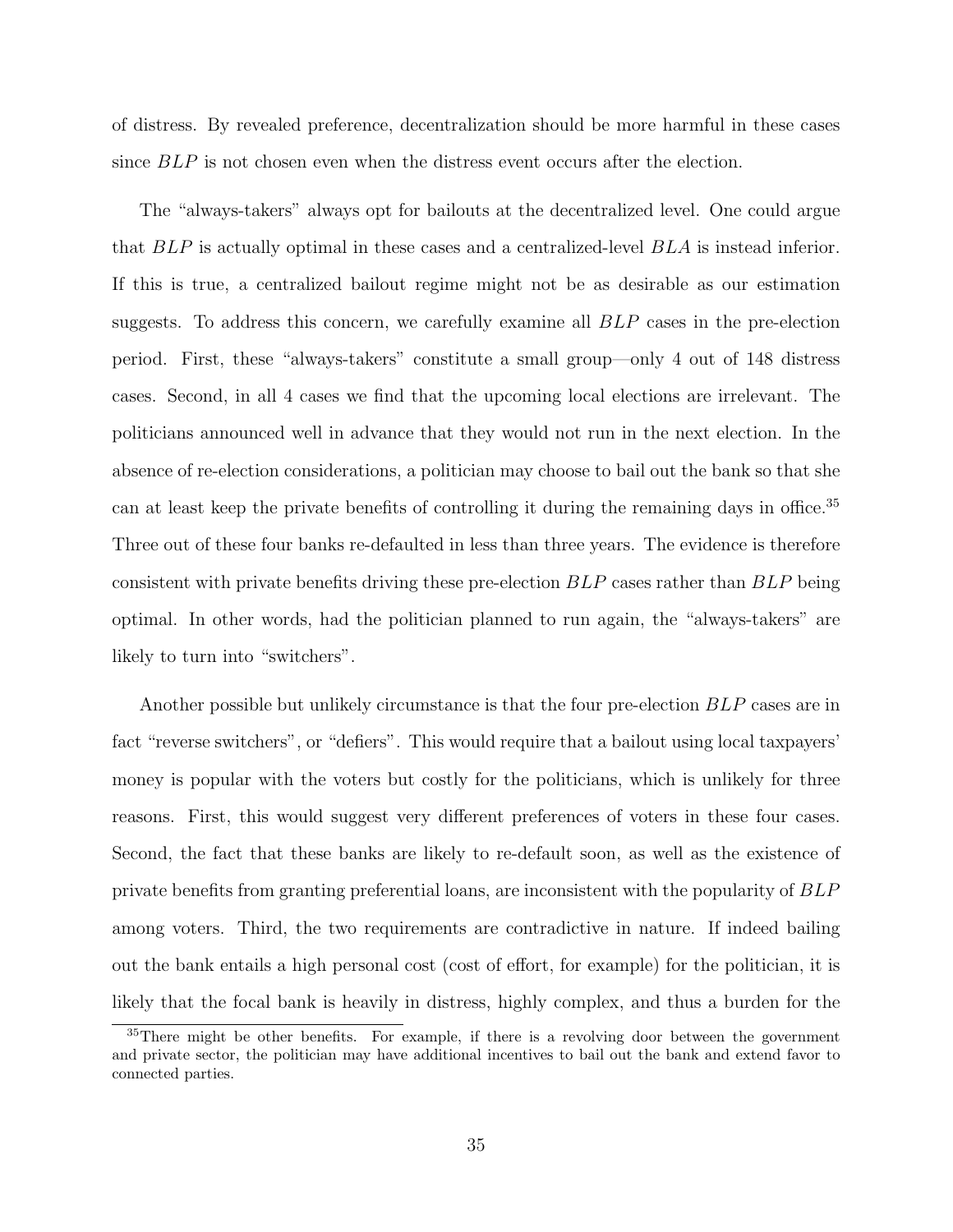of distress. By revealed preference, decentralization should be more harmful in these cases since $BLP$ is not chosen even when the distress event occurs after the election.

The "always-takers" always opt for bailouts at the decentralized level. One could argue that $BLP$ is actually optimal in these cases and a centralized-level $BLA$ is instead inferior. If this is true, a centralized bailout regime might not be as desirable as our estimation suggests. To address this concern, we carefully examine all $BLP$ cases in the pre-election period. First, these "always-takers" constitute a small group—only 4 out of 148 distress cases. Second, in all 4 cases we find that the upcoming local elections are irrelevant. The politicians announced well in advance that they would not run in the next election. In the absence of re-election considerations, a politician may choose to bail out the bank so that she can at least keep the private benefits of controlling it during the remaining days in office.[35] Three out of these four banks re-defaulted in less than three years. The evidence is therefore consistent with private benefits driving these pre-election $BLP$ cases rather than $BLP$ being optimal. In other words, had the politician planned to run again, the "always-takers" are likely to turn into "switchers".

Another possible but unlikely circumstance is that the four pre-election $BLP$ cases are in fact "reverse switchers", or "defiers". This would require that a bailout using local taxpayers' money is popular with the voters but costly for the politicians, which is unlikely for three reasons. First, this would suggest very different preferences of voters in these four cases. Second, the fact that these banks are likely to re-default soon, as well as the existence of private benefits from granting preferential loans, are inconsistent with the popularity of $BLP$ among voters. Third, the two requirements are contradictive in nature. If indeed bailing out the bank entails a high personal cost (cost of effort, for example) for the politician, it is likely that the focal bank is heavily in distress, highly complex, and thus a burden for the

[35] There might be other benefits. For example, if there is a revolving door between the government and private sector, the politician may have additional incentives to bail out the bank and extend favor to connected parties.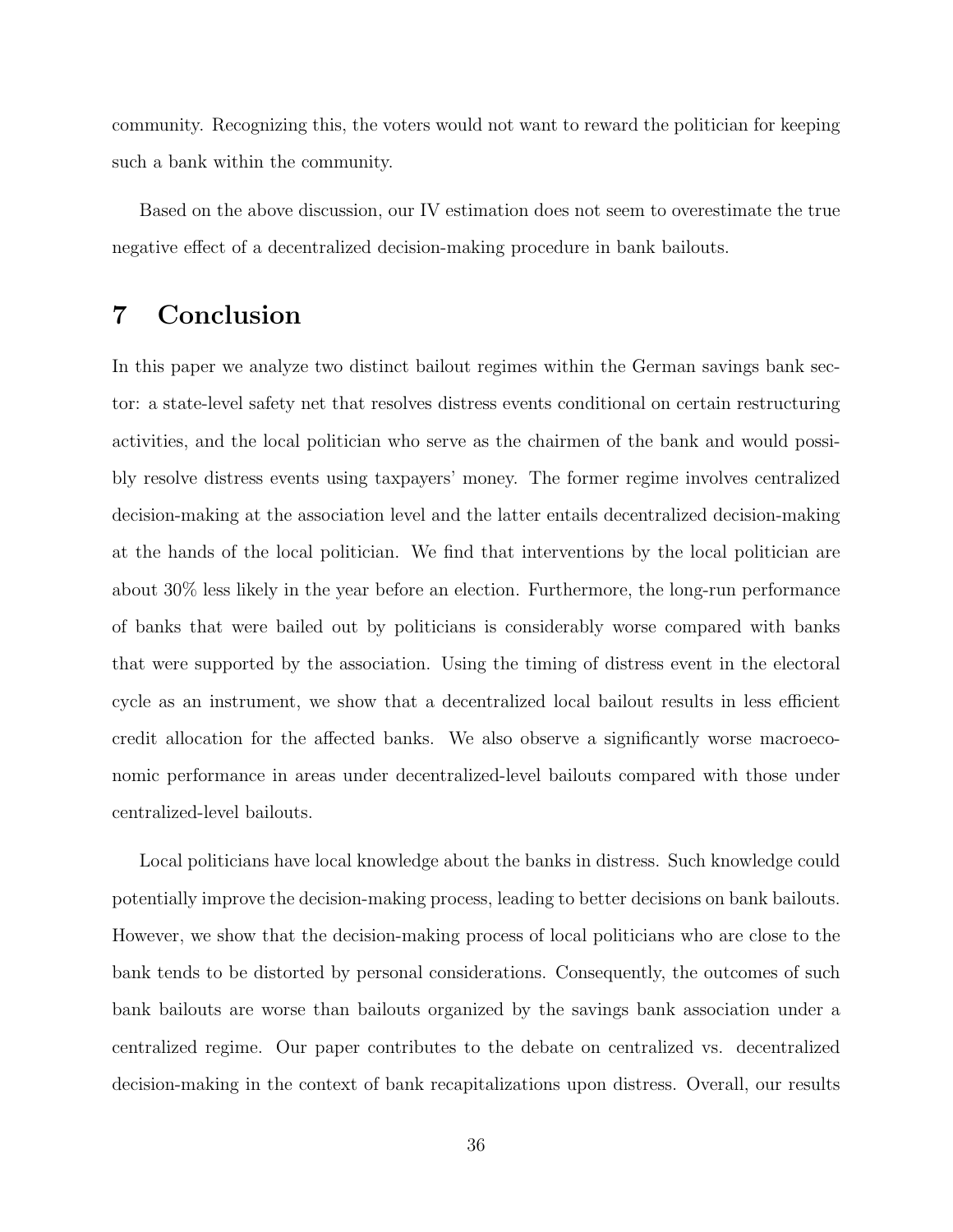community. Recognizing this, the voters would not want to reward the politician for keeping such a bank within the community.

Based on the above discussion, our IV estimation does not seem to overestimate the true negative effect of a decentralized decision-making procedure in bank bailouts.

# 7 Conclusion

In this paper we analyze two distinct bailout regimes within the German savings bank sector: a state-level safety net that resolves distress events conditional on certain restructuring activities, and the local politician who serve as the chairmen of the bank and would possibly resolve distress events using taxpayers' money. The former regime involves centralized decision-making at the association level and the latter entails decentralized decision-making at the hands of the local politician. We find that interventions by the local politician are about 30% less likely in the year before an election. Furthermore, the long-run performance of banks that were bailed out by politicians is considerably worse compared with banks that were supported by the association. Using the timing of distress event in the electoral cycle as an instrument, we show that a decentralized local bailout results in less efficient credit allocation for the affected banks. We also observe a significantly worse macroeconomic performance in areas under decentralized-level bailouts compared with those under centralized-level bailouts.

Local politicians have local knowledge about the banks in distress. Such knowledge could potentially improve the decision-making process, leading to better decisions on bank bailouts. However, we show that the decision-making process of local politicians who are close to the bank tends to be distorted by personal considerations. Consequently, the outcomes of such bank bailouts are worse than bailouts organized by the savings bank association under a centralized regime. Our paper contributes to the debate on centralized vs. decentralized decision-making in the context of bank recapitalizations upon distress. Overall, our results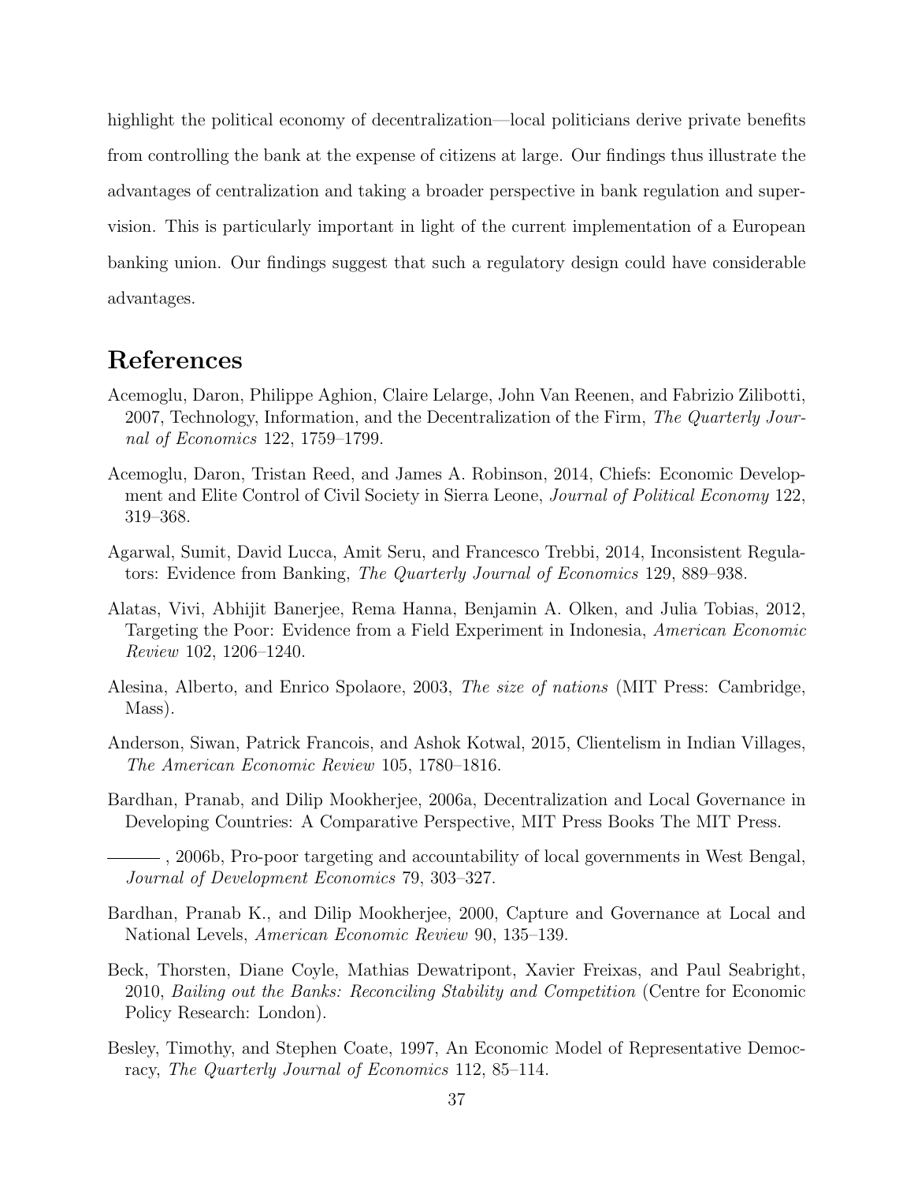highlight the political economy of decentralization—local politicians derive private benefits from controlling the bank at the expense of citizens at large. Our findings thus illustrate the advantages of centralization and taking a broader perspective in bank regulation and supervision. This is particularly important in light of the current implementation of a European banking union. Our findings suggest that such a regulatory design could have considerable advantages.

# References

Acemoglu, Daron, Philippe Aghion, Claire Lelarge, John Van Reenen, and Fabrizio Zilibotti, 2007, Technology, Information, and the Decentralization of the Firm, *The Quarterly Journal of Economics* 122, 1759–1799.

Acemoglu, Daron, Tristan Reed, and James A. Robinson, 2014, Chiefs: Economic Development and Elite Control of Civil Society in Sierra Leone, *Journal of Political Economy* 122, 319–368.

Agarwal, Sumit, David Lucca, Amit Seru, and Francesco Trebbi, 2014, Inconsistent Regulators: Evidence from Banking, *The Quarterly Journal of Economics* 129, 889–938.

Alatas, Vivi, Abhijit Banerjee, Rema Hanna, Benjamin A. Olken, and Julia Tobias, 2012, Targeting the Poor: Evidence from a Field Experiment in Indonesia, *American Economic Review* 102, 1206–1240.

Alesina, Alberto, and Enrico Spolaore, 2003, *The size of nations* (MIT Press: Cambridge, Mass).

Anderson, Siwan, Patrick Francois, and Ashok Kotwal, 2015, Clientelism in Indian Villages, *The American Economic Review* 105, 1780–1816.

Bardhan, Pranab, and Dilip Mookherjee, 2006a, Decentralization and Local Governance in Developing Countries: A Comparative Perspective, MIT Press Books The MIT Press.

———, 2006b, Pro-poor targeting and accountability of local governments in West Bengal, *Journal of Development Economics* 79, 303–327.

Bardhan, Pranab K., and Dilip Mookherjee, 2000, Capture and Governance at Local and National Levels, *American Economic Review* 90, 135–139.

Beck, Thorsten, Diane Coyle, Mathias Dewatripont, Xavier Freixas, and Paul Seabright, 2010, *Bailing out the Banks: Reconciling Stability and Competition* (Centre for Economic Policy Research: London).

Besley, Timothy, and Stephen Coate, 1997, An Economic Model of Representative Democracy, *The Quarterly Journal of Economics* 112, 85–114.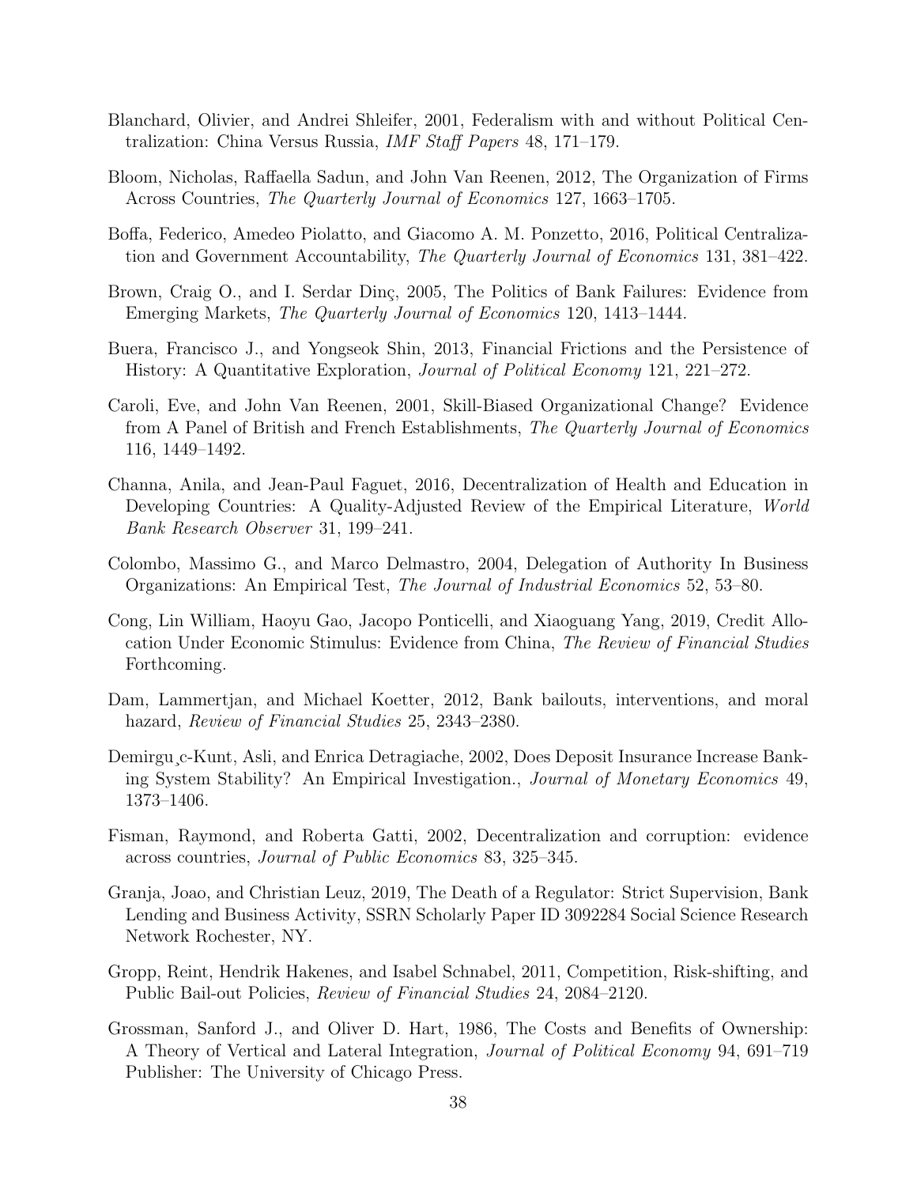Blanchard, Olivier, and Andrei Shleifer, 2001, Federalism with and without Political Centralization: China Versus Russia, *IMF Staff Papers* 48, 171–179.

Bloom, Nicholas, Raffaella Sadun, and John Van Reenen, 2012, The Organization of Firms Across Countries, *The Quarterly Journal of Economics* 127, 1663–1705.

Boffa, Federico, Amedeo Piolatto, and Giacomo A. M. Ponzetto, 2016, Political Centralization and Government Accountability, *The Quarterly Journal of Economics* 131, 381–422.

Brown, Craig O., and I. Serdar Dinç, 2005, The Politics of Bank Failures: Evidence from Emerging Markets, *The Quarterly Journal of Economics* 120, 1413–1444.

Buera, Francisco J., and Yongseok Shin, 2013, Financial Frictions and the Persistence of History: A Quantitative Exploration, *Journal of Political Economy* 121, 221–272.

Caroli, Eve, and John Van Reenen, 2001, Skill-Biased Organizational Change? Evidence from A Panel of British and French Establishments, *The Quarterly Journal of Economics* 116, 1449–1492.

Channa, Anila, and Jean-Paul Faguet, 2016, Decentralization of Health and Education in Developing Countries: A Quality-Adjusted Review of the Empirical Literature, *World Bank Research Observer* 31, 199–241.

Colombo, Massimo G., and Marco Delmastro, 2004, Delegation of Authority In Business Organizations: An Empirical Test, *The Journal of Industrial Economics* 52, 53–80.

Cong, Lin William, Haoyu Gao, Jacopo Ponticelli, and Xiaoguang Yang, 2019, Credit Allocation Under Economic Stimulus: Evidence from China, *The Review of Financial Studies* Forthcoming.

Dam, Lammertjan, and Michael Koetter, 2012, Bank bailouts, interventions, and moral hazard, *Review of Financial Studies* 25, 2343–2380.

Demirgu¸c-Kunt, Asli, and Enrica Detragiache, 2002, Does Deposit Insurance Increase Banking System Stability? An Empirical Investigation., *Journal of Monetary Economics* 49, 1373–1406.

Fisman, Raymond, and Roberta Gatti, 2002, Decentralization and corruption: evidence across countries, *Journal of Public Economics* 83, 325–345.

Granja, Joao, and Christian Leuz, 2019, The Death of a Regulator: Strict Supervision, Bank Lending and Business Activity, SSRN Scholarly Paper ID 3092284 Social Science Research Network Rochester, NY.

Gropp, Reint, Hendrik Hakenes, and Isabel Schnabel, 2011, Competition, Risk-shifting, and Public Bail-out Policies, *Review of Financial Studies* 24, 2084–2120.

Grossman, Sanford J., and Oliver D. Hart, 1986, The Costs and Benefits of Ownership: A Theory of Vertical and Lateral Integration, *Journal of Political Economy* 94, 691–719 Publisher: The University of Chicago Press.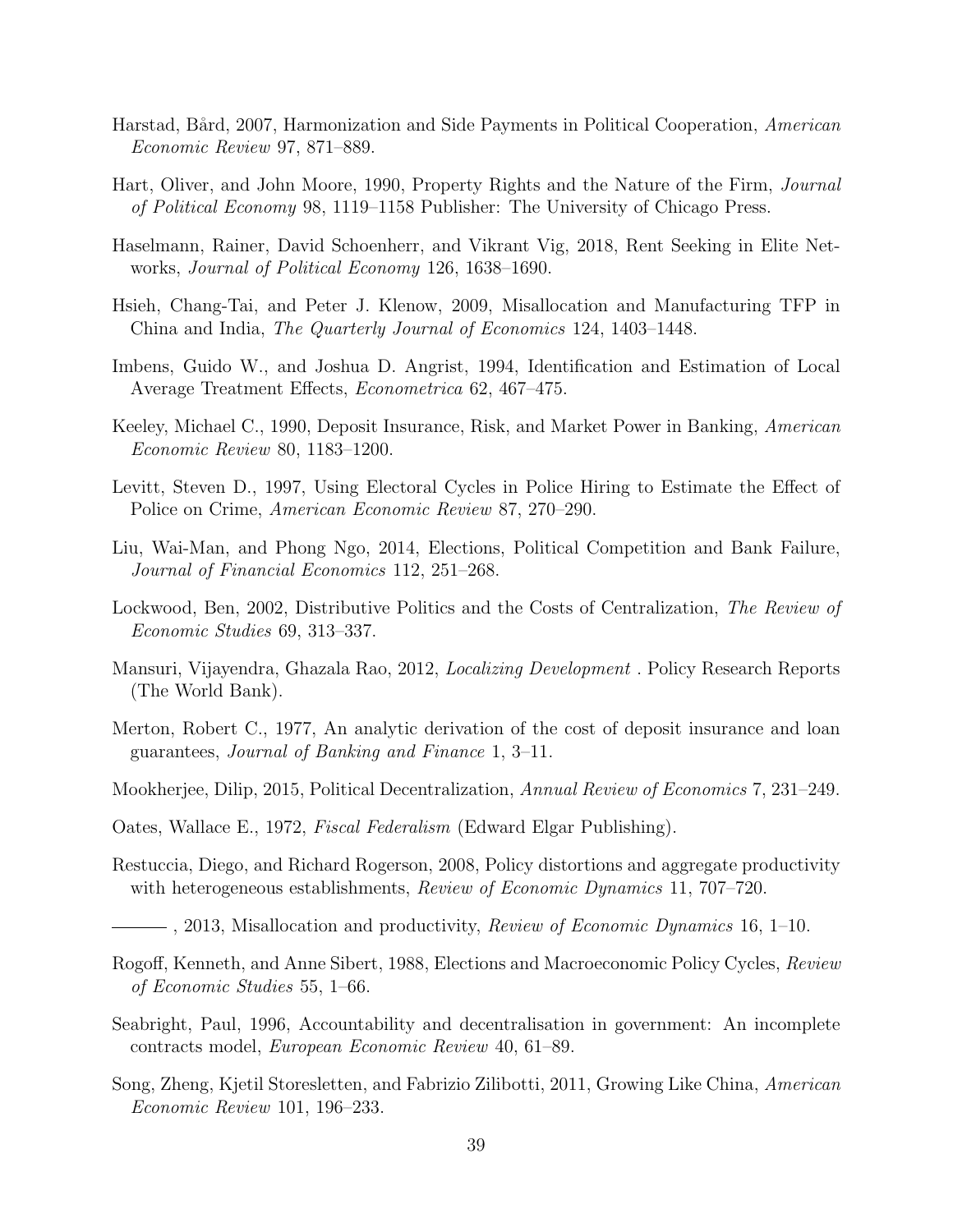Harstad, Bård, 2007, Harmonization and Side Payments in Political Cooperation, *American Economic Review* 97, 871–889.

Hart, Oliver, and John Moore, 1990, Property Rights and the Nature of the Firm, *Journal of Political Economy* 98, 1119–1158 Publisher: The University of Chicago Press.

Haselmann, Rainer, David Schoenherr, and Vikrant Vig, 2018, Rent Seeking in Elite Networks, *Journal of Political Economy* 126, 1638–1690.

Hsieh, Chang-Tai, and Peter J. Klenow, 2009, Misallocation and Manufacturing TFP in China and India, *The Quarterly Journal of Economics* 124, 1403–1448.

Imbens, Guido W., and Joshua D. Angrist, 1994, Identification and Estimation of Local Average Treatment Effects, *Econometrica* 62, 467–475.

Keeley, Michael C., 1990, Deposit Insurance, Risk, and Market Power in Banking, *American Economic Review* 80, 1183–1200.

Levitt, Steven D., 1997, Using Electoral Cycles in Police Hiring to Estimate the Effect of Police on Crime, *American Economic Review* 87, 270–290.

Liu, Wai-Man, and Phong Ngo, 2014, Elections, Political Competition and Bank Failure, *Journal of Financial Economics* 112, 251–268.

Lockwood, Ben, 2002, Distributive Politics and the Costs of Centralization, *The Review of Economic Studies* 69, 313–337.

Mansuri, Vijayendra, Ghazala Rao, 2012, *Localizing Development* . Policy Research Reports (The World Bank).

Merton, Robert C., 1977, An analytic derivation of the cost of deposit insurance and loan guarantees, *Journal of Banking and Finance* 1, 3–11.

Mookherjee, Dilip, 2015, Political Decentralization, *Annual Review of Economics* 7, 231–249.

Oates, Wallace E., 1972, *Fiscal Federalism* (Edward Elgar Publishing).

Restuccia, Diego, and Richard Rogerson, 2008, Policy distortions and aggregate productivity with heterogeneous establishments, *Review of Economic Dynamics* 11, 707–720.

———, 2013, Misallocation and productivity, *Review of Economic Dynamics* 16, 1–10.

Rogoff, Kenneth, and Anne Sibert, 1988, Elections and Macroeconomic Policy Cycles, *Review of Economic Studies* 55, 1–66.

Seabright, Paul, 1996, Accountability and decentralisation in government: An incomplete contracts model, *European Economic Review* 40, 61–89.

Song, Zheng, Kjetil Storesletten, and Fabrizio Zilibotti, 2011, Growing Like China, *American Economic Review* 101, 196–233.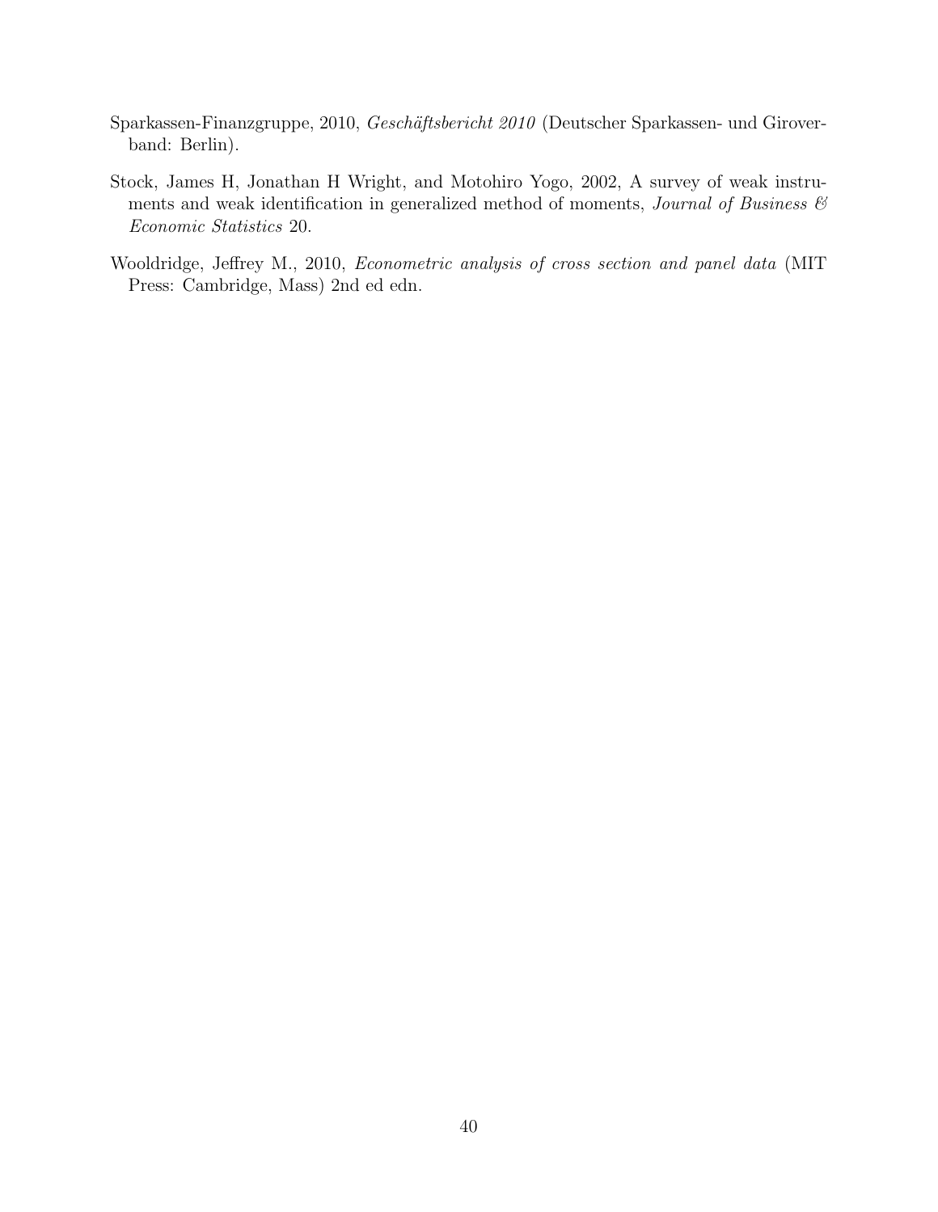Sparkassen-Finanzgruppe, 2010, *Geschäftsbericht 2010* (Deutscher Sparkassen- und Giroverband: Berlin).

Stock, James H, Jonathan H Wright, and Motohiro Yogo, 2002, A survey of weak instruments and weak identification in generalized method of moments, *Journal of Business & Economic Statistics* 20.

Wooldridge, Jeffrey M., 2010, *Econometric analysis of cross section and panel data* (MIT Press: Cambridge, Mass) 2nd ed edn.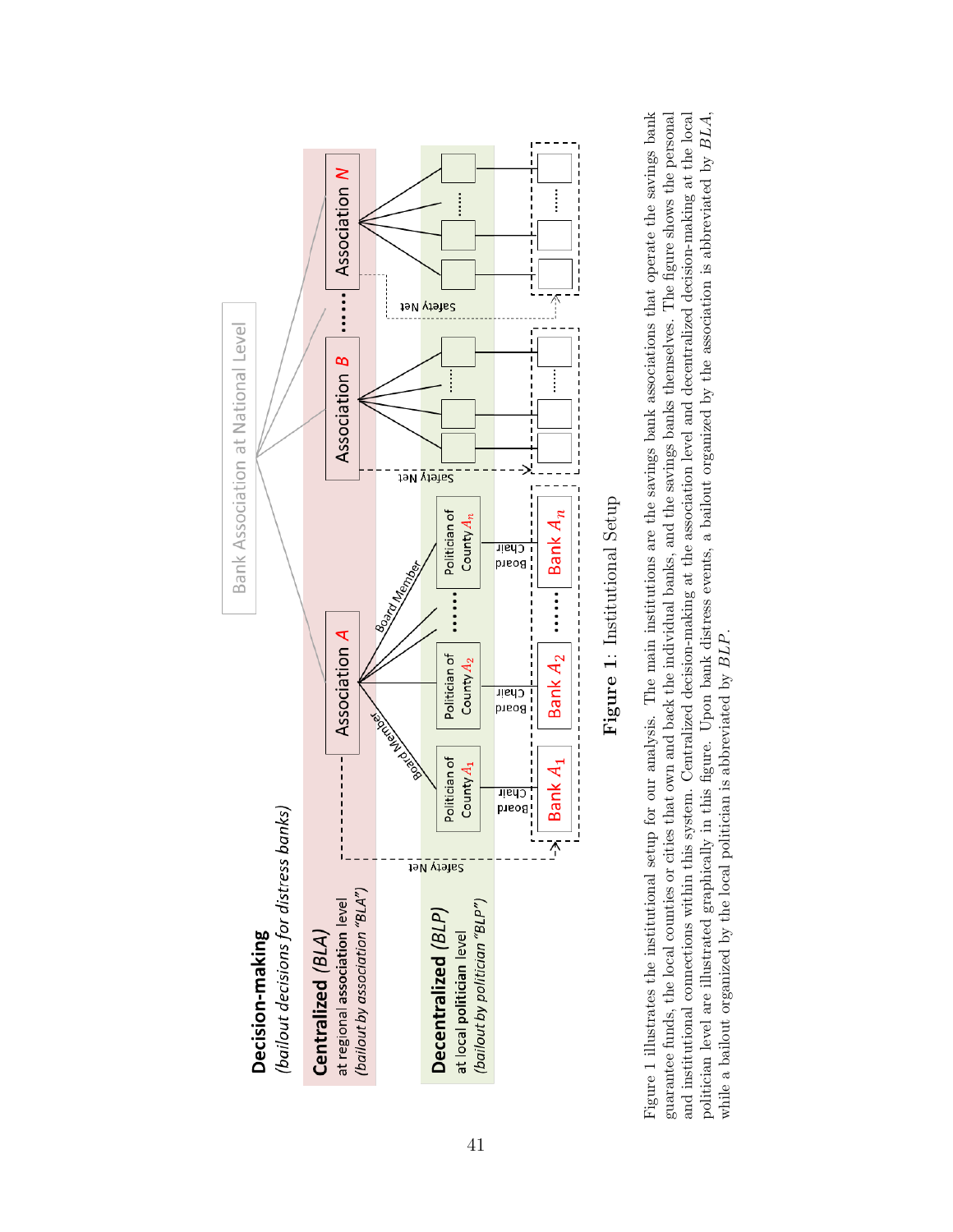**Figure 1**: Institutional Setup

Figure 1 illustrates the institutional setup for our analysis. The main institutions are the savings bank associations that operate the savings bank guarantee funds, the local counties or cities that own and back the individual banks, and the savings banks themselves. The figure shows the personal and institutional connections within this system. Centralized decision-making at the association level and decentralized decision-making at the local politician level are illustrated graphically in this figure. Upon bank distress events, a bailout organized by the association is abbreviated by *BLA*, while a bailout organized by the local politician is abbreviated by *BLP*.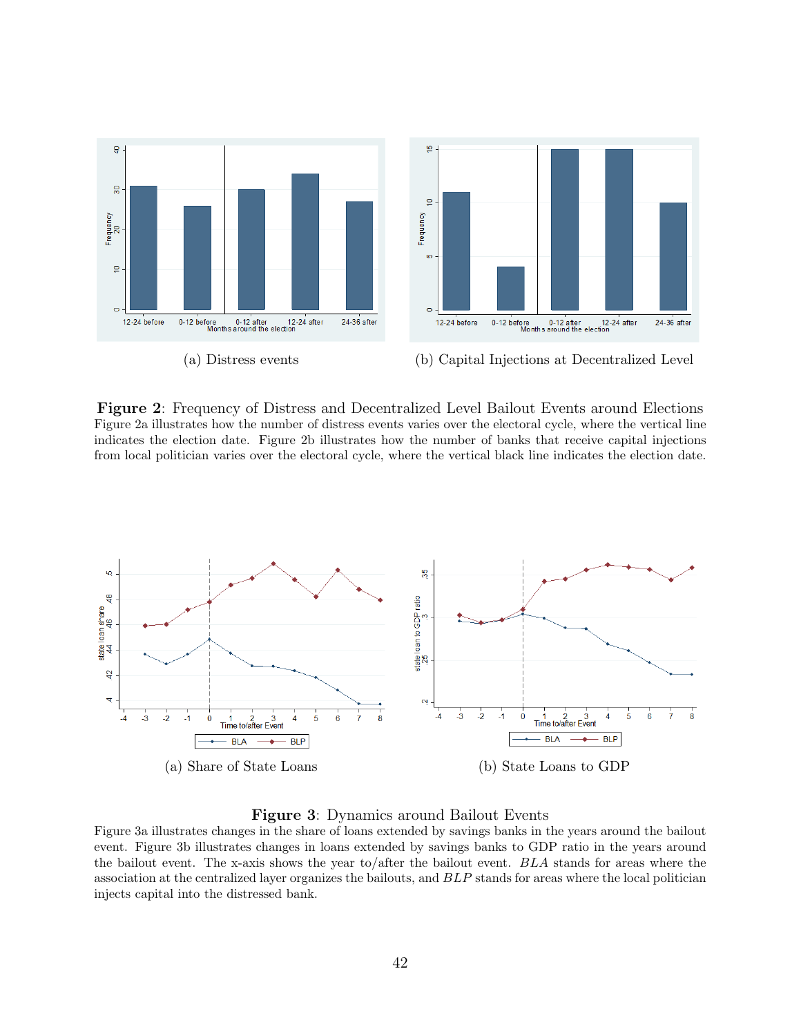(a) Distress events

(b) Capital Injections at Decentralized Level

**Figure 2**: Frequency of Distress and Decentralized Level Bailout Events around Elections
Figure 2a illustrates how the number of distress events varies over the electoral cycle, where the vertical line indicates the election date. Figure 2b illustrates how the number of banks that receive capital injections from local politician varies over the electoral cycle, where the vertical black line indicates the election date.

(a) Share of State Loans

(b) State Loans to GDP

**Figure 3**: Dynamics around Bailout Events
Figure 3a illustrates changes in the share of loans extended by savings banks in the years around the bailout event. Figure 3b illustrates changes in loans extended by savings banks to GDP ratio in the years around the bailout event. The x-axis shows the year to/after the bailout event. *BLA* stands for areas where the association at the centralized layer organizes the bailouts, and *BLP* stands for areas where the local politician injects capital into the distressed bank.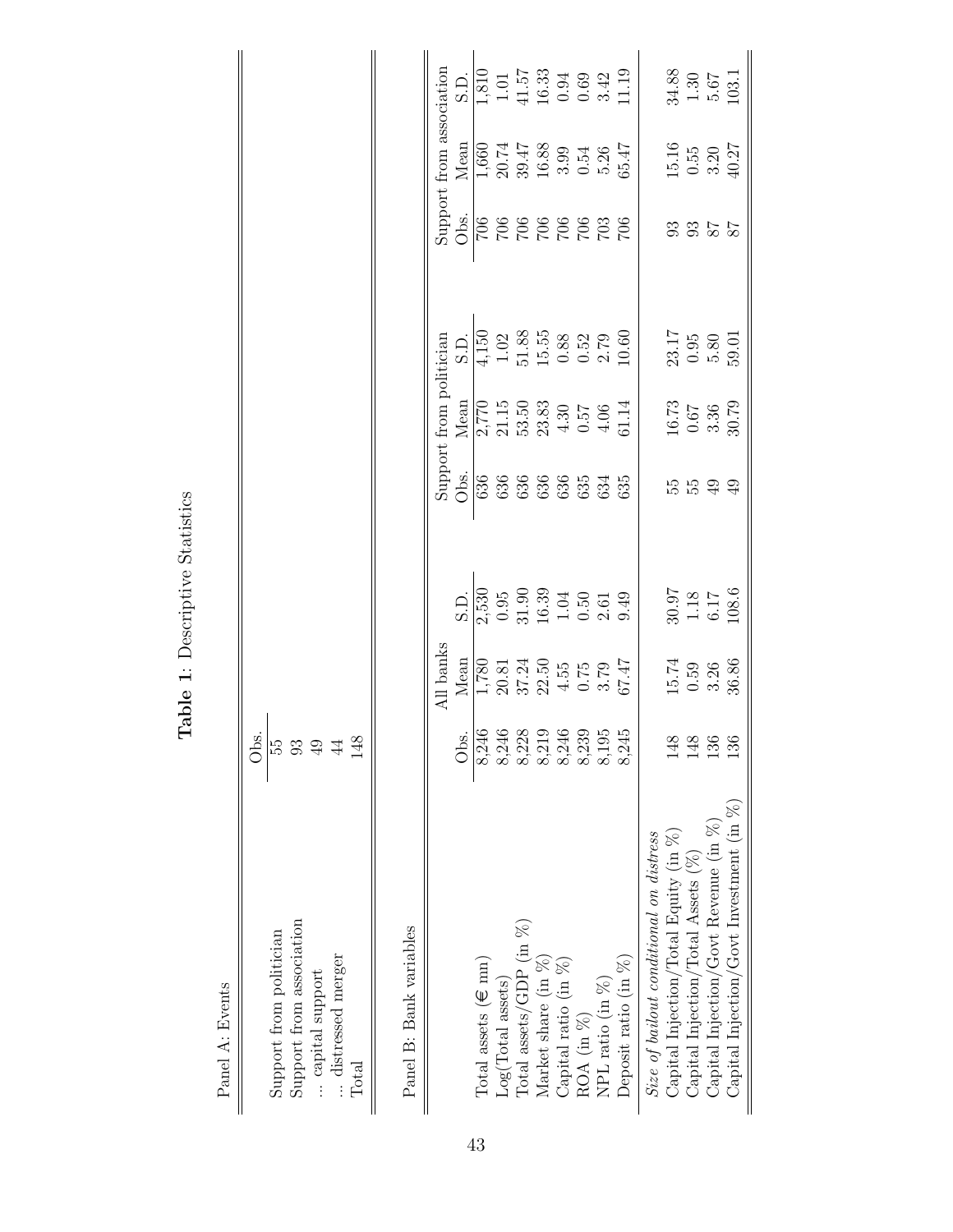**Table 1**: Descriptive Statistics

Panel A: Events

| | Obs. |
|---|---|
| Support from politician | 55 |
| Support from association | 93 |
| ... capital support | 49 |
| ... distressed merger | 44 |
| Total | 148 |

Panel B: Bank variables

| | All banks | | | Support from politician | | | Support from association | | |
|---|---|---|---|---|---|---|---|---|---|
| | Obs. | Mean | S.D. | Obs. | Mean | S.D. | Obs. | Mean | S.D. |
| Total assets (€ mn) | 8,246 | 1,780 | 2,530 | 636 | 2,770 | 4,150 | 706 | 1,660 | 1,810 |
| Log(Total assets) | 8,246 | 20.81 | 0.95 | 636 | 21.15 | 1.02 | 706 | 20.74 | 1.01 |
| Total assets/GDP (in %) | 8,228 | 37.24 | 31.90 | 636 | 53.50 | 51.88 | 706 | 39.47 | 41.57 |
| Market share (in %) | 8,219 | 22.50 | 16.39 | 636 | 23.83 | 15.55 | 706 | 16.88 | 16.33 |
| Capital ratio (in %) | 8,246 | 4.55 | 1.04 | 636 | 4.30 | 0.88 | 706 | 3.99 | 0.94 |
| ROA (in %) | 8,239 | 0.75 | 0.50 | 635 | 0.57 | 0.52 | 706 | 0.54 | 0.69 |
| NPL ratio (in %) | 8,195 | 3.79 | 2.61 | 634 | 4.06 | 2.79 | 703 | 5.26 | 3.42 |
| Deposit ratio (in %) | 8,245 | 67.47 | 9.49 | 635 | 61.14 | 10.60 | 706 | 65.47 | 11.19 |
| *Size of bailout conditional on distress* | | | | | | | | | |
| Capital Injection/Total Equity (in %) | 148 | 15.74 | 30.97 | 55 | 16.73 | 23.17 | 93 | 15.16 | 34.88 |
| Capital Injection/Total Assets (%) | 148 | 0.59 | 1.18 | 55 | 0.67 | 0.95 | 93 | 0.55 | 1.30 |
| Capital Injection/Govt Revenue (in %) | 136 | 3.26 | 6.17 | 49 | 3.36 | 5.80 | 87 | 3.20 | 5.67 |
| Capital Injection/Govt Investment (in %) | 136 | 36.86 | 108.6 | 49 | 30.79 | 59.01 | 87 | 40.27 | 103.1 |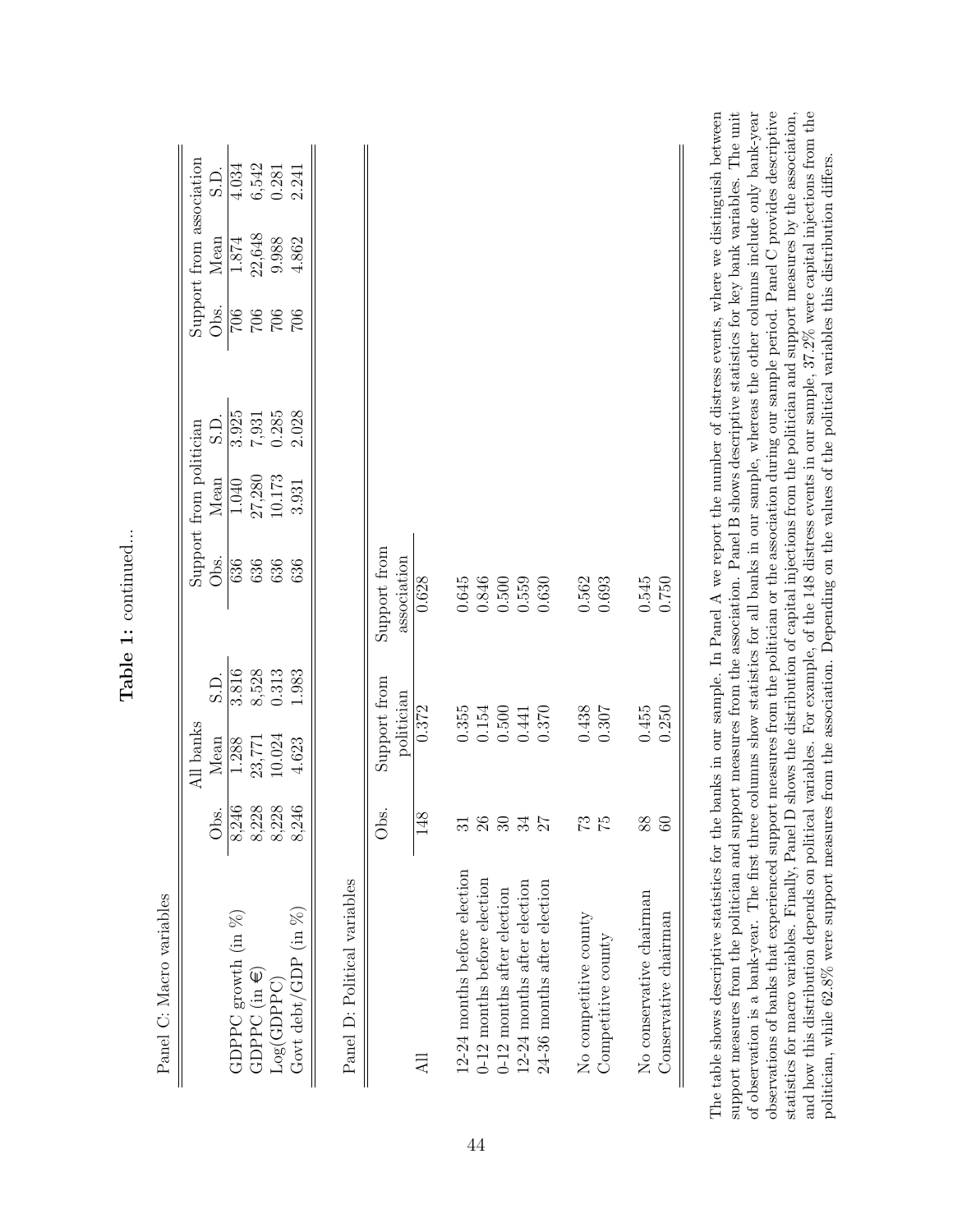**Table 1:** continued...

Panel C: Macro variables

| | All banks | | | Support from politician | | | Support from association | | |
|---|---|---|---|---|---|---|---|---|---|
| | Obs. | Mean | S.D. | Obs. | Mean | S.D. | Obs. | Mean | S.D. |
| GDPPC growth (in %) | 8,246 | 1.288 | 3.816 | 636 | 1.040 | 3.925 | 706 | 1.874 | 4.034 |
| GDPPC (in €) | 8,228 | 23,771 | 8,528 | 636 | 27,280 | 7,931 | 706 | 22,648 | 6,542 |
| Log(GDPPC) | 8,228 | 10.024 | 0.313 | 636 | 10.173 | 0.285 | 706 | 9.988 | 0.281 |
| Govt debt/GDP (in %) | 8,246 | 4.623 | 1.983 | 636 | 3.931 | 2.028 | 706 | 4.862 | 2.241 |

Panel D: Political variables

| | Obs. | Support from politician | Support from association |
|---|---|---|---|
| All | 148 | 0.372 | 0.628 |
| 12-24 months before election | 31 | 0.355 | 0.645 |
| 0-12 months before election | 26 | 0.154 | 0.846 |
| 0-12 months after election | 30 | 0.500 | 0.500 |
| 12-24 months after election | 34 | 0.441 | 0.559 |
| 24-36 months after election | 27 | 0.370 | 0.630 |
| No competitive county | 73 | 0.438 | 0.562 |
| Competitive county | 75 | 0.307 | 0.693 |
| No conservative chairman | 88 | 0.455 | 0.545 |
| Conservative chairman | 60 | 0.250 | 0.750 |

The table shows descriptive statistics for the banks in our sample. In Panel A we report the number of distress events, where we distinguish between support measures from the politician and support measures from the association. Panel B shows descriptive statistics for key bank variables. The unit of observation is a bank-year. The first three columns show statistics for all banks in our sample, whereas the other columns include only bank-year observations of banks that experienced support measures from the politician or the association during our sample period. Panel C provides descriptive statistics for macro variables. Finally, Panel D shows the distribution of capital injections from the politician and support measures by the association, and how this distribution depends on political variables. For example, of the 148 distress events in our sample, 37.2% were capital injections from the politician, while 62.8% were support measures from the association. Depending on the values of the political variables this distribution differs.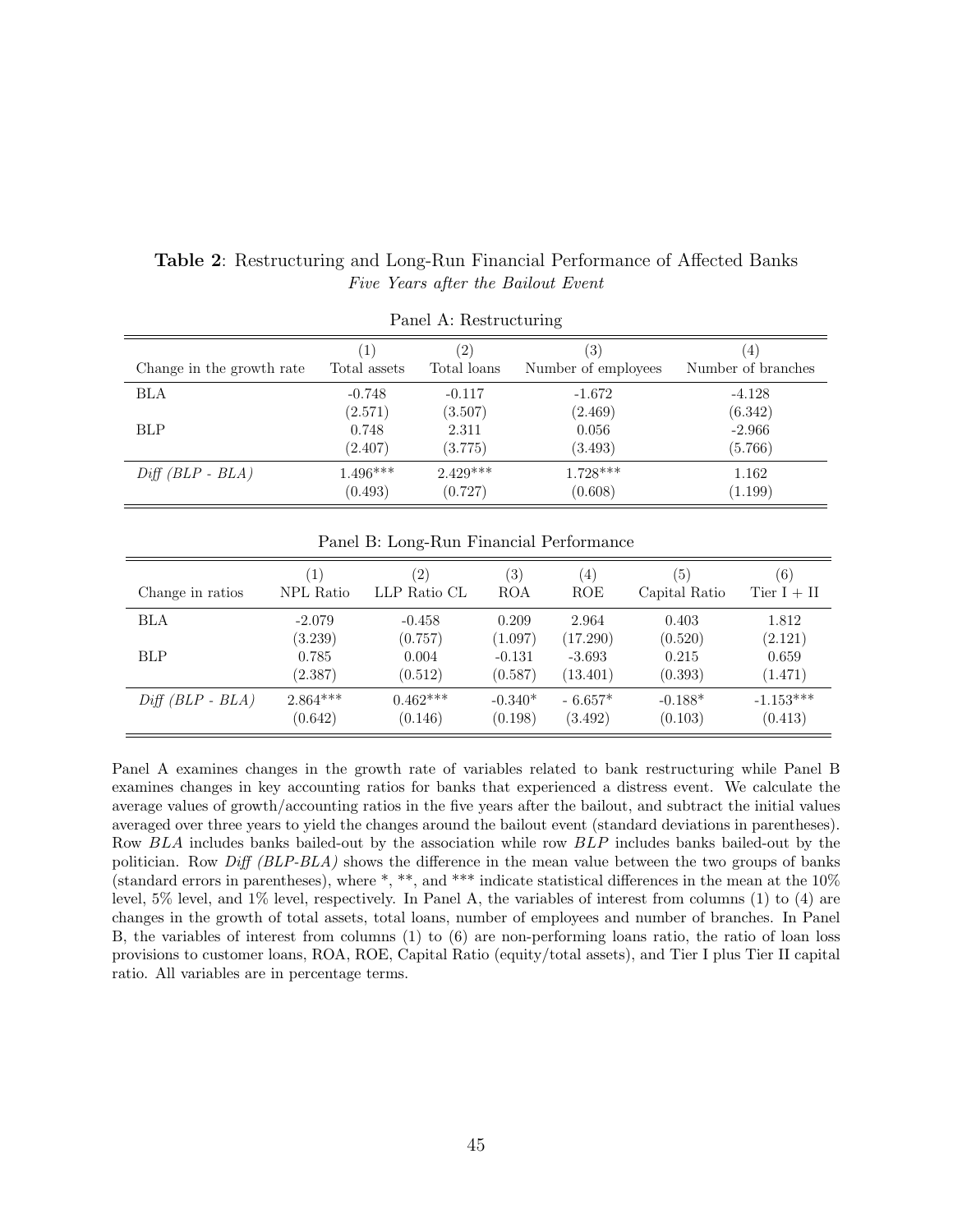**Table 2**: Restructuring and Long-Run Financial Performance of Affected Banks
*Five Years after the Bailout Event*

Panel A: Restructuring

| Change in the growth rate | (1) Total assets | (2) Total loans | (3) Number of employees | (4) Number of branches |
|---|---|---|---|---|
| BLA | -0.748 | -0.117 | -1.672 | -4.128 |
| | (2.571) | (3.507) | (2.469) | (6.342) |
| BLP | 0.748 | 2.311 | 0.056 | -2.966 |
| | (2.407) | (3.775) | (3.493) | (5.766) |
| *Diff (BLP - BLA)* | 1.496*** | 2.429*** | 1.728*** | 1.162 |
| | (0.493) | (0.727) | (0.608) | (1.199) |

Panel B: Long-Run Financial Performance

| Change in ratios | (1) NPL Ratio | (2) LLP Ratio CL | (3) ROA | (4) ROE | (5) Capital Ratio | (6) Tier I + II |
|---|---|---|---|---|---|---|
| BLA | -2.079 | -0.458 | 0.209 | 2.964 | 0.403 | 1.812 |
| | (3.239) | (0.757) | (1.097) | (17.290) | (0.520) | (2.121) |
| BLP | 0.785 | 0.004 | -0.131 | -3.693 | 0.215 | 0.659 |
| | (2.387) | (0.512) | (0.587) | (13.401) | (0.393) | (1.471) |
| *Diff (BLP - BLA)* | 2.864*** | 0.462*** | -0.340* | - 6.657* | -0.188* | -1.153*** |
| | (0.642) | (0.146) | (0.198) | (3.492) | (0.103) | (0.413) |

Panel A examines changes in the growth rate of variables related to bank restructuring while Panel B examines changes in key accounting ratios for banks that experienced a distress event. We calculate the average values of growth/accounting ratios in the five years after the bailout, and subtract the initial values averaged over three years to yield the changes around the bailout event (standard deviations in parentheses). Row *BLA* includes banks bailed-out by the association while row *BLP* includes banks bailed-out by the politician. Row *Diff (BLP-BLA)* shows the difference in the mean value between the two groups of banks (standard errors in parentheses), where *, **, and *** indicate statistical differences in the mean at the 10% level, 5% level, and 1% level, respectively. In Panel A, the variables of interest from columns (1) to (4) are changes in the growth of total assets, total loans, number of employees and number of branches. In Panel B, the variables of interest from columns (1) to (6) are non-performing loans ratio, the ratio of loan loss provisions to customer loans, ROA, ROE, Capital Ratio (equity/total assets), and Tier I plus Tier II capital ratio. All variables are in percentage terms.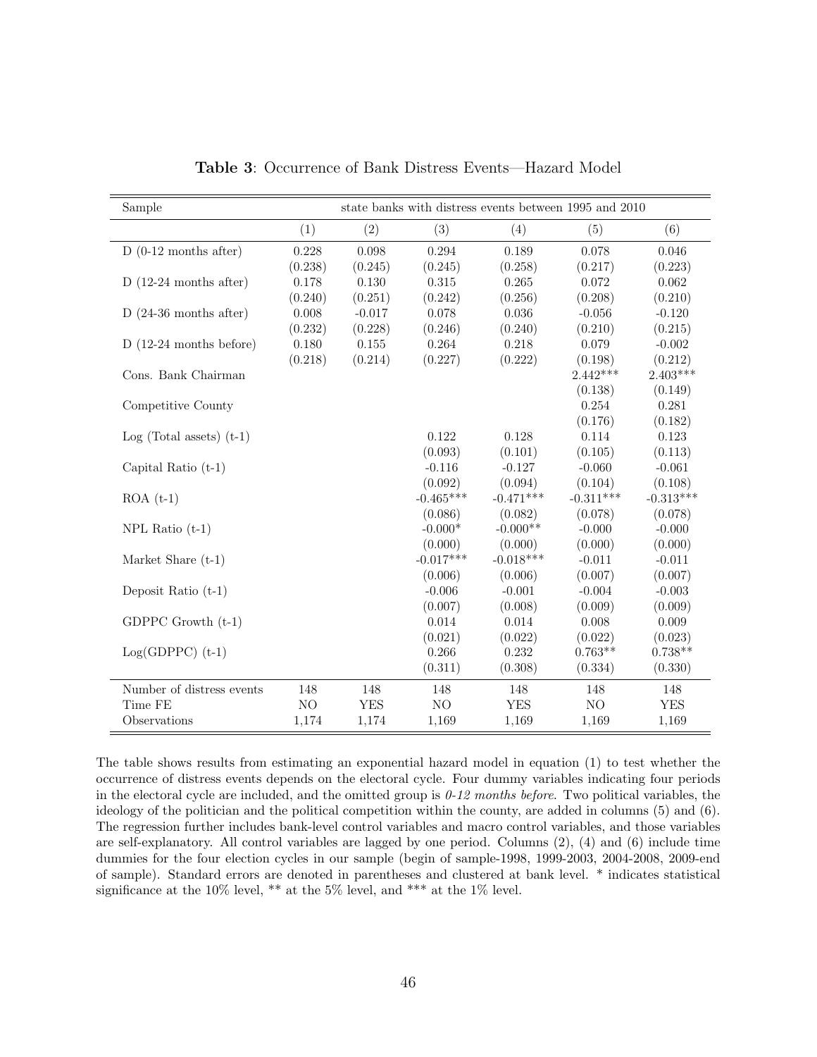**Table 3**: Occurrence of Bank Distress Events—Hazard Model

| Sample | state banks with distress events between 1995 and 2010 | | | | | |
|---|---|---|---|---|---|---|
| | (1) | (2) | (3) | (4) | (5) | (6) |
| D (0-12 months after) | 0.228 | 0.098 | 0.294 | 0.189 | 0.078 | 0.046 |
| | (0.238) | (0.245) | (0.245) | (0.258) | (0.217) | (0.223) |
| D (12-24 months after) | 0.178 | 0.130 | 0.315 | 0.265 | 0.072 | 0.062 |
| | (0.240) | (0.251) | (0.242) | (0.256) | (0.208) | (0.210) |
| D (24-36 months after) | 0.008 | -0.017 | 0.078 | 0.036 | -0.056 | -0.120 |
| | (0.232) | (0.228) | (0.246) | (0.240) | (0.210) | (0.215) |
| D (12-24 months before) | 0.180 | 0.155 | 0.264 | 0.218 | 0.079 | -0.002 |
| | (0.218) | (0.214) | (0.227) | (0.222) | (0.198) | (0.212) |
| Cons. Bank Chairman | | | | | 2.442*** | 2.403*** |
| | | | | | (0.138) | (0.149) |
| Competitive County | | | | | 0.254 | 0.281 |
| | | | | | (0.176) | (0.182) |
| Log (Total assets) (t-1) | | | 0.122 | 0.128 | 0.114 | 0.123 |
| | | | (0.093) | (0.101) | (0.105) | (0.113) |
| Capital Ratio (t-1) | | | -0.116 | -0.127 | -0.060 | -0.061 |
| | | | (0.092) | (0.094) | (0.104) | (0.108) |
| ROA (t-1) | | | -0.465*** | -0.471*** | -0.311*** | -0.313*** |
| | | | (0.086) | (0.082) | (0.078) | (0.078) |
| NPL Ratio (t-1) | | | -0.000* | -0.000** | -0.000 | -0.000 |
| | | | (0.000) | (0.000) | (0.000) | (0.000) |
| Market Share (t-1) | | | -0.017*** | -0.018*** | -0.011 | -0.011 |
| | | | (0.006) | (0.006) | (0.007) | (0.007) |
| Deposit Ratio (t-1) | | | -0.006 | -0.001 | -0.004 | -0.003 |
| | | | (0.007) | (0.008) | (0.009) | (0.009) |
| GDPPC Growth (t-1) | | | 0.014 | 0.014 | 0.008 | 0.009 |
| | | | (0.021) | (0.022) | (0.022) | (0.023) |
| Log(GDPPC) (t-1) | | | 0.266 | 0.232 | 0.763** | 0.738** |
| | | | (0.311) | (0.308) | (0.334) | (0.330) |
| Number of distress events | 148 | 148 | 148 | 148 | 148 | 148 |
| Time FE | NO | YES | NO | YES | NO | YES |
| Observations | 1,174 | 1,174 | 1,169 | 1,169 | 1,169 | 1,169 |

The table shows results from estimating an exponential hazard model in equation (1) to test whether the occurrence of distress events depends on the electoral cycle. Four dummy variables indicating four periods in the electoral cycle are included, and the omitted group is *0-12 months before*. Two political variables, the ideology of the politician and the political competition within the county, are added in columns (5) and (6). The regression further includes bank-level control variables and macro control variables, and those variables are self-explanatory. All control variables are lagged by one period. Columns (2), (4) and (6) include time dummies for the four election cycles in our sample (begin of sample-1998, 1999-2003, 2004-2008, 2009-end of sample). Standard errors are denoted in parentheses and clustered at bank level. * indicates statistical significance at the 10% level, ** at the 5% level, and *** at the 1% level.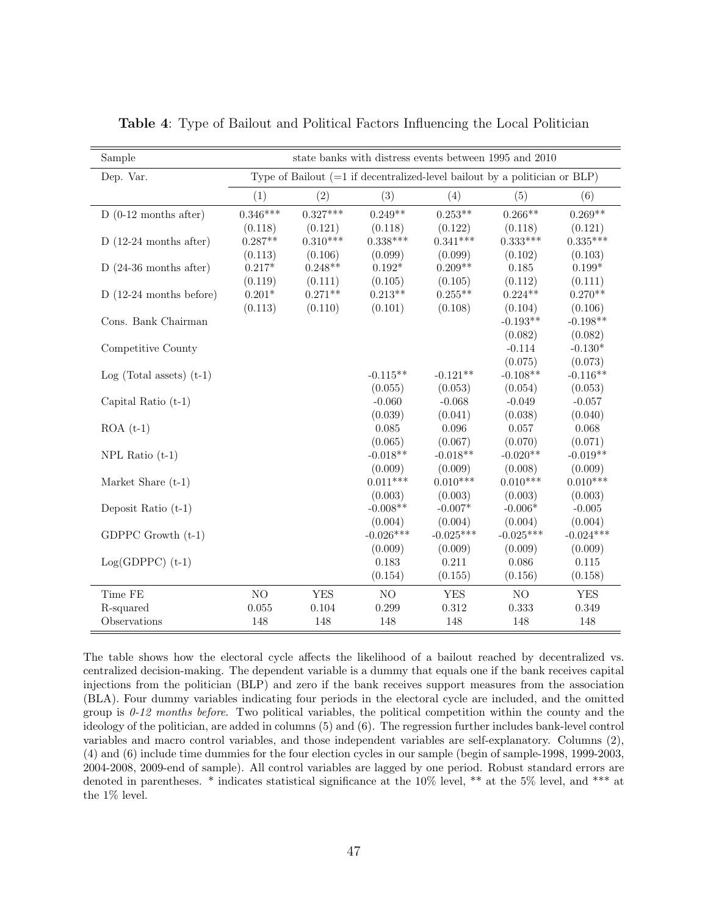**Table 4**: Type of Bailout and Political Factors Influencing the Local Politician

| Sample | state banks with distress events between 1995 and 2010 | | | | | |
|---|---|---|---|---|---|---|
| Dep. Var. | Type of Bailout (=1 if decentralized-level bailout by a politician or BLP) | | | | | |
| | (1) | (2) | (3) | (4) | (5) | (6) |
| D (0-12 months after) | 0.346*** | 0.327*** | 0.249** | 0.253** | 0.266** | 0.269** |
| | (0.118) | (0.121) | (0.118) | (0.122) | (0.118) | (0.121) |
| D (12-24 months after) | 0.287** | 0.310*** | 0.338*** | 0.341*** | 0.333*** | 0.335*** |
| | (0.113) | (0.106) | (0.099) | (0.099) | (0.102) | (0.103) |
| D (24-36 months after) | 0.217* | 0.248** | 0.192* | 0.209** | 0.185 | 0.199* |
| | (0.119) | (0.111) | (0.105) | (0.105) | (0.112) | (0.111) |
| D (12-24 months before) | 0.201* | 0.271** | 0.213** | 0.255** | 0.224** | 0.270** |
| | (0.113) | (0.110) | (0.101) | (0.108) | (0.104) | (0.106) |
| Cons. Bank Chairman | | | | | -0.193** | -0.198** |
| | | | | | (0.082) | (0.082) |
| Competitive County | | | | | -0.114 | -0.130* |
| | | | | | (0.075) | (0.073) |
| Log (Total assets) (t-1) | | | -0.115** | -0.121** | -0.108** | -0.116** |
| | | | (0.055) | (0.053) | (0.054) | (0.053) |
| Capital Ratio (t-1) | | | -0.060 | -0.068 | -0.049 | -0.057 |
| | | | (0.039) | (0.041) | (0.038) | (0.040) |
| ROA (t-1) | | | 0.085 | 0.096 | 0.057 | 0.068 |
| | | | (0.065) | (0.067) | (0.070) | (0.071) |
| NPL Ratio (t-1) | | | -0.018** | -0.018** | -0.020** | -0.019** |
| | | | (0.009) | (0.009) | (0.008) | (0.009) |
| Market Share (t-1) | | | 0.011*** | 0.010*** | 0.010*** | 0.010*** |
| | | | (0.003) | (0.003) | (0.003) | (0.003) |
| Deposit Ratio (t-1) | | | -0.008** | -0.007* | -0.006* | -0.005 |
| | | | (0.004) | (0.004) | (0.004) | (0.004) |
| GDPPC Growth (t-1) | | | -0.026*** | -0.025*** | -0.025*** | -0.024*** |
| | | | (0.009) | (0.009) | (0.009) | (0.009) |
| Log(GDPPC) (t-1) | | | 0.183 | 0.211 | 0.086 | 0.115 |
| | | | (0.154) | (0.155) | (0.156) | (0.158) |
| Time FE | NO | YES | NO | YES | NO | YES |
| R-squared | 0.055 | 0.104 | 0.299 | 0.312 | 0.333 | 0.349 |
| Observations | 148 | 148 | 148 | 148 | 148 | 148 |

The table shows how the electoral cycle affects the likelihood of a bailout reached by decentralized vs. centralized decision-making. The dependent variable is a dummy that equals one if the bank receives capital injections from the politician (BLP) and zero if the bank receives support measures from the association (BLA). Four dummy variables indicating four periods in the electoral cycle are included, and the omitted group is *0-12 months before*. Two political variables, the political competition within the county and the ideology of the politician, are added in columns (5) and (6). The regression further includes bank-level control variables and macro control variables, and those independent variables are self-explanatory. Columns (2), (4) and (6) include time dummies for the four election cycles in our sample (begin of sample-1998, 1999-2003, 2004-2008, 2009-end of sample). All control variables are lagged by one period. Robust standard errors are denoted in parentheses. * indicates statistical significance at the 10% level, ** at the 5% level, and *** at the 1% level.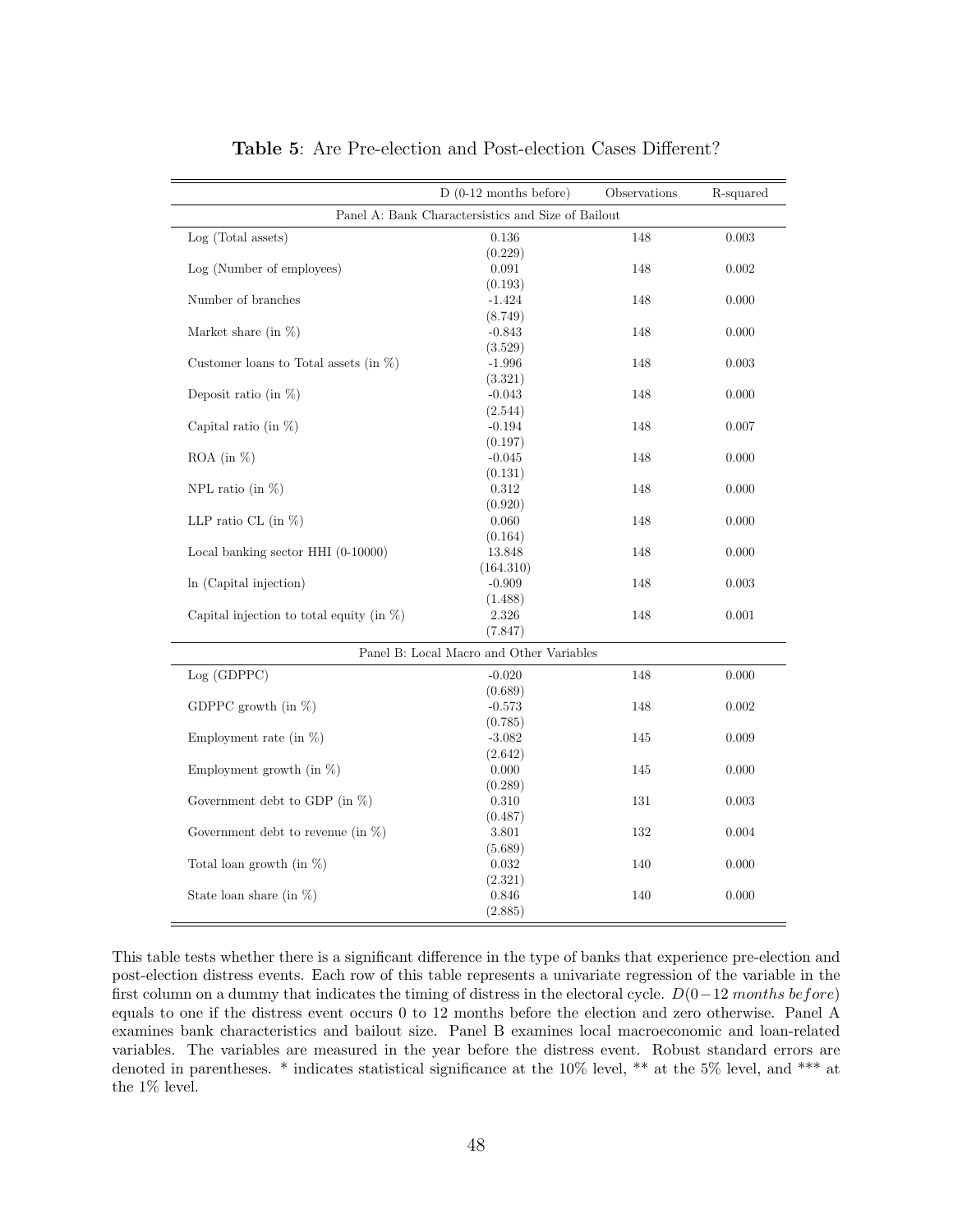**Table 5**: Are Pre-election and Post-election Cases Different?

| | D (0-12 months before) | Observations | R-squared |
|---|---|---|---|
| **Panel A: Bank Charactersistics and Size of Bailout** | | | |
| Log (Total assets) | 0.136 | 148 | 0.003 |
| | (0.229) | | |
| Log (Number of employees) | 0.091 | 148 | 0.002 |
| | (0.193) | | |
| Number of branches | -1.424 | 148 | 0.000 |
| | (8.749) | | |
| Market share (in %) | -0.843 | 148 | 0.000 |
| | (3.529) | | |
| Customer loans to Total assets (in %) | -1.996 | 148 | 0.003 |
| | (3.321) | | |
| Deposit ratio (in %) | -0.043 | 148 | 0.000 |
| | (2.544) | | |
| Capital ratio (in %) | -0.194 | 148 | 0.007 |
| | (0.197) | | |
| ROA (in %) | -0.045 | 148 | 0.000 |
| | (0.131) | | |
| NPL ratio (in %) | 0.312 | 148 | 0.000 |
| | (0.920) | | |
| LLP ratio CL (in %) | 0.060 | 148 | 0.000 |
| | (0.164) | | |
| Local banking sector HHI (0-10000) | 13.848 | 148 | 0.000 |
| | (164.310) | | |
| ln (Capital injection) | -0.909 | 148 | 0.003 |
| | (1.488) | | |
| Capital injection to total equity (in %) | 2.326 | 148 | 0.001 |
| | (7.847) | | |
| **Panel B: Local Macro and Other Variables** | | | |
| Log (GDPPC) | -0.020 | 148 | 0.000 |
| | (0.689) | | |
| GDPPC growth (in %) | -0.573 | 148 | 0.002 |
| | (0.785) | | |
| Employment rate (in %) | -3.082 | 145 | 0.009 |
| | (2.642) | | |
| Employment growth (in %) | 0.000 | 145 | 0.000 |
| | (0.289) | | |
| Government debt to GDP (in %) | 0.310 | 131 | 0.003 |
| | (0.487) | | |
| Government debt to revenue (in %) | 3.801 | 132 | 0.004 |
| | (5.689) | | |
| Total loan growth (in %) | 0.032 | 140 | 0.000 |
| | (2.321) | | |
| State loan share (in %) | 0.846 | 140 | 0.000 |
| | (2.885) | | |

This table tests whether there is a significant difference in the type of banks that experience pre-election and post-election distress events. Each row of this table represents a univariate regression of the variable in the first column on a dummy that indicates the timing of distress in the electoral cycle. $D(0-12\ months\ before)$ equals to one if the distress event occurs 0 to 12 months before the election and zero otherwise. Panel A examines bank characteristics and bailout size. Panel B examines local macroeconomic and loan-related variables. The variables are measured in the year before the distress event. Robust standard errors are denoted in parentheses. * indicates statistical significance at the 10% level, ** at the 5% level, and *** at the 1% level.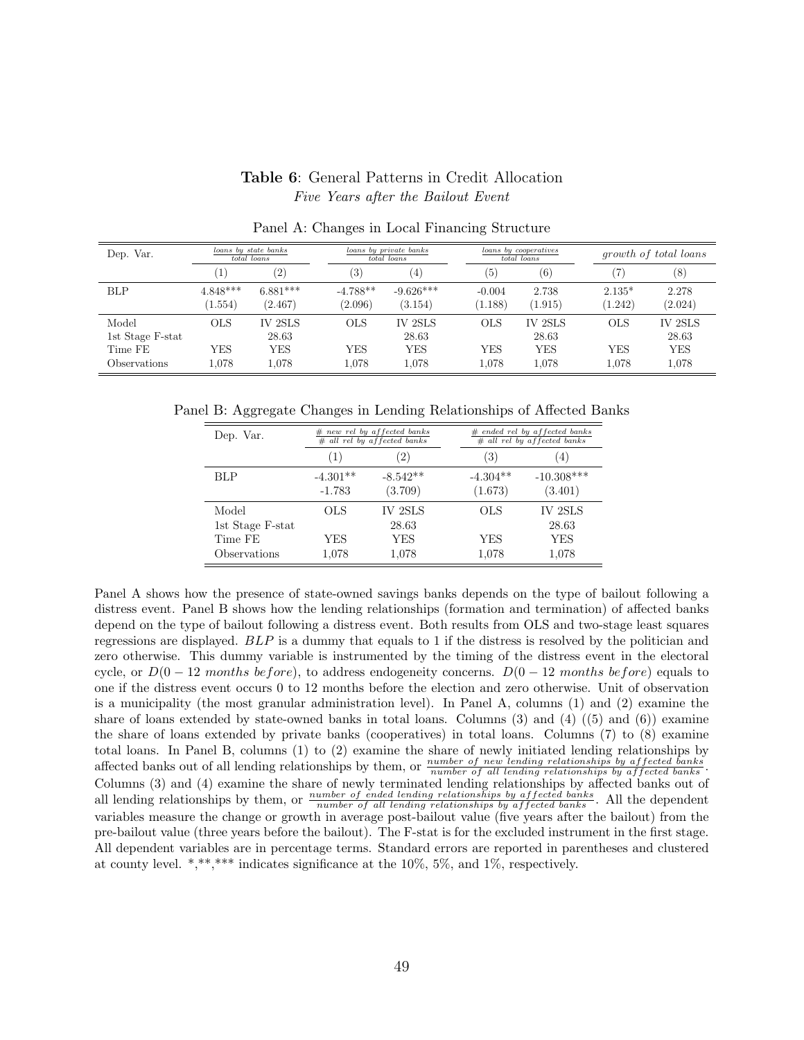**Table 6**: General Patterns in Credit Allocation
*Five Years after the Bailout Event*

Panel A: Changes in Local Financing Structure

| Dep. Var. | $\frac{loans\ by\ state\ banks}{total\ loans}$ | | $\frac{loans\ by\ private\ banks}{total\ loans}$ | | $\frac{loans\ by\ cooperatives}{total\ loans}$ | | *growth of total loans* | |
|---|---|---|---|---|---|---|---|---|
| | (1) | (2) | (3) | (4) | (5) | (6) | (7) | (8) |
| BLP | 4.848*** | 6.881*** | -4.788** | -9.626*** | -0.004 | 2.738 | 2.135* | 2.278 |
| | (1.554) | (2.467) | (2.096) | (3.154) | (1.188) | (1.915) | (1.242) | (2.024) |
| Model | OLS | IV 2SLS | OLS | IV 2SLS | OLS | IV 2SLS | OLS | IV 2SLS |
| 1st Stage F-stat | | 28.63 | | 28.63 | | 28.63 | | 28.63 |
| Time FE | YES | YES | YES | YES | YES | YES | YES | YES |
| Observations | 1,078 | 1,078 | 1,078 | 1,078 | 1,078 | 1,078 | 1,078 | 1,078 |

Panel B: Aggregate Changes in Lending Relationships of Affected Banks

| Dep. Var. | $\frac{\#\ new\ rel\ by\ affected\ banks}{\#\ all\ rel\ by\ affected\ banks}$ | | $\frac{\#\ ended\ rel\ by\ affected\ banks}{\#\ all\ rel\ by\ affected\ banks}$ | |
|---|---|---|---|---|
| | (1) | (2) | (3) | (4) |
| BLP | -4.301** | -8.542** | -4.304** | -10.308*** |
| | -1.783 | (3.709) | (1.673) | (3.401) |
| Model | OLS | IV 2SLS | OLS | IV 2SLS |
| 1st Stage F-stat | | 28.63 | | 28.63 |
| Time FE | YES | YES | YES | YES |
| Observations | 1,078 | 1,078 | 1,078 | 1,078 |

Panel A shows how the presence of state-owned savings banks depends on the type of bailout following a distress event. Panel B shows how the lending relationships (formation and termination) of affected banks depend on the type of bailout following a distress event. Both results from OLS and two-stage least squares regressions are displayed. *BLP* is a dummy that equals to 1 if the distress is resolved by the politician and zero otherwise. This dummy variable is instrumented by the timing of the distress event in the electoral cycle, or $D(0-12\ months\ before)$, to address endogeneity concerns. $D(0-12\ months\ before)$ equals to one if the distress event occurs 0 to 12 months before the election and zero otherwise. Unit of observation is a municipality (the most granular administration level). In Panel A, columns (1) and (2) examine the share of loans extended by state-owned banks in total loans. Columns (3) and (4) ((5) and (6)) examine the share of loans extended by private banks (cooperatives) in total loans. Columns (7) to (8) examine total loans. In Panel B, columns (1) to (2) examine the share of newly initiated lending relationships by affected banks out of all lending relationships by them, or $\frac{number\ of\ new\ lending\ relationships\ by\ affected\ banks}{number\ of\ all\ lending\ relationships\ by\ affected\ banks}$. Columns (3) and (4) examine the share of newly terminated lending relationships by affected banks out of all lending relationships by them, or $\frac{number\ of\ ended\ lending\ relationships\ by\ affected\ banks}{number\ of\ all\ lending\ relationships\ by\ affected\ banks}$. All the dependent variables measure the change or growth in average post-bailout value (five years after the bailout) from the pre-bailout value (three years before the bailout). The F-stat is for the excluded instrument in the first stage. All dependent variables are in percentage terms. Standard errors are reported in parentheses and clustered at county level. *,**,*** indicates significance at the 10%, 5%, and 1%, respectively.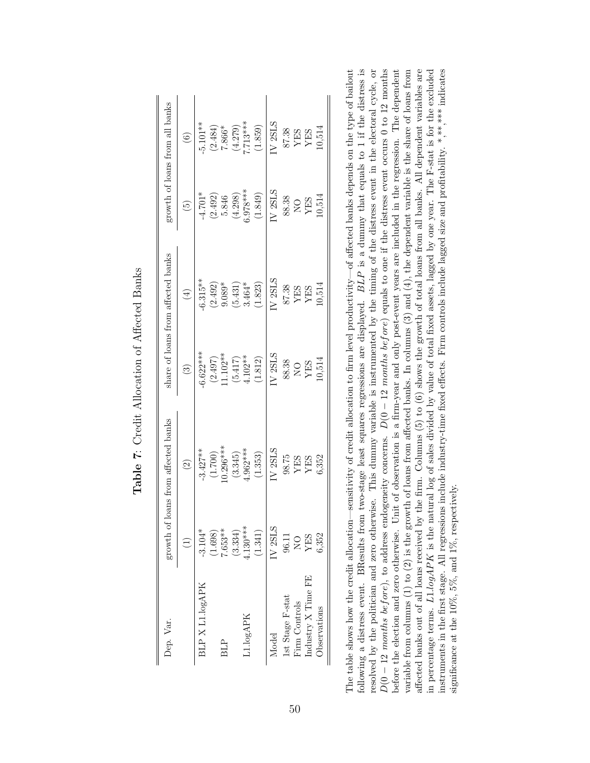**Table 7**: Credit Allocation of Affected Banks

| Dep. Var. | growth of loans from affected banks | | share of loans from affected banks | | growth of loans from all banks | |
|---|---|---|---|---|---|---|
| | (1) | (2) | (3) | (4) | (5) | (6) |
| BLP X L1.logAPK | -3.104* | -3.427** | -6.622*** | -6.315** | -4.701* | -5.101** |
| | (1.698) | (1.700) | (2.497) | (2.492) | (2.492) | (2.484) |
| BLP | 7.653** | 10.296*** | 11.102** | 9.089* | 5.846 | 7.866* |
| | (3.334) | (3.345) | (5.417) | (5.431) | (4.298) | (4.279) |
| L1.logAPK | 4.130*** | 4.962*** | 4.102** | 3.464* | 6.978*** | 7.713*** |
| | (1.341) | (1.353) | (1.812) | (1.823) | (1.849) | (1.859) |
| Model | IV 2SLS | IV 2SLS | IV 2SLS | IV 2SLS | IV 2SLS | IV 2SLS |
| 1st Stage F-stat | 96.11 | 98.75 | 88.38 | 87.38 | 88.38 | 87.38 |
| Firm Controls | NO | YES | NO | YES | NO | YES |
| Industry X Time FE | YES | YES | YES | YES | YES | YES |
| Observations | 6,352 | 6,352 | 10,514 | 10,514 | 10,514 | 10,514 |

The table shows how the credit allocation—sensitivity of credit allocation to firm level productivity—of affected banks depends on the type of bailout following a distress event. BResults from two-stage least squares regressions are displayed. *BLP* is a dummy that equals to 1 if the distress is resolved by the politician and zero otherwise. This dummy variable is instrumented by the timing of the distress event in the electoral cycle, or $D(0-12$ *months before*$)$, to address endogeneity concerns. $D(0-12$ *months before*$)$ equals to one if the distress event occurs 0 to 12 months before the election and zero otherwise. Unit of observation is a firm-year and only post-event years are included in the regression. The dependent variable from columns (1) to (2) is the growth of loans from affected banks. In columns (3) and (4), the dependent variable is the share of loans from affected banks out of all loans received by the firm. Columns (5) to (6) shows the growth of total loans from all banks. All dependent variables are in percentage terms. *L1.logAPK* is the natural log of sales divided by value of total fixed assets, lagged by one year. The F-stat is for the excluded instruments in the first stage. All regressions include industry-time fixed effects. Firm controls include lagged size and profitability. *,**,*** indicates significance at the 10%, 5%, and 1%, respectively.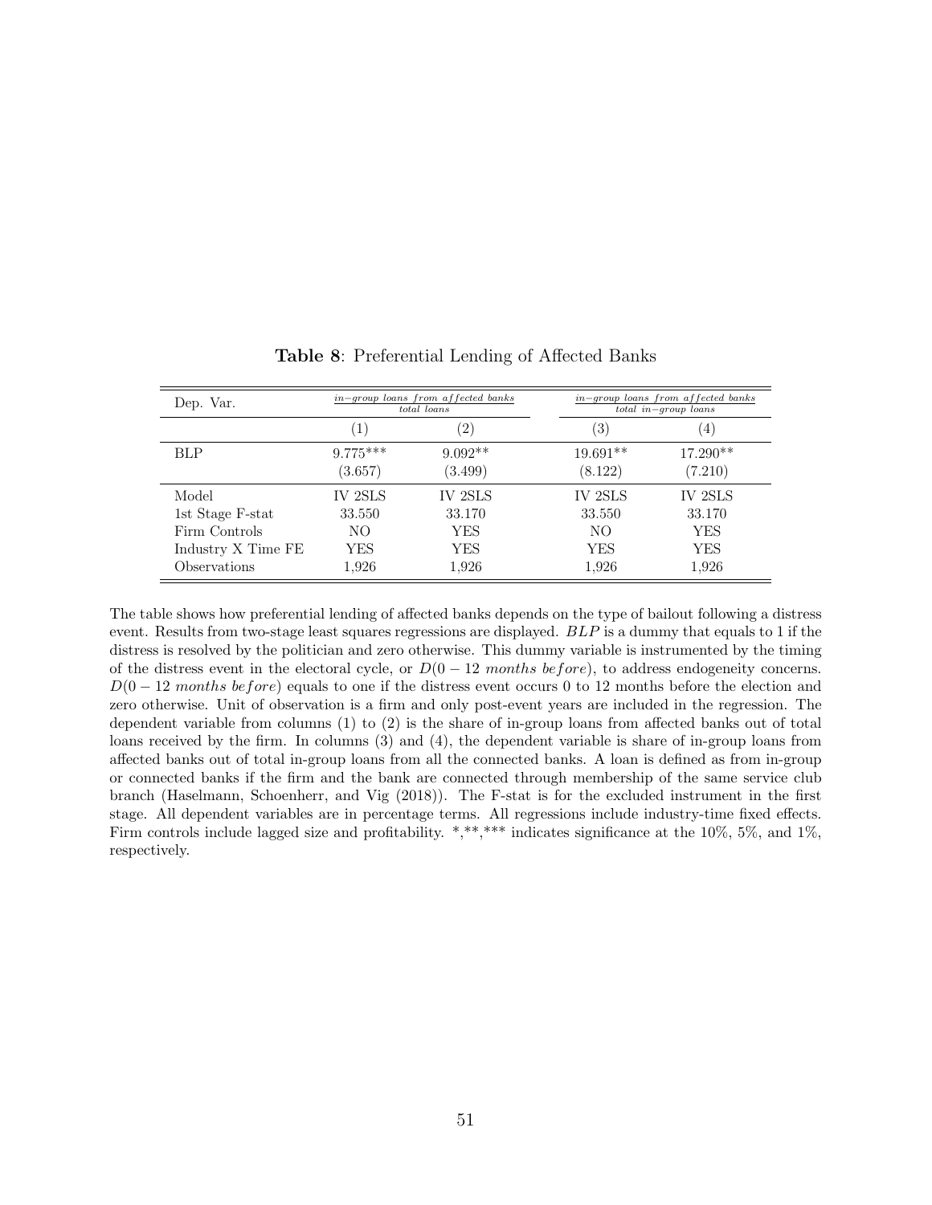**Table 8**: Preferential Lending of Affected Banks

| Dep. Var. | $\frac{in-group\ loans\ from\ affected\ banks}{total\ loans}$ | | $\frac{in-group\ loans\ from\ affected\ banks}{total\ in-group\ loans}$ | |
|---|---|---|---|---|
| | (1) | (2) | (3) | (4) |
| BLP | 9.775*** | 9.092** | 19.691** | 17.290** |
| | (3.657) | (3.499) | (8.122) | (7.210) |
| Model | IV 2SLS | IV 2SLS | IV 2SLS | IV 2SLS |
| 1st Stage F-stat | 33.550 | 33.170 | 33.550 | 33.170 |
| Firm Controls | NO | YES | NO | YES |
| Industry X Time FE | YES | YES | YES | YES |
| Observations | 1,926 | 1,926 | 1,926 | 1,926 |

The table shows how preferential lending of affected banks depends on the type of bailout following a distress event. Results from two-stage least squares regressions are displayed. $BLP$ is a dummy that equals to 1 if the distress is resolved by the politician and zero otherwise. This dummy variable is instrumented by the timing of the distress event in the electoral cycle, or $D(0-12\ months\ before)$, to address endogeneity concerns. $D(0-12\ months\ before)$ equals to one if the distress event occurs 0 to 12 months before the election and zero otherwise. Unit of observation is a firm and only post-event years are included in the regression. The dependent variable from columns (1) to (2) is the share of in-group loans from affected banks out of total loans received by the firm. In columns (3) and (4), the dependent variable is share of in-group loans from affected banks out of total in-group loans from all the connected banks. A loan is defined as from in-group or connected banks if the firm and the bank are connected through membership of the same service club branch (Haselmann, Schoenherr, and Vig (2018)). The F-stat is for the excluded instrument in the first stage. All dependent variables are in percentage terms. All regressions include industry-time fixed effects. Firm controls include lagged size and profitability. *,**,*** indicates significance at the 10%, 5%, and 1%, respectively.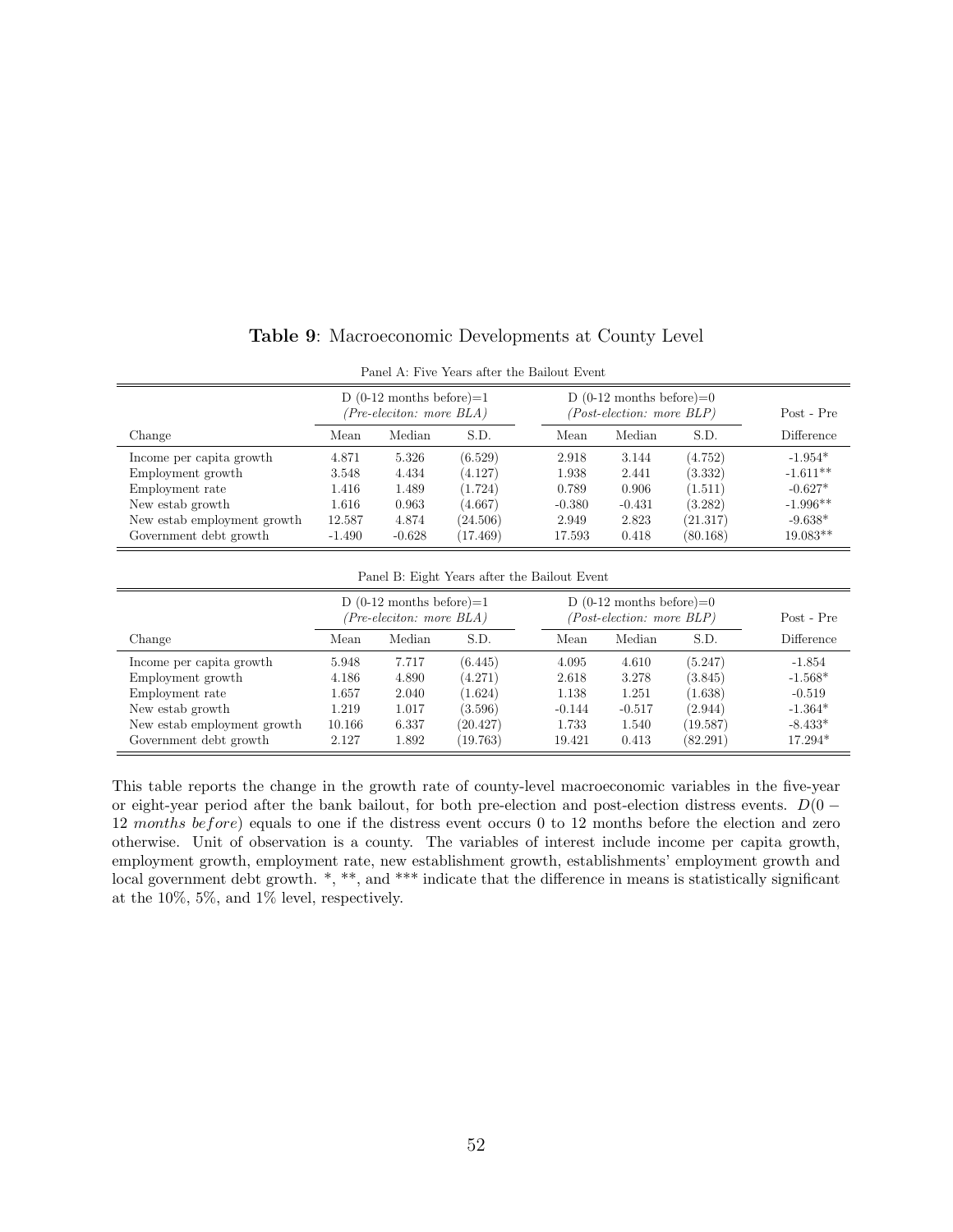**Table 9**: Macroeconomic Developments at County Level

Panel A: Five Years after the Bailout Event

| | D (0-12 months before)=1 *(Pre-eleciton: more BLA)* | | | D (0-12 months before)=0 *(Post-election: more BLP)* | | | Post - Pre |
|---|---|---|---|---|---|---|---|
| Change | Mean | Median | S.D. | Mean | Median | S.D. | Difference |
| Income per capita growth | 4.871 | 5.326 | (6.529) | 2.918 | 3.144 | (4.752) | -1.954* |
| Employment growth | 3.548 | 4.434 | (4.127) | 1.938 | 2.441 | (3.332) | -1.611** |
| Employment rate | 1.416 | 1.489 | (1.724) | 0.789 | 0.906 | (1.511) | -0.627* |
| New estab growth | 1.616 | 0.963 | (4.667) | -0.380 | -0.431 | (3.282) | -1.996** |
| New estab employment growth | 12.587 | 4.874 | (24.506) | 2.949 | 2.823 | (21.317) | -9.638* |
| Government debt growth | -1.490 | -0.628 | (17.469) | 17.593 | 0.418 | (80.168) | 19.083** |

Panel B: Eight Years after the Bailout Event

| | D (0-12 months before)=1 *(Pre-eleciton: more BLA)* | | | D (0-12 months before)=0 *(Post-election: more BLP)* | | | Post - Pre |
|---|---|---|---|---|---|---|---|
| Change | Mean | Median | S.D. | Mean | Median | S.D. | Difference |
| Income per capita growth | 5.948 | 7.717 | (6.445) | 4.095 | 4.610 | (5.247) | -1.854 |
| Employment growth | 4.186 | 4.890 | (4.271) | 2.618 | 3.278 | (3.845) | -1.568* |
| Employment rate | 1.657 | 2.040 | (1.624) | 1.138 | 1.251 | (1.638) | -0.519 |
| New estab growth | 1.219 | 1.017 | (3.596) | -0.144 | -0.517 | (2.944) | -1.364* |
| New estab employment growth | 10.166 | 6.337 | (20.427) | 1.733 | 1.540 | (19.587) | -8.433* |
| Government debt growth | 2.127 | 1.892 | (19.763) | 19.421 | 0.413 | (82.291) | 17.294* |

This table reports the change in the growth rate of county-level macroeconomic variables in the five-year or eight-year period after the bank bailout, for both pre-election and post-election distress events. $D(0-12\ months\ before)$ equals to one if the distress event occurs 0 to 12 months before the election and zero otherwise. Unit of observation is a county. The variables of interest include income per capita growth, employment growth, employment rate, new establishment growth, establishments' employment growth and local government debt growth. *, **, and *** indicate that the difference in means is statistically significant at the 10%, 5%, and 1% level, respectively.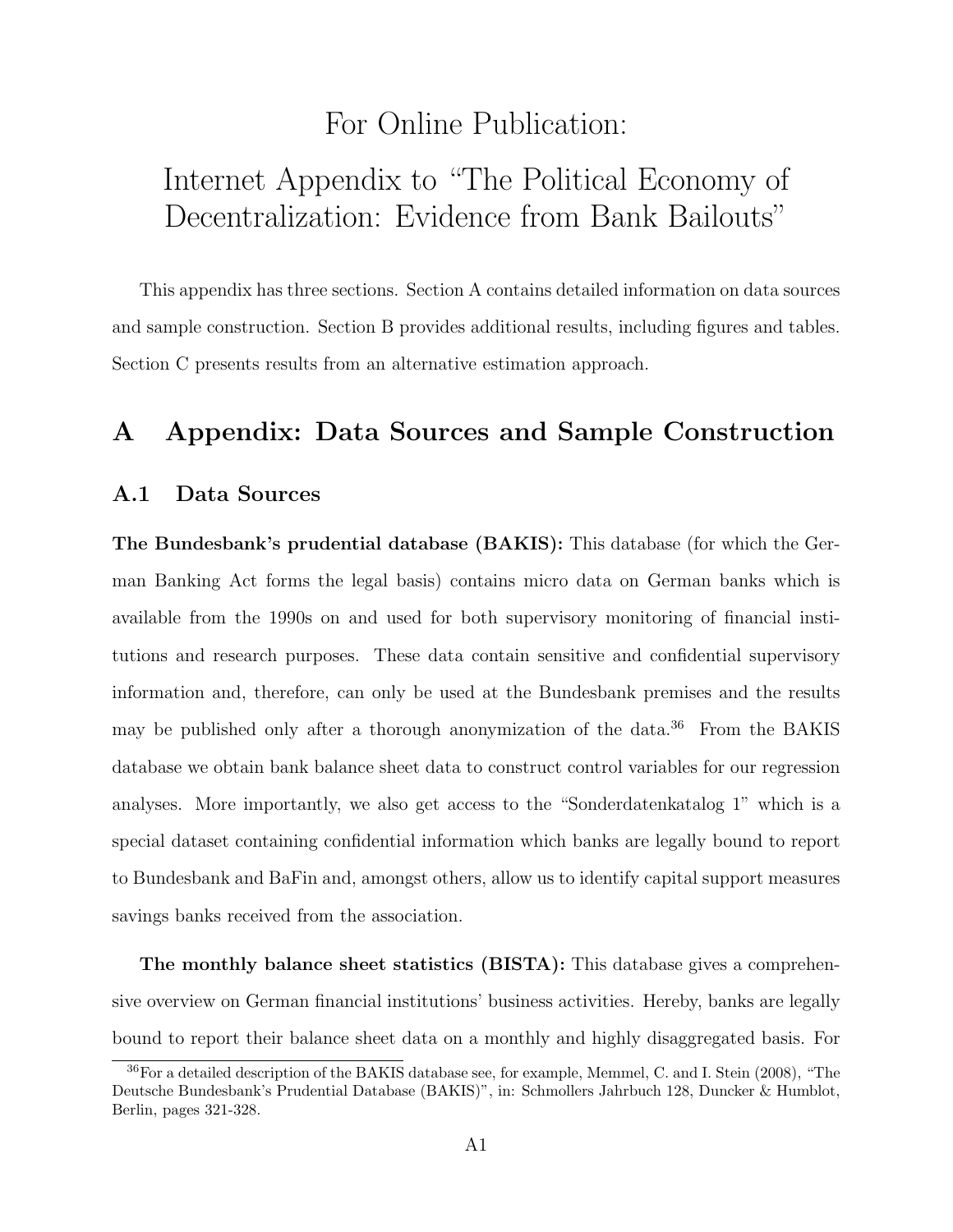# For Online Publication:

# Internet Appendix to "The Political Economy of Decentralization: Evidence from Bank Bailouts"

This appendix has three sections. Section A contains detailed information on data sources and sample construction. Section B provides additional results, including figures and tables. Section C presents results from an alternative estimation approach.

## A Appendix: Data Sources and Sample Construction

### A.1 Data Sources

**The Bundesbank's prudential database (BAKIS):** This database (for which the German Banking Act forms the legal basis) contains micro data on German banks which is available from the 1990s on and used for both supervisory monitoring of financial institutions and research purposes. These data contain sensitive and confidential supervisory information and, therefore, can only be used at the Bundesbank premises and the results may be published only after a thorough anonymization of the data.[36] From the BAKIS database we obtain bank balance sheet data to construct control variables for our regression analyses. More importantly, we also get access to the "Sonderdatenkatalog 1" which is a special dataset containing confidential information which banks are legally bound to report to Bundesbank and BaFin and, amongst others, allow us to identify capital support measures savings banks received from the association.

**The monthly balance sheet statistics (BISTA):** This database gives a comprehensive overview on German financial institutions' business activities. Hereby, banks are legally bound to report their balance sheet data on a monthly and highly disaggregated basis. For

[36] For a detailed description of the BAKIS database see, for example, Memmel, C. and I. Stein (2008), "The Deutsche Bundesbank's Prudential Database (BAKIS)", in: Schmollers Jahrbuch 128, Duncker & Humblot, Berlin, pages 321-328.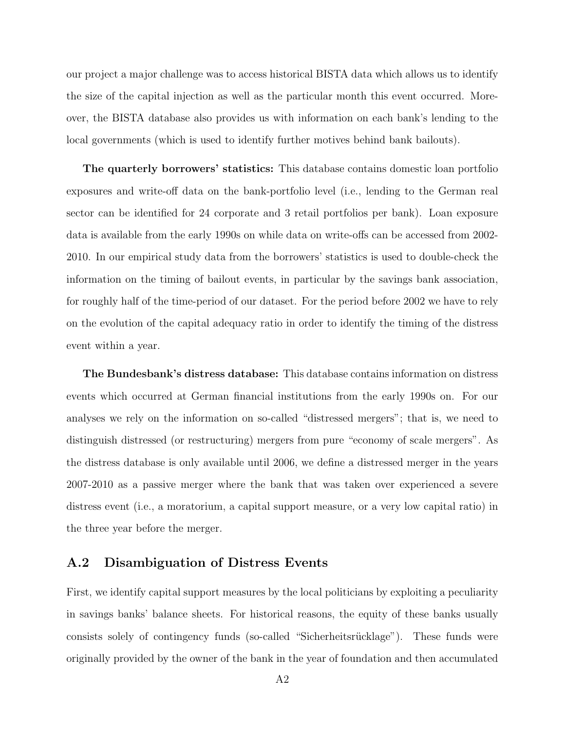our project a major challenge was to access historical BISTA data which allows us to identify the size of the capital injection as well as the particular month this event occurred. Moreover, the BISTA database also provides us with information on each bank's lending to the local governments (which is used to identify further motives behind bank bailouts).

**The quarterly borrowers' statistics:** This database contains domestic loan portfolio exposures and write-off data on the bank-portfolio level (i.e., lending to the German real sector can be identified for 24 corporate and 3 retail portfolios per bank). Loan exposure data is available from the early 1990s on while data on write-offs can be accessed from 2002-2010. In our empirical study data from the borrowers' statistics is used to double-check the information on the timing of bailout events, in particular by the savings bank association, for roughly half of the time-period of our dataset. For the period before 2002 we have to rely on the evolution of the capital adequacy ratio in order to identify the timing of the distress event within a year.

**The Bundesbank's distress database:** This database contains information on distress events which occurred at German financial institutions from the early 1990s on. For our analyses we rely on the information on so-called "distressed mergers"; that is, we need to distinguish distressed (or restructuring) mergers from pure "economy of scale mergers". As the distress database is only available until 2006, we define a distressed merger in the years 2007-2010 as a passive merger where the bank that was taken over experienced a severe distress event (i.e., a moratorium, a capital support measure, or a very low capital ratio) in the three year before the merger.

## A.2 Disambiguation of Distress Events

First, we identify capital support measures by the local politicians by exploiting a peculiarity in savings banks' balance sheets. For historical reasons, the equity of these banks usually consists solely of contingency funds (so-called "Sicherheitsrücklage"). These funds were originally provided by the owner of the bank in the year of foundation and then accumulated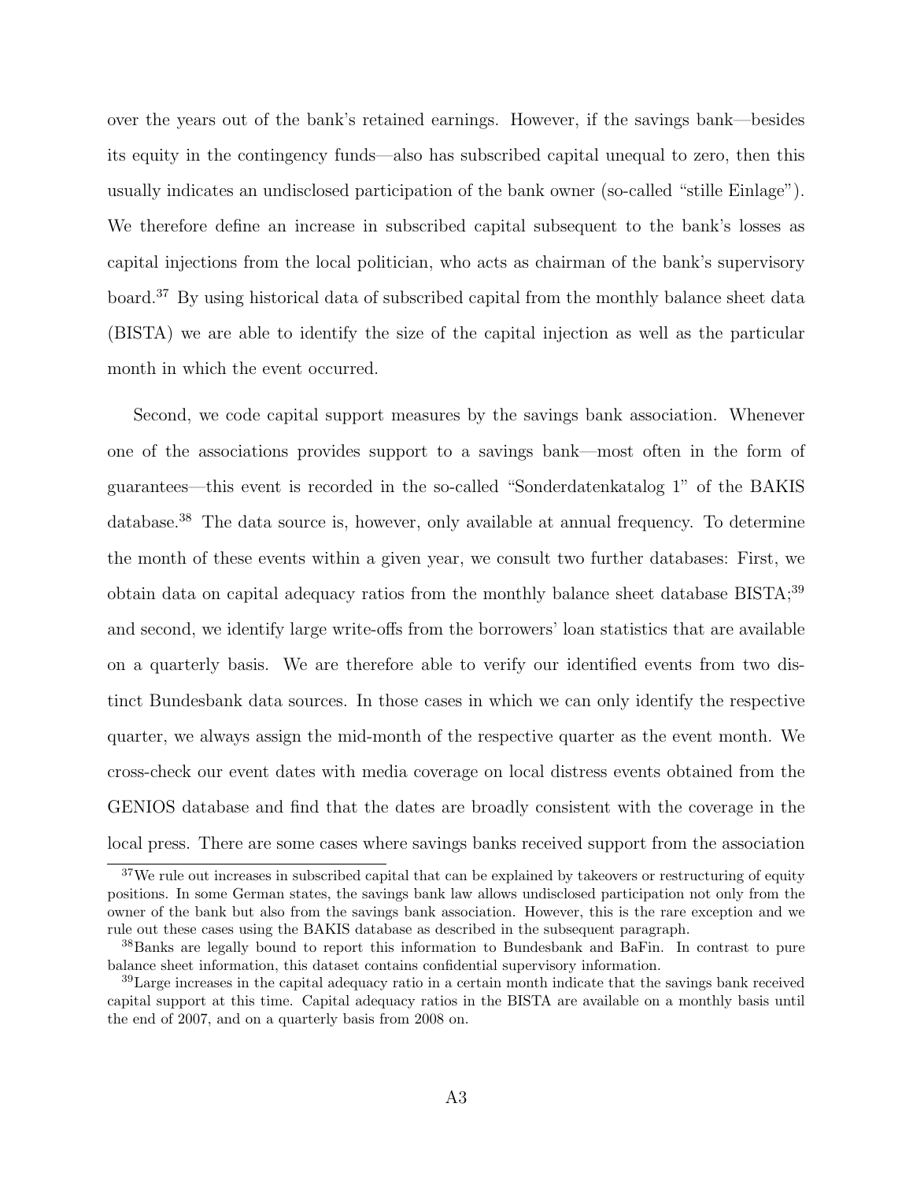over the years out of the bank's retained earnings. However, if the savings bank—besides its equity in the contingency funds—also has subscribed capital unequal to zero, then this usually indicates an undisclosed participation of the bank owner (so-called "stille Einlage"). We therefore define an increase in subscribed capital subsequent to the bank's losses as capital injections from the local politician, who acts as chairman of the bank's supervisory board.[37] By using historical data of subscribed capital from the monthly balance sheet data (BISTA) we are able to identify the size of the capital injection as well as the particular month in which the event occurred.

Second, we code capital support measures by the savings bank association. Whenever one of the associations provides support to a savings bank—most often in the form of guarantees—this event is recorded in the so-called "Sonderdatenkatalog 1" of the BAKIS database.[38] The data source is, however, only available at annual frequency. To determine the month of these events within a given year, we consult two further databases: First, we obtain data on capital adequacy ratios from the monthly balance sheet database BISTA;[39] and second, we identify large write-offs from the borrowers' loan statistics that are available on a quarterly basis. We are therefore able to verify our identified events from two distinct Bundesbank data sources. In those cases in which we can only identify the respective quarter, we always assign the mid-month of the respective quarter as the event month. We cross-check our event dates with media coverage on local distress events obtained from the GENIOS database and find that the dates are broadly consistent with the coverage in the local press. There are some cases where savings banks received support from the association

[37] We rule out increases in subscribed capital that can be explained by takeovers or restructuring of equity positions. In some German states, the savings bank law allows undisclosed participation not only from the owner of the bank but also from the savings bank association. However, this is the rare exception and we rule out these cases using the BAKIS database as described in the subsequent paragraph.

[38] Banks are legally bound to report this information to Bundesbank and BaFin. In contrast to pure balance sheet information, this dataset contains confidential supervisory information.

[39] Large increases in the capital adequacy ratio in a certain month indicate that the savings bank received capital support at this time. Capital adequacy ratios in the BISTA are available on a monthly basis until the end of 2007, and on a quarterly basis from 2008 on.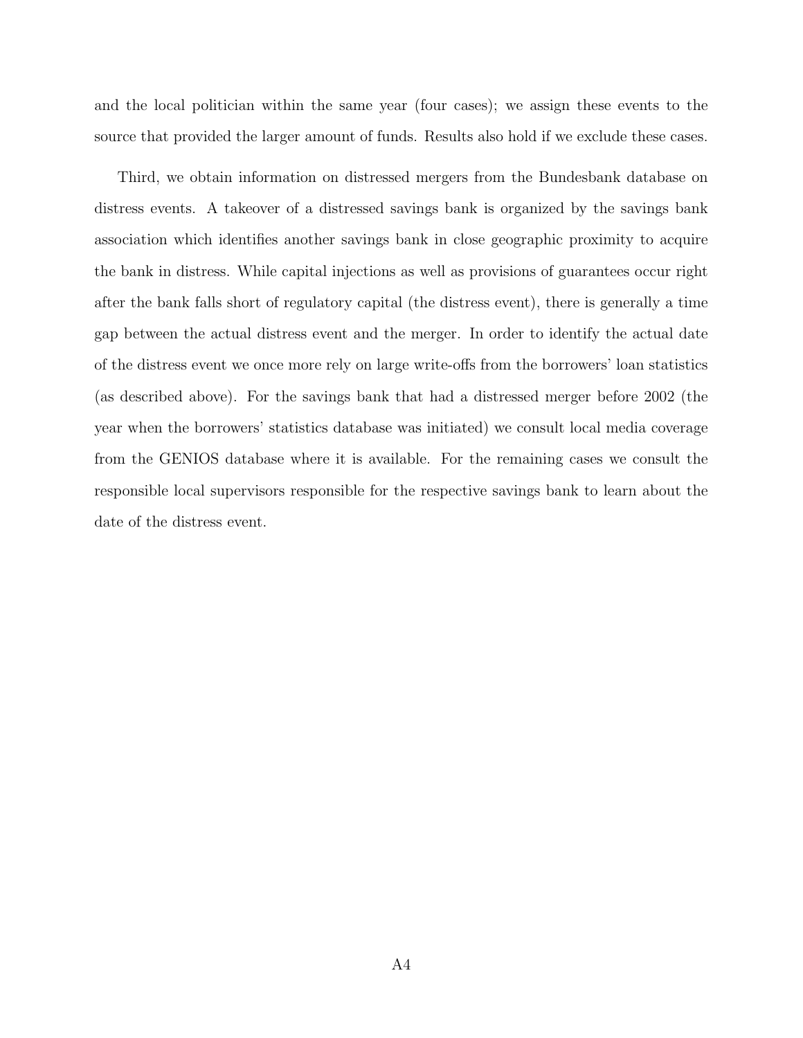and the local politician within the same year (four cases); we assign these events to the source that provided the larger amount of funds. Results also hold if we exclude these cases.

Third, we obtain information on distressed mergers from the Bundesbank database on distress events. A takeover of a distressed savings bank is organized by the savings bank association which identifies another savings bank in close geographic proximity to acquire the bank in distress. While capital injections as well as provisions of guarantees occur right after the bank falls short of regulatory capital (the distress event), there is generally a time gap between the actual distress event and the merger. In order to identify the actual date of the distress event we once more rely on large write-offs from the borrowers' loan statistics (as described above). For the savings bank that had a distressed merger before 2002 (the year when the borrowers' statistics database was initiated) we consult local media coverage from the GENIOS database where it is available. For the remaining cases we consult the responsible local supervisors responsible for the respective savings bank to learn about the date of the distress event.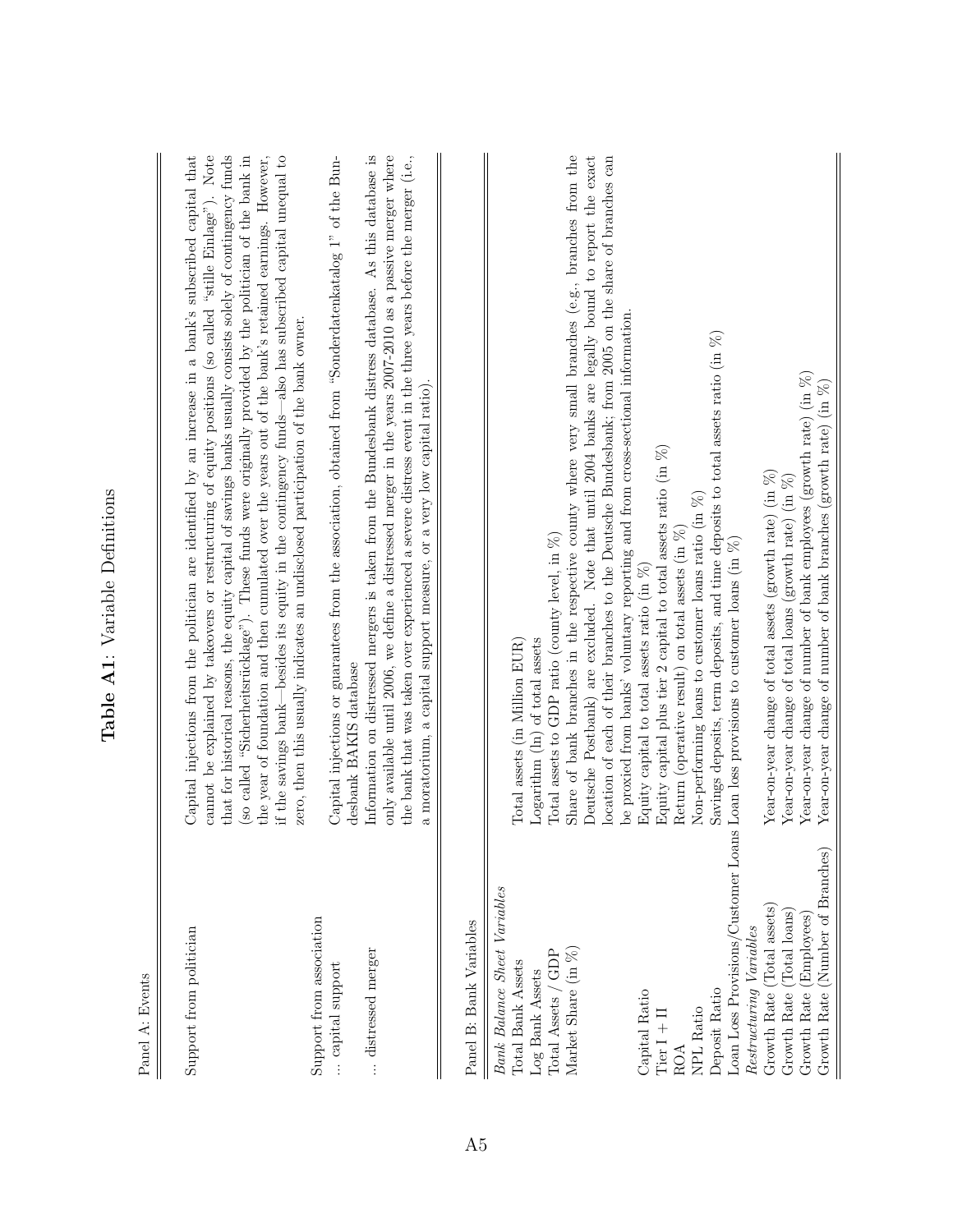**Table A1**: Variable Definitions

Panel A: Events

| | |
|---|---|
| Support from politician | Capital injections from the politician are identified by an increase in a bank's subscribed capital that cannot be explained by takeovers or restructuring of equity positions (so called "stille Einlage"). Note that for historical reasons, the equity capital of savings banks usually consists solely of contingency funds (so called "Sicherheitsrücklage"). These funds were originally provided by the politician of the bank in the year of foundation and then cumulated over the years out of the bank's retained earnings. However, if the savings bank—besides its equity in the contingency funds—also has subscribed capital unequal to zero, then this usually indicates an undisclosed participation of the bank owner. |
| Support from association | |
| ... capital support | Capital injections or guarantees from the association, obtained from "Sonderdatenkatalog 1" of the Bundesbank BAKIS database |
| ... distressed merger | Information on distressed mergers is taken from the Bundesbank distress database. As this database is only available until 2006, we define a distressed merger in the years 2007-2010 as a passive merger where the bank that was taken over experienced a severe distress event in the three years before the merger (i.e., a moratorium, a capital support measure, or a very low capital ratio). |

Panel B: Bank Variables

| | |
|---|---|
| *Bank Balance Sheet Variables* | |
| Total Bank Assets | Total assets (in Million EUR) |
| Log Bank Assets | Logarithm (ln) of total assets |
| Total Assets / GDP | Total assets to GDP ratio (county level, in %) |
| Market Share (in %) | Share of bank branches in the respective county where very small branches (e.g., branches from the Deutsche Postbank) are excluded. Note that until 2004 banks are legally bound to report the exact location of each of their branches to the Deutsche Bundesbank; from 2005 on the share of branches can be proxied from banks' voluntary reporting and from cross-sectional information. |
| Capital Ratio | Equity capital to total assets ratio (in %) |
| Tier I + II | Equity capital plus tier 2 capital to total assets ratio (in %) |
| ROA | Return (operative result) on total assets (in %) |
| NPL Ratio | Non-performing loans to customer loans ratio (in %) |
| Deposit Ratio | Savings deposits, term deposits, and time deposits to total assets ratio (in %) |
| Loan Loss Provisions/Customer Loans | Loan loss provisions to customer loans (in %) |
| *Restructuring Variables* | |
| Growth Rate (Total assets) | Year-on-year change of total assets (growth rate) (in %) |
| Growth Rate (Total loans) | Year-on-year change of total loans (growth rate) (in %) |
| Growth Rate (Employees) | Year-on-year change of number of bank employees (growth rate) (in %) |
| Growth Rate (Number of Branches) | Year-on-year change of number of bank branches (growth rate) (in %) |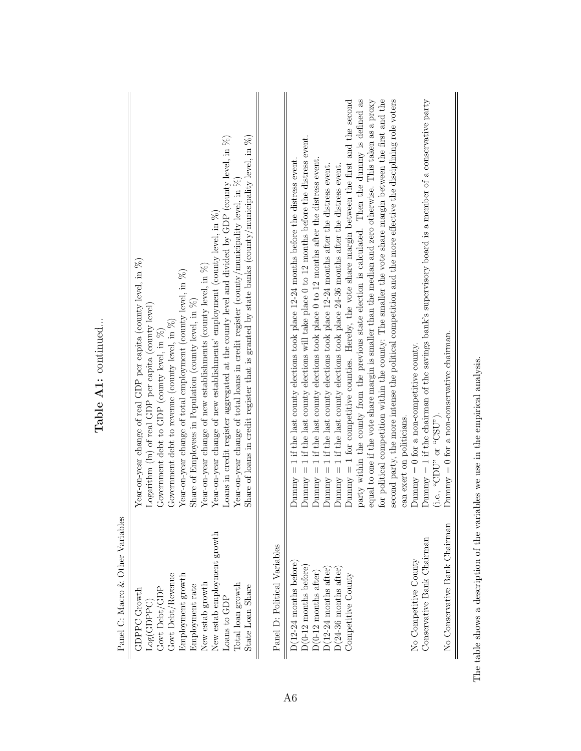**Table A1:** continued...

Panel C: Macro & Other Variables

| | |
|---|---|
| GDPPC Growth | Year-on-year change of real GDP per capita (county level, in %) |
| Log(GDPPC) | Logarithm (ln) of real GDP per capita (county level) |
| Govt Debt/GDP | Government debt to GDP (county level, in %) |
| Govt Debt/Revenue | Government debt to revenue (county level, in %) |
| Employment growth | Year-on-year change of total employment (county level, in %) |
| Employment rate | Share of Employees in Population (county level, in %) |
| New estab growth | Year-on-year change of new establishments (county level, in %) |
| New estab employment growth | Year-on-year change of new establishments' employment (county level, in %) |
| Loans to GDP | Loans in credit register aggregated at the county level and divided by GDP (county level, in %) |
| Total loan growth | Year-on-year change of total loans in credit register (county/municipality level, in %) |
| State Loan Share | Share of loans in credit register that is granted by state banks (county/municipality level, in %) |

Panel D: Political Variables

| | |
|---|---|
| D(12-24 months before) | Dummy = 1 if the last county elections took place 12-24 months before the distress event. |
| D(0-12 months before) | Dummy = 1 if the last county elections will take place 0 to 12 months before the distress event. |
| D(0-12 months after) | Dummy = 1 if the last county elections took place 0 to 12 months after the distress event. |
| D(12-24 months after) | Dummy = 1 if the last county elections took place 12-24 months after the distress event. |
| D(24-36 months after) | Dummy = 1 if the last county elections took place 24-36 months after the distress event. |
| Competitive County | Dummy = 1 for competitive counties. Hereby, the vote share margin between the first and the second party within the county from the previous state election is calculated. Then the dummy is defined as equal to one if the vote share margin is smaller than the median and zero otherwise. This taken as a proxy for political competition within the county: The smaller the vote share margin between the first and the second party, the more intense the political competition and the more effective the disciplining role voters can exert on politicians. |
| No Competitive County | Dummy = 0 for a non-competitive county. |
| Conservative Bank Chairman | Dummy = 1 if the chairman of the savings bank's supervisory board is a member of a conservative party (i.e., "CDU" or "CSU"). |
| No Conservative Bank Chairman | Dummy = 0 for a non-conservative chairman. |

The table shows a description of the variables we use in the empirical analysis.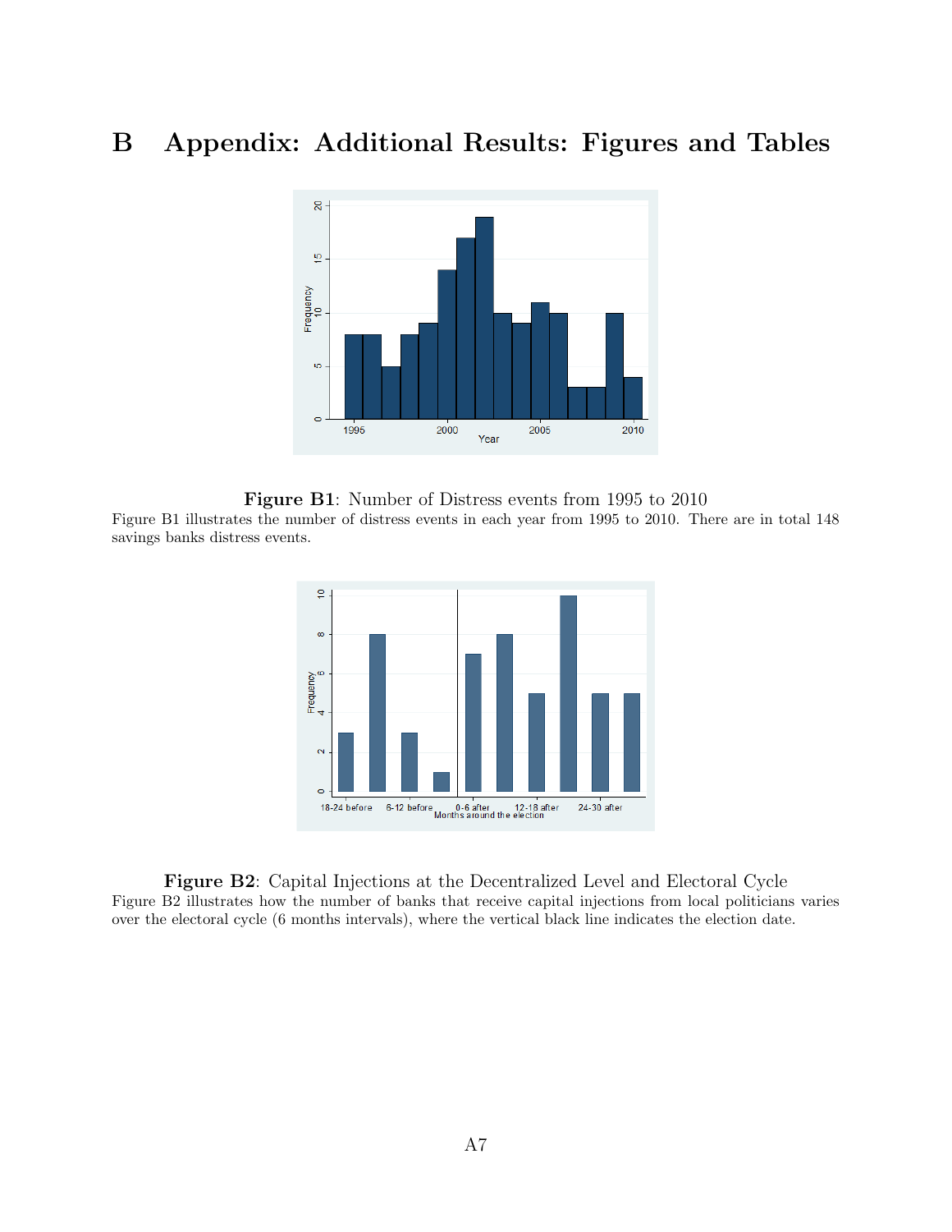# B Appendix: Additional Results: Figures and Tables

**Figure B1**: Number of Distress events from 1995 to 2010

Figure B1 illustrates the number of distress events in each year from 1995 to 2010. There are in total 148 savings banks distress events.

**Figure B2**: Capital Injections at the Decentralized Level and Electoral Cycle

Figure B2 illustrates how the number of banks that receive capital injections from local politicians varies over the electoral cycle (6 months intervals), where the vertical black line indicates the election date.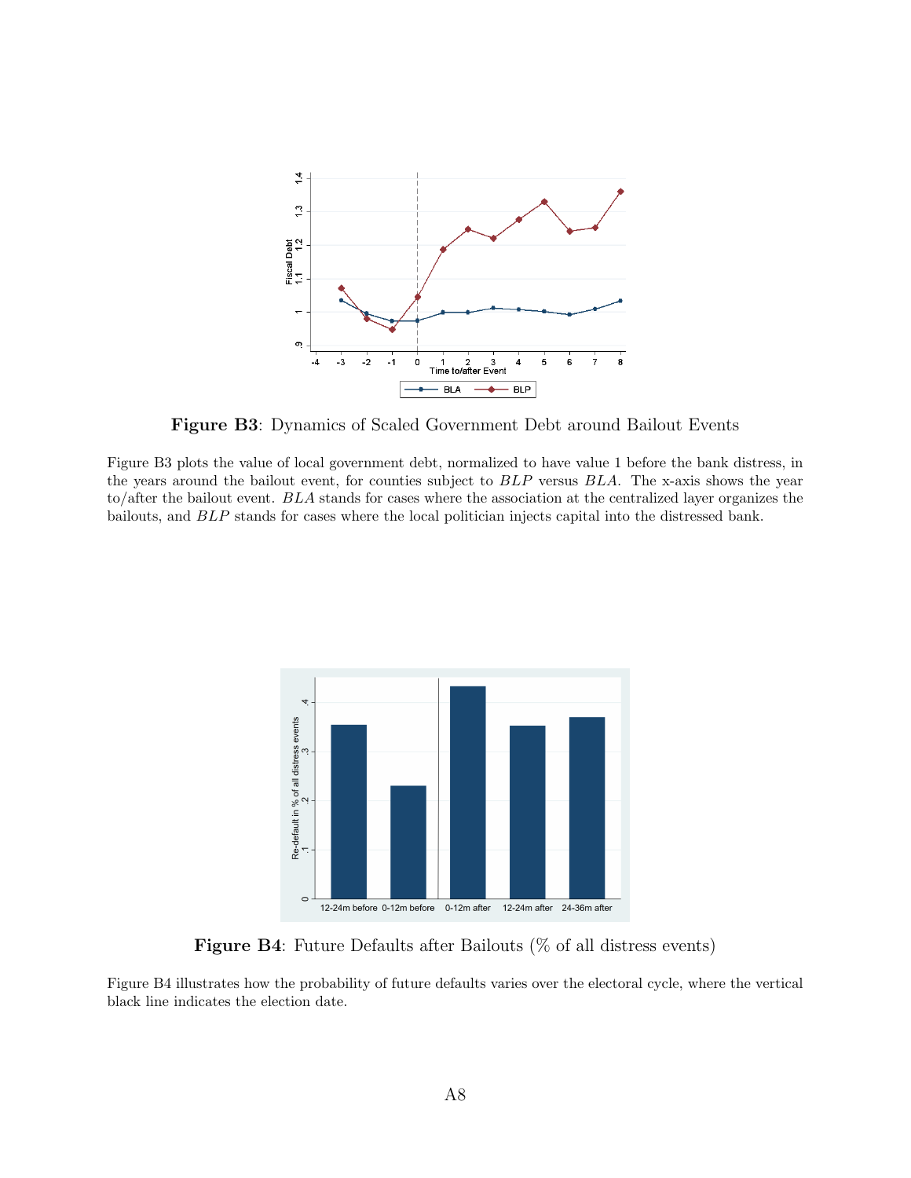**Figure B3**: Dynamics of Scaled Government Debt around Bailout Events

Figure B3 plots the value of local government debt, normalized to have value 1 before the bank distress, in the years around the bailout event, for counties subject to *BLP* versus *BLA*. The x-axis shows the year to/after the bailout event. *BLA* stands for cases where the association at the centralized layer organizes the bailouts, and *BLP* stands for cases where the local politician injects capital into the distressed bank.

**Figure B4**: Future Defaults after Bailouts (% of all distress events)

Figure B4 illustrates how the probability of future defaults varies over the electoral cycle, where the vertical black line indicates the election date.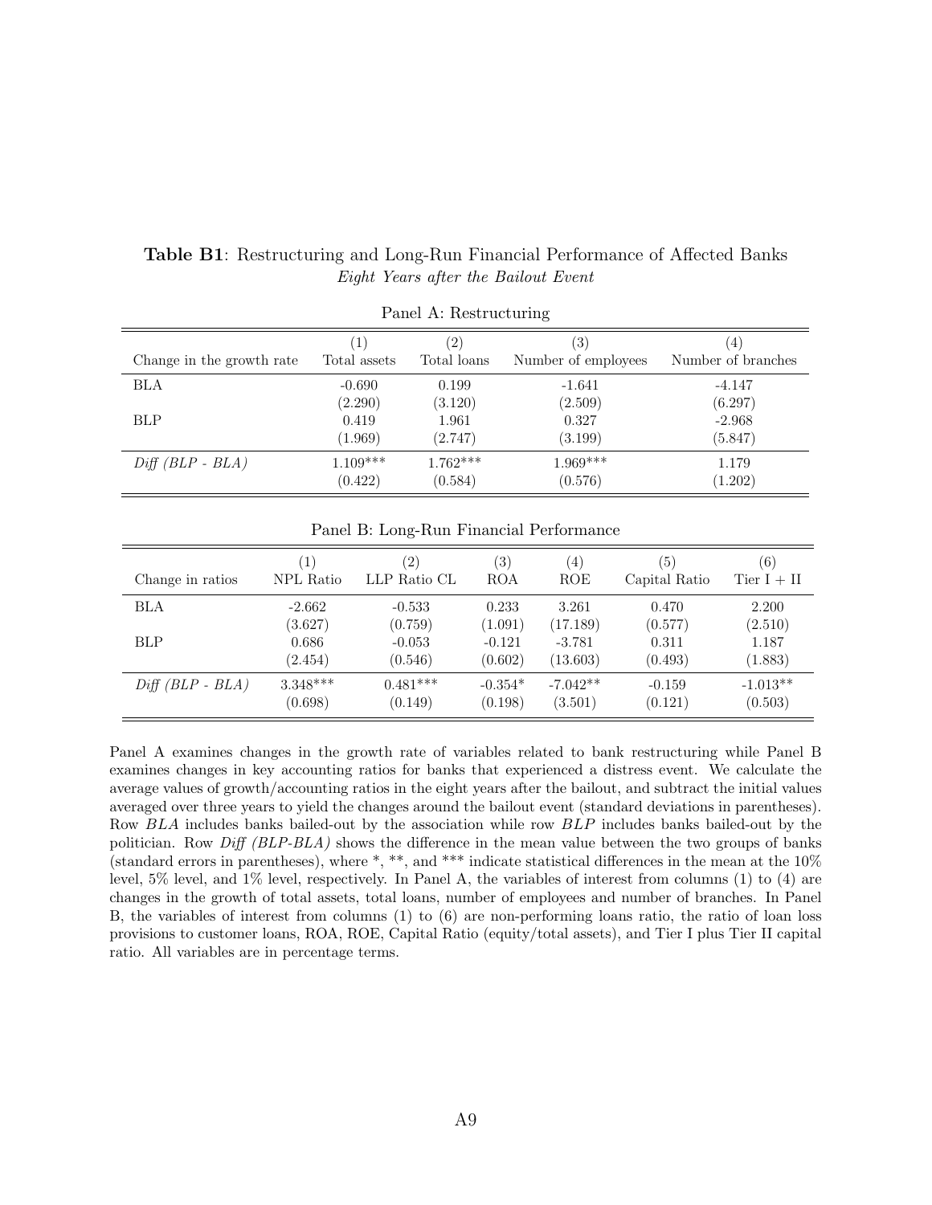**Table B1**: Restructuring and Long-Run Financial Performance of Affected Banks
*Eight Years after the Bailout Event*

Panel A: Restructuring

| Change in the growth rate | (1) Total assets | (2) Total loans | (3) Number of employees | (4) Number of branches |
|---|---|---|---|---|
| BLA | -0.690 | 0.199 | -1.641 | -4.147 |
| | (2.290) | (3.120) | (2.509) | (6.297) |
| BLP | 0.419 | 1.961 | 0.327 | -2.968 |
| | (1.969) | (2.747) | (3.199) | (5.847) |
| *Diff (BLP - BLA)* | 1.109*** | 1.762*** | 1.969*** | 1.179 |
| | (0.422) | (0.584) | (0.576) | (1.202) |

Panel B: Long-Run Financial Performance

| Change in ratios | (1) NPL Ratio | (2) LLP Ratio CL | (3) ROA | (4) ROE | (5) Capital Ratio | (6) Tier I + II |
|---|---|---|---|---|---|---|
| BLA | -2.662 | -0.533 | 0.233 | 3.261 | 0.470 | 2.200 |
| | (3.627) | (0.759) | (1.091) | (17.189) | (0.577) | (2.510) |
| BLP | 0.686 | -0.053 | -0.121 | -3.781 | 0.311 | 1.187 |
| | (2.454) | (0.546) | (0.602) | (13.603) | (0.493) | (1.883) |
| *Diff (BLP - BLA)* | 3.348*** | 0.481*** | -0.354* | -7.042** | -0.159 | -1.013** |
| | (0.698) | (0.149) | (0.198) | (3.501) | (0.121) | (0.503) |

Panel A examines changes in the growth rate of variables related to bank restructuring while Panel B examines changes in key accounting ratios for banks that experienced a distress event. We calculate the average values of growth/accounting ratios in the eight years after the bailout, and subtract the initial values averaged over three years to yield the changes around the bailout event (standard deviations in parentheses). Row *BLA* includes banks bailed-out by the association while row *BLP* includes banks bailed-out by the politician. Row *Diff (BLP-BLA)* shows the difference in the mean value between the two groups of banks (standard errors in parentheses), where *, **, and *** indicate statistical differences in the mean at the 10% level, 5% level, and 1% level, respectively. In Panel A, the variables of interest from columns (1) to (4) are changes in the growth of total assets, total loans, number of employees and number of branches. In Panel B, the variables of interest from columns (1) to (6) are non-performing loans ratio, the ratio of loan loss provisions to customer loans, ROA, ROE, Capital Ratio (equity/total assets), and Tier I plus Tier II capital ratio. All variables are in percentage terms.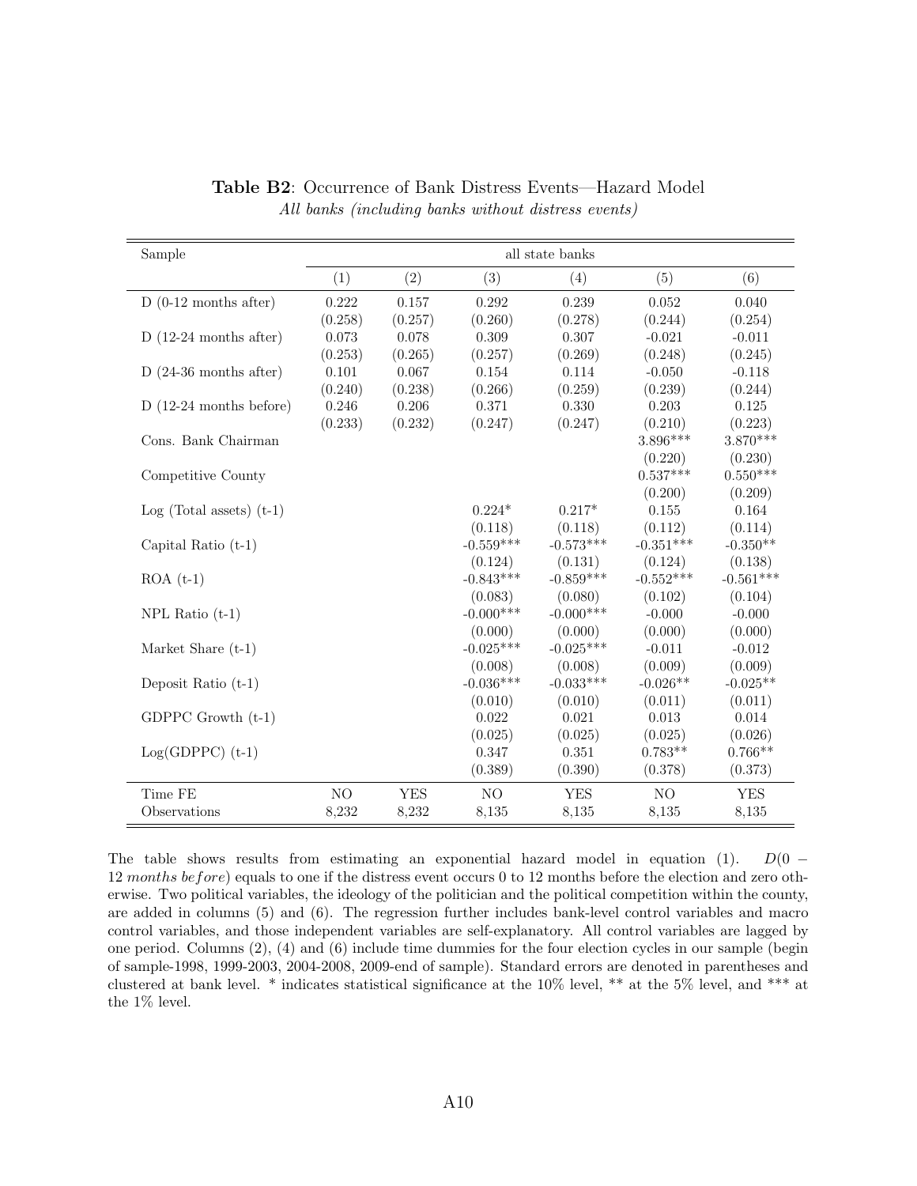**Table B2**: Occurrence of Bank Distress Events—Hazard Model

*All banks (including banks without distress events)*

| Sample | all state banks | | | | | |
|---|---|---|---|---|---|---|
| | (1) | (2) | (3) | (4) | (5) | (6) |
| D (0-12 months after) | 0.222 | 0.157 | 0.292 | 0.239 | 0.052 | 0.040 |
| | (0.258) | (0.257) | (0.260) | (0.278) | (0.244) | (0.254) |
| D (12-24 months after) | 0.073 | 0.078 | 0.309 | 0.307 | -0.021 | -0.011 |
| | (0.253) | (0.265) | (0.257) | (0.269) | (0.248) | (0.245) |
| D (24-36 months after) | 0.101 | 0.067 | 0.154 | 0.114 | -0.050 | -0.118 |
| | (0.240) | (0.238) | (0.266) | (0.259) | (0.239) | (0.244) |
| D (12-24 months before) | 0.246 | 0.206 | 0.371 | 0.330 | 0.203 | 0.125 |
| | (0.233) | (0.232) | (0.247) | (0.247) | (0.210) | (0.223) |
| Cons. Bank Chairman | | | | | 3.896*** | 3.870*** |
| | | | | | (0.220) | (0.230) |
| Competitive County | | | | | 0.537*** | 0.550*** |
| | | | | | (0.200) | (0.209) |
| Log (Total assets) (t-1) | | | 0.224* | 0.217* | 0.155 | 0.164 |
| | | | (0.118) | (0.118) | (0.112) | (0.114) |
| Capital Ratio (t-1) | | | -0.559*** | -0.573*** | -0.351*** | -0.350** |
| | | | (0.124) | (0.131) | (0.124) | (0.138) |
| ROA (t-1) | | | -0.843*** | -0.859*** | -0.552*** | -0.561*** |
| | | | (0.083) | (0.080) | (0.102) | (0.104) |
| NPL Ratio (t-1) | | | -0.000*** | -0.000*** | -0.000 | -0.000 |
| | | | (0.000) | (0.000) | (0.000) | (0.000) |
| Market Share (t-1) | | | -0.025*** | -0.025*** | -0.011 | -0.012 |
| | | | (0.008) | (0.008) | (0.009) | (0.009) |
| Deposit Ratio (t-1) | | | -0.036*** | -0.033*** | -0.026** | -0.025** |
| | | | (0.010) | (0.010) | (0.011) | (0.011) |
| GDPPC Growth (t-1) | | | 0.022 | 0.021 | 0.013 | 0.014 |
| | | | (0.025) | (0.025) | (0.025) | (0.026) |
| Log(GDPPC) (t-1) | | | 0.347 | 0.351 | 0.783** | 0.766** |
| | | | (0.389) | (0.390) | (0.378) | (0.373) |
| Time FE | NO | YES | NO | YES | NO | YES |
| Observations | 8,232 | 8,232 | 8,135 | 8,135 | 8,135 | 8,135 |

The table shows results from estimating an exponential hazard model in equation (1). $D(0-12\ months\ before)$ equals to one if the distress event occurs 0 to 12 months before the election and zero otherwise. Two political variables, the ideology of the politician and the political competition within the county, are added in columns (5) and (6). The regression further includes bank-level control variables and macro control variables, and those independent variables are self-explanatory. All control variables are lagged by one period. Columns (2), (4) and (6) include time dummies for the four election cycles in our sample (begin of sample-1998, 1999-2003, 2004-2008, 2009-end of sample). Standard errors are denoted in parentheses and clustered at bank level. * indicates statistical significance at the 10% level, ** at the 5% level, and *** at the 1% level.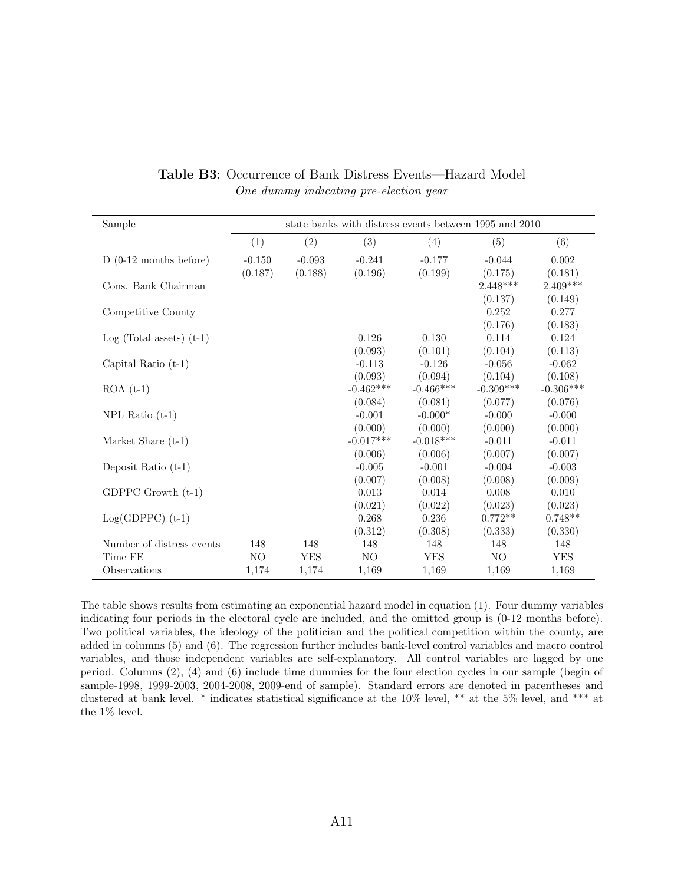**Table B3**: Occurrence of Bank Distress Events—Hazard Model

*One dummy indicating pre-election year*

| Sample | state banks with distress events between 1995 and 2010 | | | | | |
|---|---|---|---|---|---|---|
| | (1) | (2) | (3) | (4) | (5) | (6) |
| D (0-12 months before) | -0.150 | -0.093 | -0.241 | -0.177 | -0.044 | 0.002 |
| | (0.187) | (0.188) | (0.196) | (0.199) | (0.175) | (0.181) |
| Cons. Bank Chairman | | | | | 2.448*** | 2.409*** |
| | | | | | (0.137) | (0.149) |
| Competitive County | | | | | 0.252 | 0.277 |
| | | | | | (0.176) | (0.183) |
| Log (Total assets) (t-1) | | | 0.126 | 0.130 | 0.114 | 0.124 |
| | | | (0.093) | (0.101) | (0.104) | (0.113) |
| Capital Ratio (t-1) | | | -0.113 | -0.126 | -0.056 | -0.062 |
| | | | (0.093) | (0.094) | (0.104) | (0.108) |
| ROA (t-1) | | | -0.462*** | -0.466*** | -0.309*** | -0.306*** |
| | | | (0.084) | (0.081) | (0.077) | (0.076) |
| NPL Ratio (t-1) | | | -0.001 | -0.000* | -0.000 | -0.000 |
| | | | (0.000) | (0.000) | (0.000) | (0.000) |
| Market Share (t-1) | | | -0.017*** | -0.018*** | -0.011 | -0.011 |
| | | | (0.006) | (0.006) | (0.007) | (0.007) |
| Deposit Ratio (t-1) | | | -0.005 | -0.001 | -0.004 | -0.003 |
| | | | (0.007) | (0.008) | (0.008) | (0.009) |
| GDPPC Growth (t-1) | | | 0.013 | 0.014 | 0.008 | 0.010 |
| | | | (0.021) | (0.022) | (0.023) | (0.023) |
| Log(GDPPC) (t-1) | | | 0.268 | 0.236 | 0.772** | 0.748** |
| | | | (0.312) | (0.308) | (0.333) | (0.330) |
| Number of distress events | 148 | 148 | 148 | 148 | 148 | 148 |
| Time FE | NO | YES | NO | YES | NO | YES |
| Observations | 1,174 | 1,174 | 1,169 | 1,169 | 1,169 | 1,169 |

The table shows results from estimating an exponential hazard model in equation (1). Four dummy variables indicating four periods in the electoral cycle are included, and the omitted group is (0-12 months before). Two political variables, the ideology of the politician and the political competition within the county, are added in columns (5) and (6). The regression further includes bank-level control variables and macro control variables, and those independent variables are self-explanatory. All control variables are lagged by one period. Columns (2), (4) and (6) include time dummies for the four election cycles in our sample (begin of sample-1998, 1999-2003, 2004-2008, 2009-end of sample). Standard errors are denoted in parentheses and clustered at bank level. * indicates statistical significance at the 10% level, ** at the 5% level, and *** at the 1% level.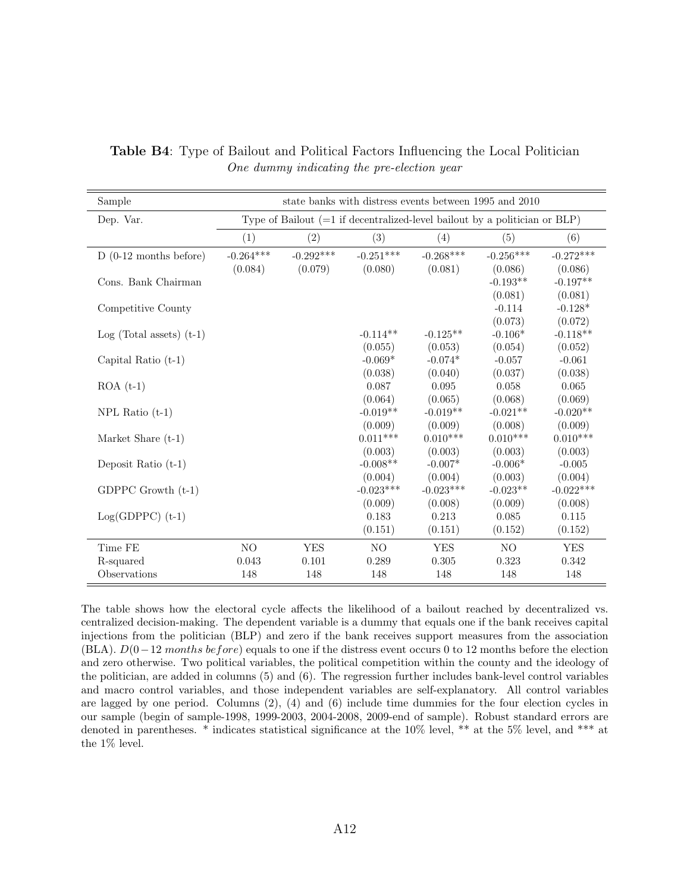**Table B4**: Type of Bailout and Political Factors Influencing the Local Politician
*One dummy indicating the pre-election year*

| Sample | state banks with distress events between 1995 and 2010 | | | | | |
|---|---|---|---|---|---|---|
| Dep. Var. | Type of Bailout (=1 if decentralized-level bailout by a politician or BLP) | | | | | |
| | (1) | (2) | (3) | (4) | (5) | (6) |
| D (0-12 months before) | -0.264*** | -0.292*** | -0.251*** | -0.268*** | -0.256*** | -0.272*** |
| | (0.084) | (0.079) | (0.080) | (0.081) | (0.086) | (0.086) |
| Cons. Bank Chairman | | | | | -0.193** | -0.197** |
| | | | | | (0.081) | (0.081) |
| Competitive County | | | | | -0.114 | -0.128* |
| | | | | | (0.073) | (0.072) |
| Log (Total assets) (t-1) | | | -0.114** | -0.125** | -0.106* | -0.118** |
| | | | (0.055) | (0.053) | (0.054) | (0.052) |
| Capital Ratio (t-1) | | | -0.069* | -0.074* | -0.057 | -0.061 |
| | | | (0.038) | (0.040) | (0.037) | (0.038) |
| ROA (t-1) | | | 0.087 | 0.095 | 0.058 | 0.065 |
| | | | (0.064) | (0.065) | (0.068) | (0.069) |
| NPL Ratio (t-1) | | | -0.019** | -0.019** | -0.021** | -0.020** |
| | | | (0.009) | (0.009) | (0.008) | (0.009) |
| Market Share (t-1) | | | 0.011*** | 0.010*** | 0.010*** | 0.010*** |
| | | | (0.003) | (0.003) | (0.003) | (0.003) |
| Deposit Ratio (t-1) | | | -0.008** | -0.007* | -0.006* | -0.005 |
| | | | (0.004) | (0.004) | (0.003) | (0.004) |
| GDPPC Growth (t-1) | | | -0.023*** | -0.023*** | -0.023** | -0.022*** |
| | | | (0.009) | (0.008) | (0.009) | (0.008) |
| Log(GDPPC) (t-1) | | | 0.183 | 0.213 | 0.085 | 0.115 |
| | | | (0.151) | (0.151) | (0.152) | (0.152) |
| Time FE | NO | YES | NO | YES | NO | YES |
| R-squared | 0.043 | 0.101 | 0.289 | 0.305 | 0.323 | 0.342 |
| Observations | 148 | 148 | 148 | 148 | 148 | 148 |

The table shows how the electoral cycle affects the likelihood of a bailout reached by decentralized vs. centralized decision-making. The dependent variable is a dummy that equals one if the bank receives capital injections from the politician (BLP) and zero if the bank receives support measures from the association (BLA). $D(0-12\ months\ before)$ equals to one if the distress event occurs 0 to 12 months before the election and zero otherwise. Two political variables, the political competition within the county and the ideology of the politician, are added in columns (5) and (6). The regression further includes bank-level control variables and macro control variables, and those independent variables are self-explanatory. All control variables are lagged by one period. Columns (2), (4) and (6) include time dummies for the four election cycles in our sample (begin of sample-1998, 1999-2003, 2004-2008, 2009-end of sample). Robust standard errors are denoted in parentheses. * indicates statistical significance at the 10% level, ** at the 5% level, and *** at the 1% level.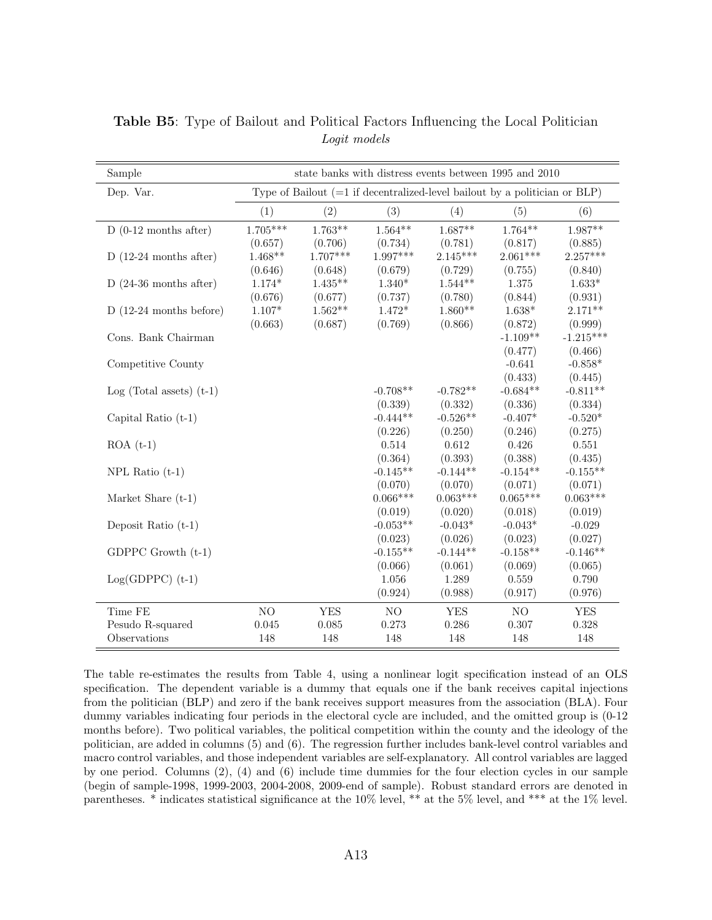**Table B5**: Type of Bailout and Political Factors Influencing the Local Politician

*Logit models*

| Sample | state banks with distress events between 1995 and 2010 | | | | | |
|---|---|---|---|---|---|---|
| Dep. Var. | Type of Bailout (=1 if decentralized-level bailout by a politician or BLP) | | | | | |
| | (1) | (2) | (3) | (4) | (5) | (6) |
| D (0-12 months after) | 1.705*** | 1.763** | 1.564** | 1.687** | 1.764** | 1.987** |
| | (0.657) | (0.706) | (0.734) | (0.781) | (0.817) | (0.885) |
| D (12-24 months after) | 1.468** | 1.707*** | 1.997*** | 2.145*** | 2.061*** | 2.257*** |
| | (0.646) | (0.648) | (0.679) | (0.729) | (0.755) | (0.840) |
| D (24-36 months after) | 1.174* | 1.435** | 1.340* | 1.544** | 1.375 | 1.633* |
| | (0.676) | (0.677) | (0.737) | (0.780) | (0.844) | (0.931) |
| D (12-24 months before) | 1.107* | 1.562** | 1.472* | 1.860** | 1.638* | 2.171** |
| | (0.663) | (0.687) | (0.769) | (0.866) | (0.872) | (0.999) |
| Cons. Bank Chairman | | | | | -1.109** | -1.215*** |
| | | | | | (0.477) | (0.466) |
| Competitive County | | | | | -0.641 | -0.858* |
| | | | | | (0.433) | (0.445) |
| Log (Total assets) (t-1) | | | -0.708** | -0.782** | -0.684** | -0.811** |
| | | | (0.339) | (0.332) | (0.336) | (0.334) |
| Capital Ratio (t-1) | | | -0.444** | -0.526** | -0.407* | -0.520* |
| | | | (0.226) | (0.250) | (0.246) | (0.275) |
| ROA (t-1) | | | 0.514 | 0.612 | 0.426 | 0.551 |
| | | | (0.364) | (0.393) | (0.388) | (0.435) |
| NPL Ratio (t-1) | | | -0.145** | -0.144** | -0.154** | -0.155** |
| | | | (0.070) | (0.070) | (0.071) | (0.071) |
| Market Share (t-1) | | | 0.066*** | 0.063*** | 0.065*** | 0.063*** |
| | | | (0.019) | (0.020) | (0.018) | (0.019) |
| Deposit Ratio (t-1) | | | -0.053** | -0.043* | -0.043* | -0.029 |
| | | | (0.023) | (0.026) | (0.023) | (0.027) |
| GDPPC Growth (t-1) | | | -0.155** | -0.144** | -0.158** | -0.146** |
| | | | (0.066) | (0.061) | (0.069) | (0.065) |
| Log(GDPPC) (t-1) | | | 1.056 | 1.289 | 0.559 | 0.790 |
| | | | (0.924) | (0.988) | (0.917) | (0.976) |
| Time FE | NO | YES | NO | YES | NO | YES |
| Pesudo R-squared | 0.045 | 0.085 | 0.273 | 0.286 | 0.307 | 0.328 |
| Observations | 148 | 148 | 148 | 148 | 148 | 148 |

The table re-estimates the results from Table 4, using a nonlinear logit specification instead of an OLS specification. The dependent variable is a dummy that equals one if the bank receives capital injections from the politician (BLP) and zero if the bank receives support measures from the association (BLA). Four dummy variables indicating four periods in the electoral cycle are included, and the omitted group is (0-12 months before). Two political variables, the political competition within the county and the ideology of the politician, are added in columns (5) and (6). The regression further includes bank-level control variables and macro control variables, and those independent variables are self-explanatory. All control variables are lagged by one period. Columns (2), (4) and (6) include time dummies for the four election cycles in our sample (begin of sample-1998, 1999-2003, 2004-2008, 2009-end of sample). Robust standard errors are denoted in parentheses. * indicates statistical significance at the 10% level, ** at the 5% level, and *** at the 1% level.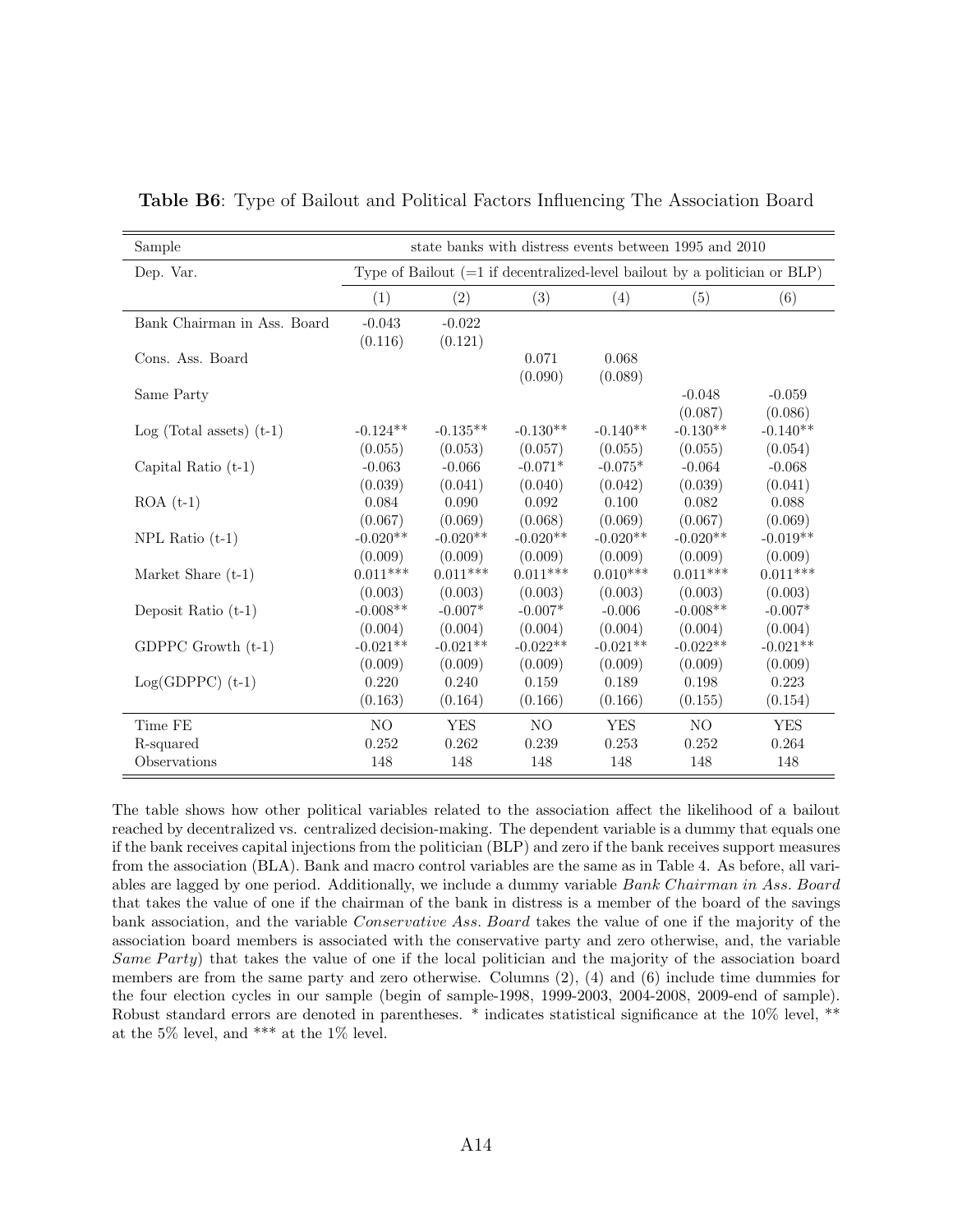**Table B6**: Type of Bailout and Political Factors Influencing The Association Board

| Sample | state banks with distress events between 1995 and 2010 | | | | | |
|---|---|---|---|---|---|---|
| Dep. Var. | Type of Bailout (=1 if decentralized-level bailout by a politician or BLP) | | | | | |
| | (1) | (2) | (3) | (4) | (5) | (6) |
| Bank Chairman in Ass. Board | -0.043 | -0.022 | | | | |
| | (0.116) | (0.121) | | | | |
| Cons. Ass. Board | | | 0.071 | 0.068 | | |
| | | | (0.090) | (0.089) | | |
| Same Party | | | | | -0.048 | -0.059 |
| | | | | | (0.087) | (0.086) |
| Log (Total assets) (t-1) | -0.124** | -0.135** | -0.130** | -0.140** | -0.130** | -0.140** |
| | (0.055) | (0.053) | (0.057) | (0.055) | (0.055) | (0.054) |
| Capital Ratio (t-1) | -0.063 | -0.066 | -0.071* | -0.075* | -0.064 | -0.068 |
| | (0.039) | (0.041) | (0.040) | (0.042) | (0.039) | (0.041) |
| ROA (t-1) | 0.084 | 0.090 | 0.092 | 0.100 | 0.082 | 0.088 |
| | (0.067) | (0.069) | (0.068) | (0.069) | (0.067) | (0.069) |
| NPL Ratio (t-1) | -0.020** | -0.020** | -0.020** | -0.020** | -0.020** | -0.019** |
| | (0.009) | (0.009) | (0.009) | (0.009) | (0.009) | (0.009) |
| Market Share (t-1) | 0.011*** | 0.011*** | 0.011*** | 0.010*** | 0.011*** | 0.011*** |
| | (0.003) | (0.003) | (0.003) | (0.003) | (0.003) | (0.003) |
| Deposit Ratio (t-1) | -0.008** | -0.007* | -0.007* | -0.006 | -0.008** | -0.007* |
| | (0.004) | (0.004) | (0.004) | (0.004) | (0.004) | (0.004) |
| GDPPC Growth (t-1) | -0.021** | -0.021** | -0.022** | -0.021** | -0.022** | -0.021** |
| | (0.009) | (0.009) | (0.009) | (0.009) | (0.009) | (0.009) |
| Log(GDPPC) (t-1) | 0.220 | 0.240 | 0.159 | 0.189 | 0.198 | 0.223 |
| | (0.163) | (0.164) | (0.166) | (0.166) | (0.155) | (0.154) |
| Time FE | NO | YES | NO | YES | NO | YES |
| R-squared | 0.252 | 0.262 | 0.239 | 0.253 | 0.252 | 0.264 |
| Observations | 148 | 148 | 148 | 148 | 148 | 148 |

The table shows how other political variables related to the association affect the likelihood of a bailout reached by decentralized vs. centralized decision-making. The dependent variable is a dummy that equals one if the bank receives capital injections from the politician (BLP) and zero if the bank receives support measures from the association (BLA). Bank and macro control variables are the same as in Table 4. As before, all variables are lagged by one period. Additionally, we include a dummy variable *Bank Chairman in Ass. Board* that takes the value of one if the chairman of the bank in distress is a member of the board of the savings bank association, and the variable *Conservative Ass. Board* takes the value of one if the majority of the association board members is associated with the conservative party and zero otherwise, and, the variable *Same Party*) that takes the value of one if the local politician and the majority of the association board members are from the same party and zero otherwise. Columns (2), (4) and (6) include time dummies for the four election cycles in our sample (begin of sample-1998, 1999-2003, 2004-2008, 2009-end of sample). Robust standard errors are denoted in parentheses. * indicates statistical significance at the 10% level, ** at the 5% level, and *** at the 1% level.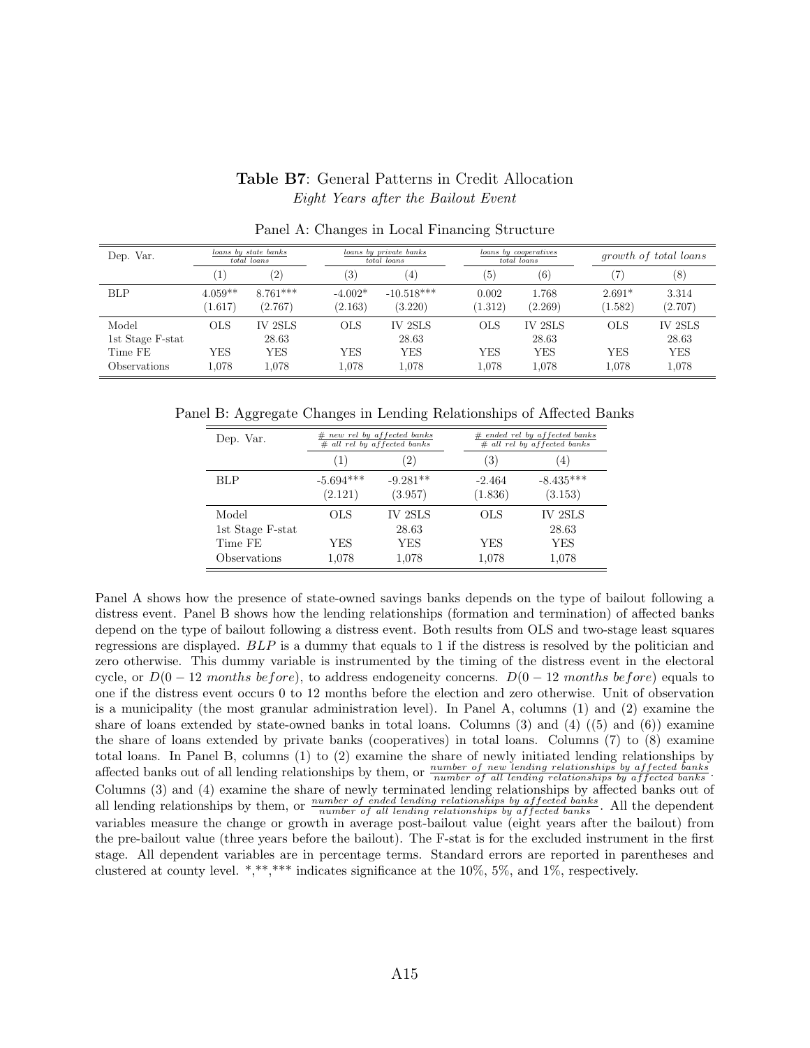**Table B7**: General Patterns in Credit Allocation

*Eight Years after the Bailout Event*

Panel A: Changes in Local Financing Structure

| Dep. Var. | $\frac{loans\ by\ state\ banks}{total\ loans}$ | | $\frac{loans\ by\ private\ banks}{total\ loans}$ | | $\frac{loans\ by\ cooperatives}{total\ loans}$ | | *growth of total loans* | |
|---|---|---|---|---|---|---|---|---|
| | (1) | (2) | (3) | (4) | (5) | (6) | (7) | (8) |
| BLP | 4.059** | 8.761*** | -4.002* | -10.518*** | 0.002 | 1.768 | 2.691* | 3.314 |
| | (1.617) | (2.767) | (2.163) | (3.220) | (1.312) | (2.269) | (1.582) | (2.707) |
| Model | OLS | IV 2SLS | OLS | IV 2SLS | OLS | IV 2SLS | OLS | IV 2SLS |
| 1st Stage F-stat | | 28.63 | | 28.63 | | 28.63 | | 28.63 |
| Time FE | YES | YES | YES | YES | YES | YES | YES | YES |
| Observations | 1,078 | 1,078 | 1,078 | 1,078 | 1,078 | 1,078 | 1,078 | 1,078 |

Panel B: Aggregate Changes in Lending Relationships of Affected Banks

| Dep. Var. | $\frac{\#\ new\ rel\ by\ affected\ banks}{\#\ all\ rel\ by\ affected\ banks}$ | | $\frac{\#\ ended\ rel\ by\ affected\ banks}{\#\ all\ rel\ by\ affected\ banks}$ | |
|---|---|---|---|---|
| | (1) | (2) | (3) | (4) |
| BLP | -5.694*** | -9.281** | -2.464 | -8.435*** |
| | (2.121) | (3.957) | (1.836) | (3.153) |
| Model | OLS | IV 2SLS | OLS | IV 2SLS |
| 1st Stage F-stat | | 28.63 | | 28.63 |
| Time FE | YES | YES | YES | YES |
| Observations | 1,078 | 1,078 | 1,078 | 1,078 |

Panel A shows how the presence of state-owned savings banks depends on the type of bailout following a distress event. Panel B shows how the lending relationships (formation and termination) of affected banks depend on the type of bailout following a distress event. Both results from OLS and two-stage least squares regressions are displayed. *BLP* is a dummy that equals to 1 if the distress is resolved by the politician and zero otherwise. This dummy variable is instrumented by the timing of the distress event in the electoral cycle, or $D(0-12\ months\ before)$, to address endogeneity concerns. $D(0-12\ months\ before)$ equals to one if the distress event occurs 0 to 12 months before the election and zero otherwise. Unit of observation is a municipality (the most granular administration level). In Panel A, columns (1) and (2) examine the share of loans extended by state-owned banks in total loans. Columns (3) and (4) ((5) and (6)) examine the share of loans extended by private banks (cooperatives) in total loans. Columns (7) to (8) examine total loans. In Panel B, columns (1) to (2) examine the share of newly initiated lending relationships by affected banks out of all lending relationships by them, or $\frac{number\ of\ new\ lending\ relationships\ by\ affected\ banks}{number\ of\ all\ lending\ relationships\ by\ affected\ banks}$. Columns (3) and (4) examine the share of newly terminated lending relationships by affected banks out of all lending relationships by them, or $\frac{number\ of\ ended\ lending\ relationships\ by\ affected\ banks}{number\ of\ all\ lending\ relationships\ by\ affected\ banks}$. All the dependent variables measure the change or growth in average post-bailout value (eight years after the bailout) from the pre-bailout value (three years before the bailout). The F-stat is for the excluded instrument in the first stage. All dependent variables are in percentage terms. Standard errors are reported in parentheses and clustered at county level. *,**,*** indicates significance at the 10%, 5%, and 1%, respectively.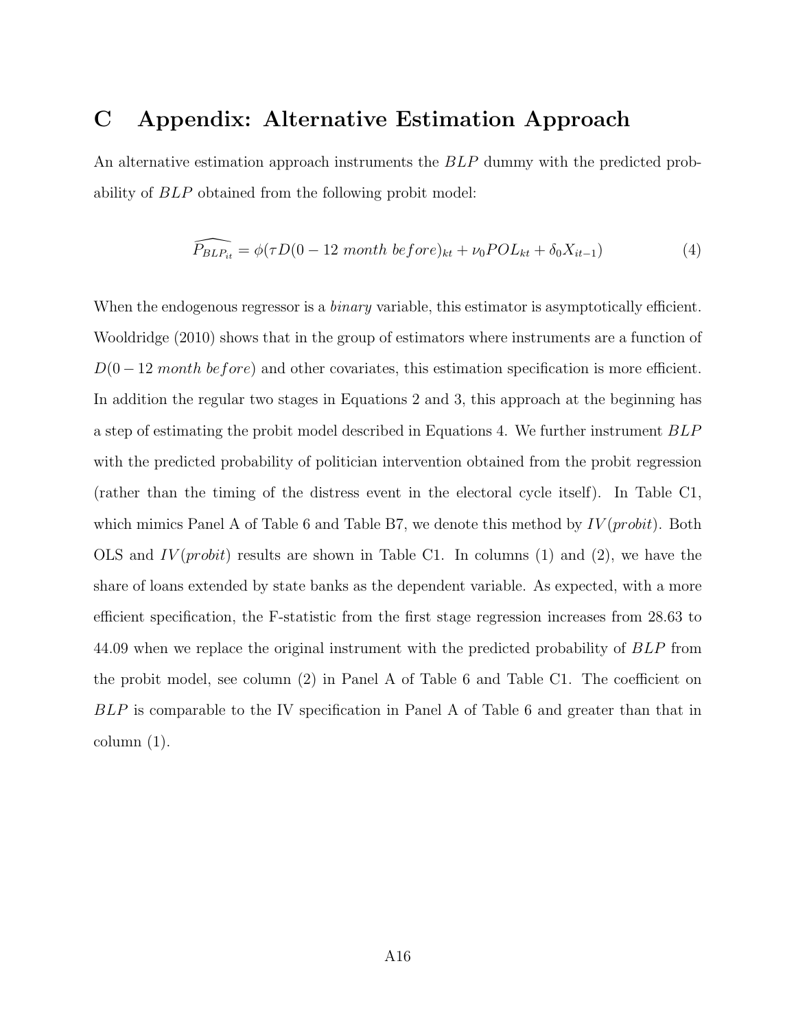# C Appendix: Alternative Estimation Approach

An alternative estimation approach instruments the $BLP$ dummy with the predicted probability of $BLP$ obtained from the following probit model:

$$\widehat{P_{BLP_{it}}} = \phi(\tau D(0-12\ month\ before)_{kt} + \nu_0 POL_{kt} + \delta_0 X_{it-1}) \tag{4}$$

When the endogenous regressor is a *binary* variable, this estimator is asymptotically efficient. Wooldridge (2010) shows that in the group of estimators where instruments are a function of $D(0-12\ month\ before)$ and other covariates, this estimation specification is more efficient. In addition the regular two stages in Equations 2 and 3, this approach at the beginning has a step of estimating the probit model described in Equations 4. We further instrument $BLP$ with the predicted probability of politician intervention obtained from the probit regression (rather than the timing of the distress event in the electoral cycle itself). In Table C1, which mimics Panel A of Table 6 and Table B7, we denote this method by $IV(probit)$. Both OLS and $IV(probit)$ results are shown in Table C1. In columns (1) and (2), we have the share of loans extended by state banks as the dependent variable. As expected, with a more efficient specification, the F-statistic from the first stage regression increases from 28.63 to 44.09 when we replace the original instrument with the predicted probability of $BLP$ from the probit model, see column (2) in Panel A of Table 6 and Table C1. The coefficient on $BLP$ is comparable to the IV specification in Panel A of Table 6 and greater than that in column (1).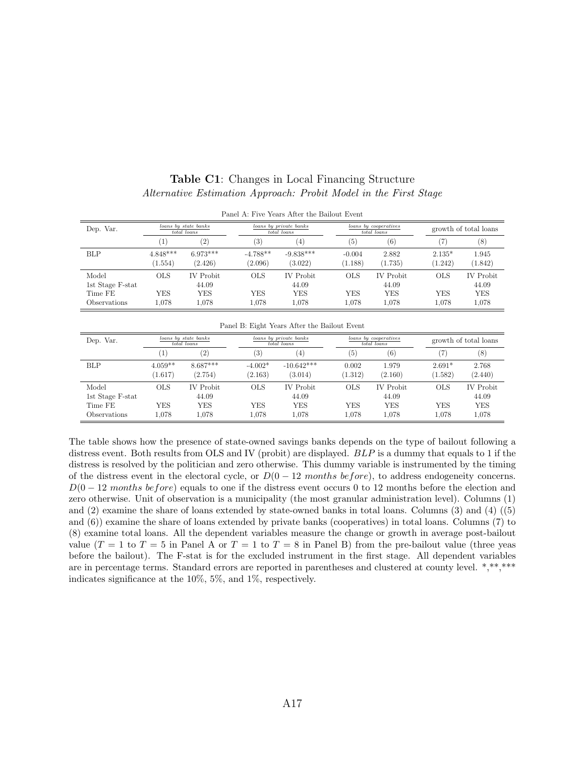**Table C1**: Changes in Local Financing Structure

*Alternative Estimation Approach: Probit Model in the First Stage*

Panel A: Five Years After the Bailout Event

| Dep. Var. | $\frac{\text{loans by state banks}}{\text{total loans}}$ | | $\frac{\text{loans by private banks}}{\text{total loans}}$ | | $\frac{\text{loans by cooperatives}}{\text{total loans}}$ | | growth of total loans | |
|---|---|---|---|---|---|---|---|---|
| | (1) | (2) | (3) | (4) | (5) | (6) | (7) | (8) |
| BLP | 4.848*** | 6.973*** | -4.788** | -9.838*** | -0.004 | 2.882 | 2.135* | 1.945 |
| | (1.554) | (2.426) | (2.096) | (3.022) | (1.188) | (1.735) | (1.242) | (1.842) |
| Model | OLS | IV Probit | OLS | IV Probit | OLS | IV Probit | OLS | IV Probit |
| 1st Stage F-stat | | 44.09 | | 44.09 | | 44.09 | | 44.09 |
| Time FE | YES | YES | YES | YES | YES | YES | YES | YES |
| Observations | 1,078 | 1,078 | 1,078 | 1,078 | 1,078 | 1,078 | 1,078 | 1,078 |

Panel B: Eight Years After the Bailout Event

| Dep. Var. | $\frac{\text{loans by state banks}}{\text{total loans}}$ | | $\frac{\text{loans by private banks}}{\text{total loans}}$ | | $\frac{\text{loans by cooperatives}}{\text{total loans}}$ | | growth of total loans | |
|---|---|---|---|---|---|---|---|---|
| | (1) | (2) | (3) | (4) | (5) | (6) | (7) | (8) |
| BLP | 4.059** | 8.687*** | -4.002* | -10.642*** | 0.002 | 1.979 | 2.691* | 2.768 |
| | (1.617) | (2.754) | (2.163) | (3.014) | (1.312) | (2.160) | (1.582) | (2.440) |
| Model | OLS | IV Probit | OLS | IV Probit | OLS | IV Probit | OLS | IV Probit |
| 1st Stage F-stat | | 44.09 | | 44.09 | | 44.09 | | 44.09 |
| Time FE | YES | YES | YES | YES | YES | YES | YES | YES |
| Observations | 1,078 | 1,078 | 1,078 | 1,078 | 1,078 | 1,078 | 1,078 | 1,078 |

The table shows how the presence of state-owned savings banks depends on the type of bailout following a distress event. Both results from OLS and IV (probit) are displayed. *BLP* is a dummy that equals to 1 if the distress is resolved by the politician and zero otherwise. This dummy variable is instrumented by the timing of the distress event in the electoral cycle, or $D(0-12\ months\ before)$, to address endogeneity concerns. $D(0-12\ months\ before)$ equals to one if the distress event occurs 0 to 12 months before the election and zero otherwise. Unit of observation is a municipality (the most granular administration level). Columns (1) and (2) examine the share of loans extended by state-owned banks in total loans. Columns (3) and (4) ((5) and (6)) examine the share of loans extended by private banks (cooperatives) in total loans. Columns (7) to (8) examine total loans. All the dependent variables measure the change or growth in average post-bailout value ($T=1$ to $T=5$ in Panel A or $T=1$ to $T=8$ in Panel B) from the pre-bailout value (three yeas before the bailout). The F-stat is for the excluded instrument in the first stage. All dependent variables are in percentage terms. Standard errors are reported in parentheses and clustered at county level. *,**,*** indicates significance at the 10%, 5%, and 1%, respectively.